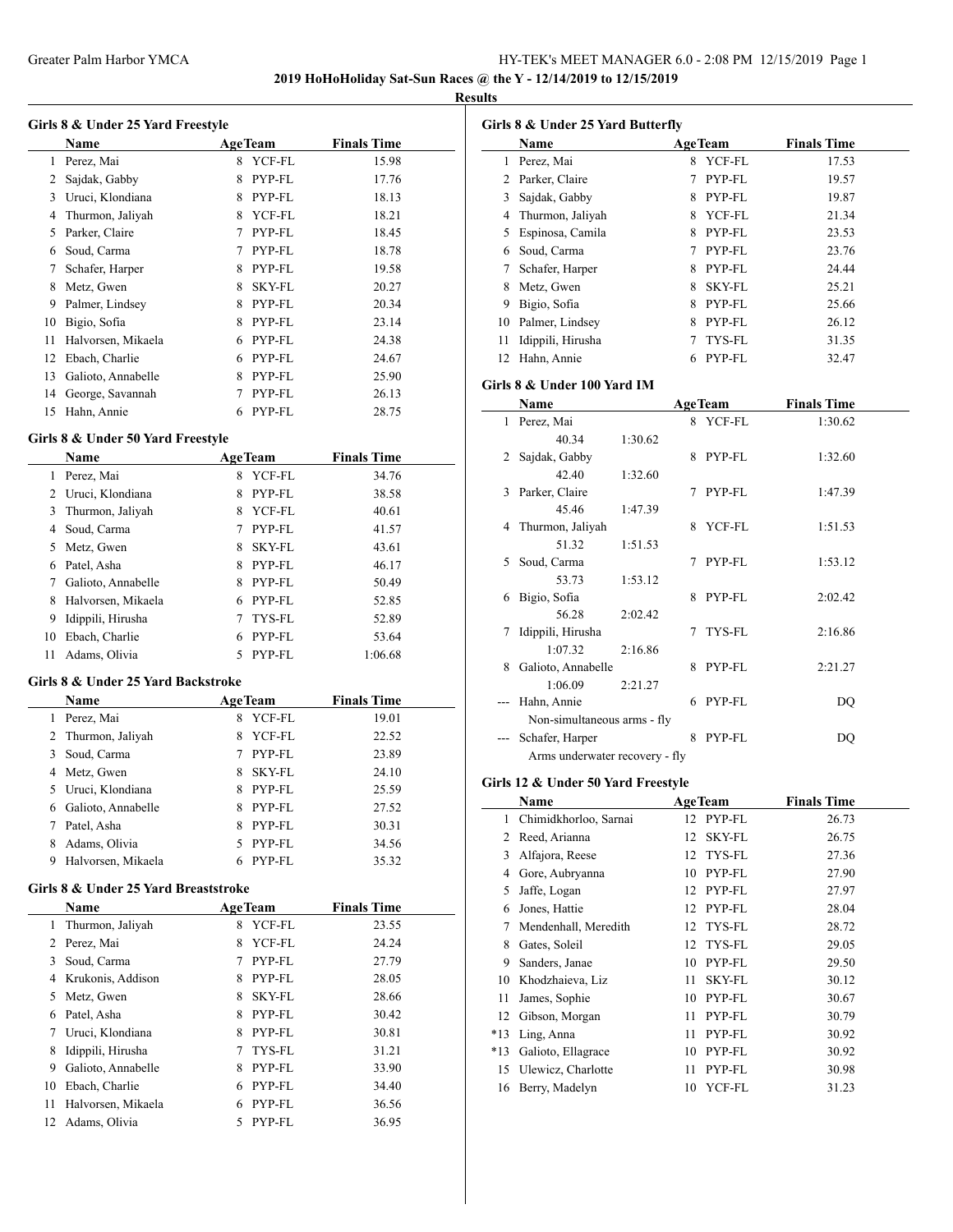2019 HoHoHoliday Sat-Sun Races @ the Y - 12/14/2019 to 12/15/2019

**Results**

### Girls 8 & Under 25 Yard Freestyle

| | Name | Age | Team | Finals Time |
|---|---|---|---|---|
| 1 | Perez, Mai | 8 | YCF-FL | 15.98 |
| 2 | Sajdak, Gabby | 8 | PYP-FL | 17.76 |
| 3 | Uruci, Klondiana | 8 | PYP-FL | 18.13 |
| 4 | Thurmon, Jaliyah | 8 | YCF-FL | 18.21 |
| 5 | Parker, Claire | 7 | PYP-FL | 18.45 |
| 6 | Soud, Carma | 7 | PYP-FL | 18.78 |
| 7 | Schafer, Harper | 8 | PYP-FL | 19.58 |
| 8 | Metz, Gwen | 8 | SKY-FL | 20.27 |
| 9 | Palmer, Lindsey | 8 | PYP-FL | 20.34 |
| 10 | Bigio, Sofia | 8 | PYP-FL | 23.14 |
| 11 | Halvorsen, Mikaela | 6 | PYP-FL | 24.38 |
| 12 | Ebach, Charlie | 6 | PYP-FL | 24.67 |
| 13 | Galioto, Annabelle | 8 | PYP-FL | 25.90 |
| 14 | George, Savannah | 7 | PYP-FL | 26.13 |
| 15 | Hahn, Annie | 6 | PYP-FL | 28.75 |

### Girls 8 & Under 50 Yard Freestyle

| | Name | Age | Team | Finals Time |
|---|---|---|---|---|
| 1 | Perez, Mai | 8 | YCF-FL | 34.76 |
| 2 | Uruci, Klondiana | 8 | PYP-FL | 38.58 |
| 3 | Thurmon, Jaliyah | 8 | YCF-FL | 40.61 |
| 4 | Soud, Carma | 7 | PYP-FL | 41.57 |
| 5 | Metz, Gwen | 8 | SKY-FL | 43.61 |
| 6 | Patel, Asha | 8 | PYP-FL | 46.17 |
| 7 | Galioto, Annabelle | 8 | PYP-FL | 50.49 |
| 8 | Halvorsen, Mikaela | 6 | PYP-FL | 52.85 |
| 9 | Idippili, Hirusha | 7 | TYS-FL | 52.89 |
| 10 | Ebach, Charlie | 6 | PYP-FL | 53.64 |
| 11 | Adams, Olivia | 5 | PYP-FL | 1:06.68 |

### Girls 8 & Under 25 Yard Backstroke

| | Name | Age | Team | Finals Time |
|---|---|---|---|---|
| 1 | Perez, Mai | 8 | YCF-FL | 19.01 |
| 2 | Thurmon, Jaliyah | 8 | YCF-FL | 22.52 |
| 3 | Soud, Carma | 7 | PYP-FL | 23.89 |
| 4 | Metz, Gwen | 8 | SKY-FL | 24.10 |
| 5 | Uruci, Klondiana | 8 | PYP-FL | 25.59 |
| 6 | Galioto, Annabelle | 8 | PYP-FL | 27.52 |
| 7 | Patel, Asha | 8 | PYP-FL | 30.31 |
| 8 | Adams, Olivia | 5 | PYP-FL | 34.56 |
| 9 | Halvorsen, Mikaela | 6 | PYP-FL | 35.32 |

### Girls 8 & Under 25 Yard Breaststroke

| | Name | Age | Team | Finals Time |
|---|---|---|---|---|
| 1 | Thurmon, Jaliyah | 8 | YCF-FL | 23.55 |
| 2 | Perez, Mai | 8 | YCF-FL | 24.24 |
| 3 | Soud, Carma | 7 | PYP-FL | 27.79 |
| 4 | Krukonis, Addison | 8 | PYP-FL | 28.05 |
| 5 | Metz, Gwen | 8 | SKY-FL | 28.66 |
| 6 | Patel, Asha | 8 | PYP-FL | 30.42 |
| 7 | Uruci, Klondiana | 8 | PYP-FL | 30.81 |
| 8 | Idippili, Hirusha | 7 | TYS-FL | 31.21 |
| 9 | Galioto, Annabelle | 8 | PYP-FL | 33.90 |
| 10 | Ebach, Charlie | 6 | PYP-FL | 34.40 |
| 11 | Halvorsen, Mikaela | 6 | PYP-FL | 36.56 |
| 12 | Adams, Olivia | 5 | PYP-FL | 36.95 |

### Girls 8 & Under 25 Yard Butterfly

| | Name | Age | Team | Finals Time |
|---|---|---|---|---|
| 1 | Perez, Mai | 8 | YCF-FL | 17.53 |
| 2 | Parker, Claire | 7 | PYP-FL | 19.57 |
| 3 | Sajdak, Gabby | 8 | PYP-FL | 19.87 |
| 4 | Thurmon, Jaliyah | 8 | YCF-FL | 21.34 |
| 5 | Espinosa, Camila | 8 | PYP-FL | 23.53 |
| 6 | Soud, Carma | 7 | PYP-FL | 23.76 |
| 7 | Schafer, Harper | 8 | PYP-FL | 24.44 |
| 8 | Metz, Gwen | 8 | SKY-FL | 25.21 |
| 9 | Bigio, Sofia | 8 | PYP-FL | 25.66 |
| 10 | Palmer, Lindsey | 8 | PYP-FL | 26.12 |
| 11 | Idippili, Hirusha | 7 | TYS-FL | 31.35 |
| 12 | Hahn, Annie | 6 | PYP-FL | 32.47 |

### Girls 8 & Under 100 Yard IM

| | Name | Age | Team | Finals Time |
|---|---|---|---|---|
| 1 | Perez, Mai | 8 | YCF-FL | 1:30.62 |
| | 40.34 1:30.62 | | | |
| 2 | Sajdak, Gabby | 8 | PYP-FL | 1:32.60 |
| | 42.40 1:32.60 | | | |
| 3 | Parker, Claire | 7 | PYP-FL | 1:47.39 |
| | 45.46 1:47.39 | | | |
| 4 | Thurmon, Jaliyah | 8 | YCF-FL | 1:51.53 |
| | 51.32 1:51.53 | | | |
| 5 | Soud, Carma | 7 | PYP-FL | 1:53.12 |
| | 53.73 1:53.12 | | | |
| 6 | Bigio, Sofia | 8 | PYP-FL | 2:02.42 |
| | 56.28 2:02.42 | | | |
| 7 | Idippili, Hirusha | 7 | TYS-FL | 2:16.86 |
| | 1:07.32 2:16.86 | | | |
| 8 | Galioto, Annabelle | 8 | PYP-FL | 2:21.27 |
| | 1:06.09 2:21.27 | | | |
| --- | Hahn, Annie | 6 | PYP-FL | DQ |
| | Non-simultaneous arms - fly | | | |
| --- | Schafer, Harper | 8 | PYP-FL | DQ |
| | Arms underwater recovery - fly | | | |

### Girls 12 & Under 50 Yard Freestyle

| | Name | Age | Team | Finals Time |
|---|---|---|---|---|
| 1 | Chimidkhorloo, Sarnai | 12 | PYP-FL | 26.73 |
| 2 | Reed, Arianna | 12 | SKY-FL | 26.75 |
| 3 | Alfajora, Reese | 12 | TYS-FL | 27.36 |
| 4 | Gore, Aubryanna | 10 | PYP-FL | 27.90 |
| 5 | Jaffe, Logan | 12 | PYP-FL | 27.97 |
| 6 | Jones, Hattie | 12 | PYP-FL | 28.04 |
| 7 | Mendenhall, Meredith | 12 | TYS-FL | 28.72 |
| 8 | Gates, Soleil | 12 | TYS-FL | 29.05 |
| 9 | Sanders, Janae | 10 | PYP-FL | 29.50 |
| 10 | Khodzhaieva, Liz | 11 | SKY-FL | 30.12 |
| 11 | James, Sophie | 10 | PYP-FL | 30.67 |
| 12 | Gibson, Morgan | 11 | PYP-FL | 30.79 |
| *13 | Ling, Anna | 11 | PYP-FL | 30.92 |
| *13 | Galioto, Ellagrace | 10 | PYP-FL | 30.92 |
| 15 | Ulewicz, Charlotte | 11 | PYP-FL | 30.98 |
| 16 | Berry, Madelyn | 10 | YCF-FL | 31.23 |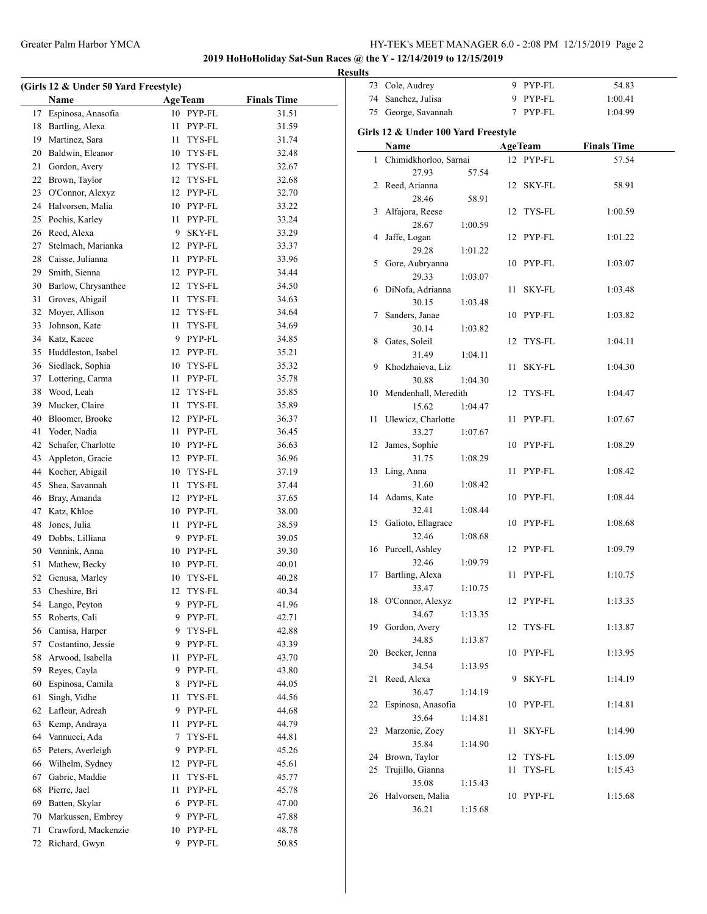**2019 HoHoHoliday Sat-Sun Races @ the Y - 12/14/2019 to 12/15/2019**

**Results**

### (Girls 12 & Under 50 Yard Freestyle)

| | Name | Age | Team | Finals Time |
|---|---|---|---|---|
| 17 | Espinosa, Anasofia | 10 | PYP-FL | 31.51 |
| 18 | Bartling, Alexa | 11 | PYP-FL | 31.59 |
| 19 | Martinez, Sara | 11 | TYS-FL | 31.74 |
| 20 | Baldwin, Eleanor | 10 | TYS-FL | 32.48 |
| 21 | Gordon, Avery | 12 | TYS-FL | 32.67 |
| 22 | Brown, Taylor | 12 | TYS-FL | 32.68 |
| 23 | O'Connor, Alexyz | 12 | PYP-FL | 32.70 |
| 24 | Halvorsen, Malia | 10 | PYP-FL | 33.22 |
| 25 | Pochis, Karley | 11 | PYP-FL | 33.24 |
| 26 | Reed, Alexa | 9 | SKY-FL | 33.29 |
| 27 | Stelmach, Marianka | 12 | PYP-FL | 33.37 |
| 28 | Caisse, Julianna | 11 | PYP-FL | 33.96 |
| 29 | Smith, Sienna | 12 | PYP-FL | 34.44 |
| 30 | Barlow, Chrysanthee | 12 | TYS-FL | 34.50 |
| 31 | Groves, Abigail | 11 | TYS-FL | 34.63 |
| 32 | Moyer, Allison | 12 | TYS-FL | 34.64 |
| 33 | Johnson, Kate | 11 | TYS-FL | 34.69 |
| 34 | Katz, Kacee | 9 | PYP-FL | 34.85 |
| 35 | Huddleston, Isabel | 12 | PYP-FL | 35.21 |
| 36 | Siedlack, Sophia | 10 | TYS-FL | 35.32 |
| 37 | Lottering, Carma | 11 | PYP-FL | 35.78 |
| 38 | Wood, Leah | 12 | TYS-FL | 35.85 |
| 39 | Mucker, Claire | 11 | TYS-FL | 35.89 |
| 40 | Bloomer, Brooke | 12 | PYP-FL | 36.37 |
| 41 | Yoder, Nadia | 11 | PYP-FL | 36.45 |
| 42 | Schafer, Charlotte | 10 | PYP-FL | 36.63 |
| 43 | Appleton, Gracie | 12 | PYP-FL | 36.96 |
| 44 | Kocher, Abigail | 10 | TYS-FL | 37.19 |
| 45 | Shea, Savannah | 11 | TYS-FL | 37.44 |
| 46 | Bray, Amanda | 12 | PYP-FL | 37.65 |
| 47 | Katz, Khloe | 10 | PYP-FL | 38.00 |
| 48 | Jones, Julia | 11 | PYP-FL | 38.59 |
| 49 | Dobbs, Lilliana | 9 | PYP-FL | 39.05 |
| 50 | Vennink, Anna | 10 | PYP-FL | 39.30 |
| 51 | Mathew, Becky | 10 | PYP-FL | 40.01 |
| 52 | Genusa, Marley | 10 | TYS-FL | 40.28 |
| 53 | Cheshire, Bri | 12 | TYS-FL | 40.34 |
| 54 | Lango, Peyton | 9 | PYP-FL | 41.96 |
| 55 | Roberts, Cali | 9 | PYP-FL | 42.71 |
| 56 | Camisa, Harper | 9 | TYS-FL | 42.88 |
| 57 | Costantino, Jessie | 9 | PYP-FL | 43.39 |
| 58 | Arwood, Isabella | 11 | PYP-FL | 43.70 |
| 59 | Reyes, Cayla | 9 | PYP-FL | 43.80 |
| 60 | Espinosa, Camila | 8 | PYP-FL | 44.05 |
| 61 | Singh, Vidhe | 11 | TYS-FL | 44.56 |
| 62 | Lafleur, Adreah | 9 | PYP-FL | 44.68 |
| 63 | Kemp, Andraya | 11 | PYP-FL | 44.79 |
| 64 | Vannucci, Ada | 7 | TYS-FL | 44.81 |
| 65 | Peters, Averleigh | 9 | PYP-FL | 45.26 |
| 66 | Wilhelm, Sydney | 12 | PYP-FL | 45.61 |
| 67 | Gabric, Maddie | 11 | TYS-FL | 45.77 |
| 68 | Pierre, Jael | 11 | PYP-FL | 45.78 |
| 69 | Batten, Skylar | 6 | PYP-FL | 47.00 |
| 70 | Markussen, Embrey | 9 | PYP-FL | 47.88 |
| 71 | Crawford, Mackenzie | 10 | PYP-FL | 48.78 |
| 72 | Richard, Gwyn | 9 | PYP-FL | 50.85 |
| 73 | Cole, Audrey | 9 | PYP-FL | 54.83 |
| 74 | Sanchez, Julisa | 9 | PYP-FL | 1:00.41 |
| 75 | George, Savannah | 7 | PYP-FL | 1:04.99 |

### Girls 12 & Under 100 Yard Freestyle

| | Name | Age | Team | Finals Time | Splits |
|---|---|---|---|---|---|
| 1 | Chimidkhorloo, Sarnai | 12 | PYP-FL | 57.54 | 27.93, 57.54 |
| 2 | Reed, Arianna | 12 | SKY-FL | 58.91 | 28.46, 58.91 |
| 3 | Alfajora, Reese | 12 | TYS-FL | 1:00.59 | 28.67, 1:00.59 |
| 4 | Jaffe, Logan | 12 | PYP-FL | 1:01.22 | 29.28, 1:01.22 |
| 5 | Gore, Aubryanna | 10 | PYP-FL | 1:03.07 | 29.33, 1:03.07 |
| 6 | DiNofa, Adrianna | 11 | SKY-FL | 1:03.48 | 30.15, 1:03.48 |
| 7 | Sanders, Janae | 10 | PYP-FL | 1:03.82 | 30.14, 1:03.82 |
| 8 | Gates, Soleil | 12 | TYS-FL | 1:04.11 | 31.49, 1:04.11 |
| 9 | Khodzhaieva, Liz | 11 | SKY-FL | 1:04.30 | 30.88, 1:04.30 |
| 10 | Mendenhall, Meredith | 12 | TYS-FL | 1:04.47 | 15.62, 1:04.47 |
| 11 | Ulewicz, Charlotte | 11 | PYP-FL | 1:07.67 | 33.27, 1:07.67 |
| 12 | James, Sophie | 10 | PYP-FL | 1:08.29 | 31.75, 1:08.29 |
| 13 | Ling, Anna | 11 | PYP-FL | 1:08.42 | 31.60, 1:08.42 |
| 14 | Adams, Kate | 10 | PYP-FL | 1:08.44 | 32.41, 1:08.44 |
| 15 | Galioto, Ellagrace | 10 | PYP-FL | 1:08.68 | 32.46, 1:08.68 |
| 16 | Purcell, Ashley | 12 | PYP-FL | 1:09.79 | 32.46, 1:09.79 |
| 17 | Bartling, Alexa | 11 | PYP-FL | 1:10.75 | 33.47, 1:10.75 |
| 18 | O'Connor, Alexyz | 12 | PYP-FL | 1:13.35 | 34.67, 1:13.35 |
| 19 | Gordon, Avery | 12 | TYS-FL | 1:13.87 | 34.85, 1:13.87 |
| 20 | Becker, Jenna | 10 | PYP-FL | 1:13.95 | 34.54, 1:13.95 |
| 21 | Reed, Alexa | 9 | SKY-FL | 1:14.19 | 36.47, 1:14.19 |
| 22 | Espinosa, Anasofia | 10 | PYP-FL | 1:14.81 | 35.64, 1:14.81 |
| 23 | Marzonie, Zoey | 11 | SKY-FL | 1:14.90 | 35.84, 1:14.90 |
| 24 | Brown, Taylor | 12 | TYS-FL | 1:15.09 | |
| 25 | Trujillo, Gianna | 11 | TYS-FL | 1:15.43 | 35.08, 1:15.43 |
| 26 | Halvorsen, Malia | 10 | PYP-FL | 1:15.68 | 36.21, 1:15.68 |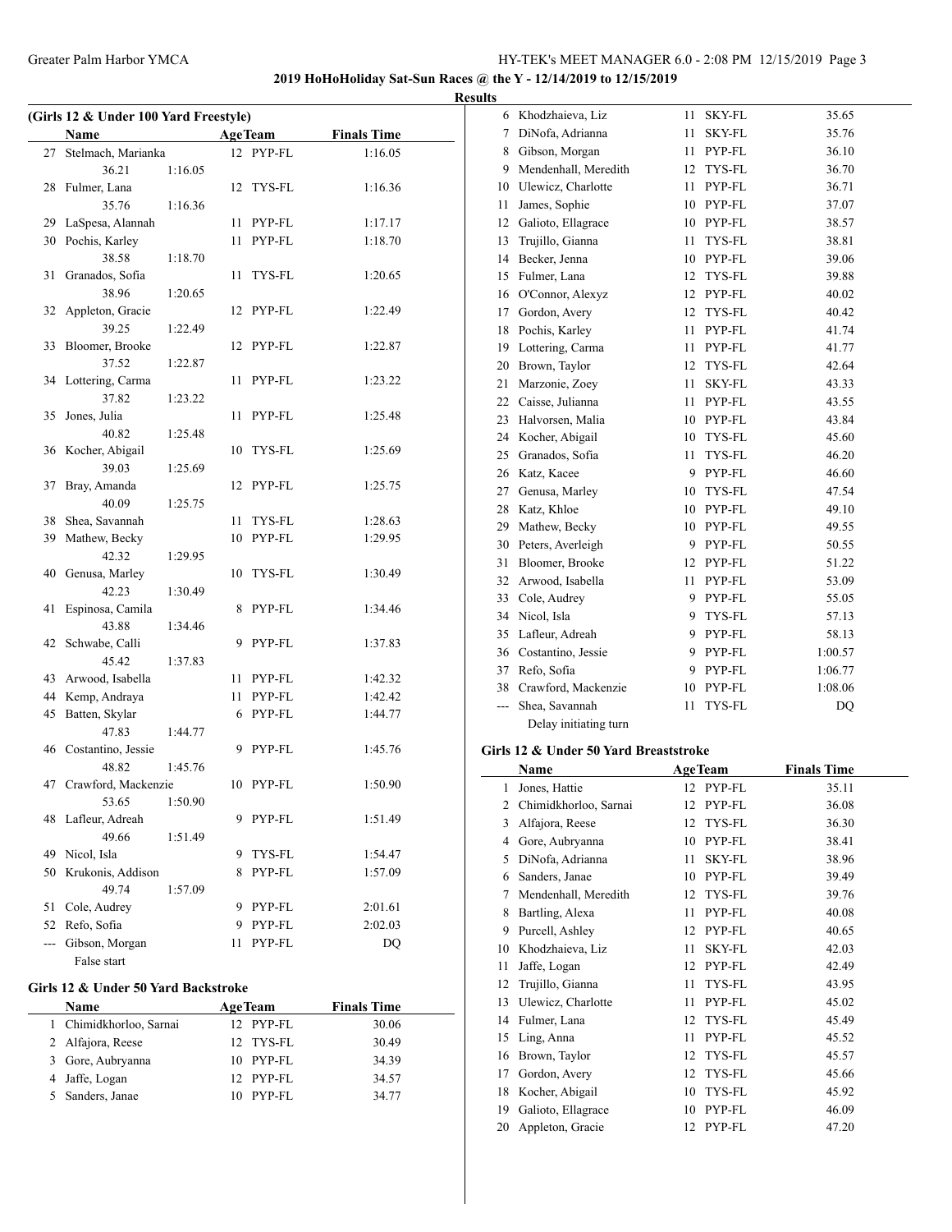**2019 HoHoHoliday Sat-Sun Races @ the Y - 12/14/2019 to 12/15/2019**

**Results**

### (Girls 12 & Under 100 Yard Freestyle)

| | Name | Age | Team | Finals Time |
|---|---|---|---|---|
| 27 | Stelmach, Marianka | 12 | PYP-FL | 1:16.05 |
| | 36.21 1:16.05 | | | |
| 28 | Fulmer, Lana | 12 | TYS-FL | 1:16.36 |
| | 35.76 1:16.36 | | | |
| 29 | LaSpesa, Alannah | 11 | PYP-FL | 1:17.17 |
| 30 | Pochis, Karley | 11 | PYP-FL | 1:18.70 |
| | 38.58 1:18.70 | | | |
| 31 | Granados, Sofia | 11 | TYS-FL | 1:20.65 |
| | 38.96 1:20.65 | | | |
| 32 | Appleton, Gracie | 12 | PYP-FL | 1:22.49 |
| | 39.25 1:22.49 | | | |
| 33 | Bloomer, Brooke | 12 | PYP-FL | 1:22.87 |
| | 37.52 1:22.87 | | | |
| 34 | Lottering, Carma | 11 | PYP-FL | 1:23.22 |
| | 37.82 1:23.22 | | | |
| 35 | Jones, Julia | 11 | PYP-FL | 1:25.48 |
| | 40.82 1:25.48 | | | |
| 36 | Kocher, Abigail | 10 | TYS-FL | 1:25.69 |
| | 39.03 1:25.69 | | | |
| 37 | Bray, Amanda | 12 | PYP-FL | 1:25.75 |
| | 40.09 1:25.75 | | | |
| 38 | Shea, Savannah | 11 | TYS-FL | 1:28.63 |
| 39 | Mathew, Becky | 10 | PYP-FL | 1:29.95 |
| | 42.32 1:29.95 | | | |
| 40 | Genusa, Marley | 10 | TYS-FL | 1:30.49 |
| | 42.23 1:30.49 | | | |
| 41 | Espinosa, Camila | 8 | PYP-FL | 1:34.46 |
| | 43.88 1:34.46 | | | |
| 42 | Schwabe, Calli | 9 | PYP-FL | 1:37.83 |
| | 45.42 1:37.83 | | | |
| 43 | Arwood, Isabella | 11 | PYP-FL | 1:42.32 |
| 44 | Kemp, Andraya | 11 | PYP-FL | 1:42.42 |
| 45 | Batten, Skylar | 6 | PYP-FL | 1:44.77 |
| | 47.83 1:44.77 | | | |
| 46 | Costantino, Jessie | 9 | PYP-FL | 1:45.76 |
| | 48.82 1:45.76 | | | |
| 47 | Crawford, Mackenzie | 10 | PYP-FL | 1:50.90 |
| | 53.65 1:50.90 | | | |
| 48 | Lafleur, Adreah | 9 | PYP-FL | 1:51.49 |
| | 49.66 1:51.49 | | | |
| 49 | Nicol, Isla | 9 | TYS-FL | 1:54.47 |
| 50 | Krukonis, Addison | 8 | PYP-FL | 1:57.09 |
| | 49.74 1:57.09 | | | |
| 51 | Cole, Audrey | 9 | PYP-FL | 2:01.61 |
| 52 | Refo, Sofia | 9 | PYP-FL | 2:02.03 |
| --- | Gibson, Morgan | 11 | PYP-FL | DQ |
| | False start | | | |

### Girls 12 & Under 50 Yard Backstroke

| | Name | Age | Team | Finals Time |
|---|---|---|---|---|
| 1 | Chimidkhorloo, Sarnai | 12 | PYP-FL | 30.06 |
| 2 | Alfajora, Reese | 12 | TYS-FL | 30.49 |
| 3 | Gore, Aubryanna | 10 | PYP-FL | 34.39 |
| 4 | Jaffe, Logan | 12 | PYP-FL | 34.57 |
| 5 | Sanders, Janae | 10 | PYP-FL | 34.77 |
| 6 | Khodzhaieva, Liz | 11 | SKY-FL | 35.65 |
| 7 | DiNofa, Adrianna | 11 | SKY-FL | 35.76 |
| 8 | Gibson, Morgan | 11 | PYP-FL | 36.10 |
| 9 | Mendenhall, Meredith | 12 | TYS-FL | 36.70 |
| 10 | Ulewicz, Charlotte | 11 | PYP-FL | 36.71 |
| 11 | James, Sophie | 10 | PYP-FL | 37.07 |
| 12 | Galioto, Ellagrace | 10 | PYP-FL | 38.57 |
| 13 | Trujillo, Gianna | 11 | TYS-FL | 38.81 |
| 14 | Becker, Jenna | 10 | PYP-FL | 39.06 |
| 15 | Fulmer, Lana | 12 | TYS-FL | 39.88 |
| 16 | O'Connor, Alexyz | 12 | PYP-FL | 40.02 |
| 17 | Gordon, Avery | 12 | TYS-FL | 40.42 |
| 18 | Pochis, Karley | 11 | PYP-FL | 41.74 |
| 19 | Lottering, Carma | 11 | PYP-FL | 41.77 |
| 20 | Brown, Taylor | 12 | TYS-FL | 42.64 |
| 21 | Marzonie, Zoey | 11 | SKY-FL | 43.33 |
| 22 | Caisse, Julianna | 11 | PYP-FL | 43.55 |
| 23 | Halvorsen, Malia | 10 | PYP-FL | 43.84 |
| 24 | Kocher, Abigail | 10 | TYS-FL | 45.60 |
| 25 | Granados, Sofia | 11 | TYS-FL | 46.20 |
| 26 | Katz, Kacee | 9 | PYP-FL | 46.60 |
| 27 | Genusa, Marley | 10 | TYS-FL | 47.54 |
| 28 | Katz, Khloe | 10 | PYP-FL | 49.10 |
| 29 | Mathew, Becky | 10 | PYP-FL | 49.55 |
| 30 | Peters, Averleigh | 9 | PYP-FL | 50.55 |
| 31 | Bloomer, Brooke | 12 | PYP-FL | 51.22 |
| 32 | Arwood, Isabella | 11 | PYP-FL | 53.09 |
| 33 | Cole, Audrey | 9 | PYP-FL | 55.05 |
| 34 | Nicol, Isla | 9 | TYS-FL | 57.13 |
| 35 | Lafleur, Adreah | 9 | PYP-FL | 58.13 |
| 36 | Costantino, Jessie | 9 | PYP-FL | 1:00.57 |
| 37 | Refo, Sofia | 9 | PYP-FL | 1:06.77 |
| 38 | Crawford, Mackenzie | 10 | PYP-FL | 1:08.06 |
| --- | Shea, Savannah | 11 | TYS-FL | DQ |
| | Delay initiating turn | | | |

### Girls 12 & Under 50 Yard Breaststroke

| | Name | Age | Team | Finals Time |
|---|---|---|---|---|
| 1 | Jones, Hattie | 12 | PYP-FL | 35.11 |
| 2 | Chimidkhorloo, Sarnai | 12 | PYP-FL | 36.08 |
| 3 | Alfajora, Reese | 12 | TYS-FL | 36.30 |
| 4 | Gore, Aubryanna | 10 | PYP-FL | 38.41 |
| 5 | DiNofa, Adrianna | 11 | SKY-FL | 38.96 |
| 6 | Sanders, Janae | 10 | PYP-FL | 39.49 |
| 7 | Mendenhall, Meredith | 12 | TYS-FL | 39.76 |
| 8 | Bartling, Alexa | 11 | PYP-FL | 40.08 |
| 9 | Purcell, Ashley | 12 | PYP-FL | 40.65 |
| 10 | Khodzhaieva, Liz | 11 | SKY-FL | 42.03 |
| 11 | Jaffe, Logan | 12 | PYP-FL | 42.49 |
| 12 | Trujillo, Gianna | 11 | TYS-FL | 43.95 |
| 13 | Ulewicz, Charlotte | 11 | PYP-FL | 45.02 |
| 14 | Fulmer, Lana | 12 | TYS-FL | 45.49 |
| 15 | Ling, Anna | 11 | PYP-FL | 45.52 |
| 16 | Brown, Taylor | 12 | TYS-FL | 45.57 |
| 17 | Gordon, Avery | 12 | TYS-FL | 45.66 |
| 18 | Kocher, Abigail | 10 | TYS-FL | 45.92 |
| 19 | Galioto, Ellagrace | 10 | PYP-FL | 46.09 |
| 20 | Appleton, Gracie | 12 | PYP-FL | 47.20 |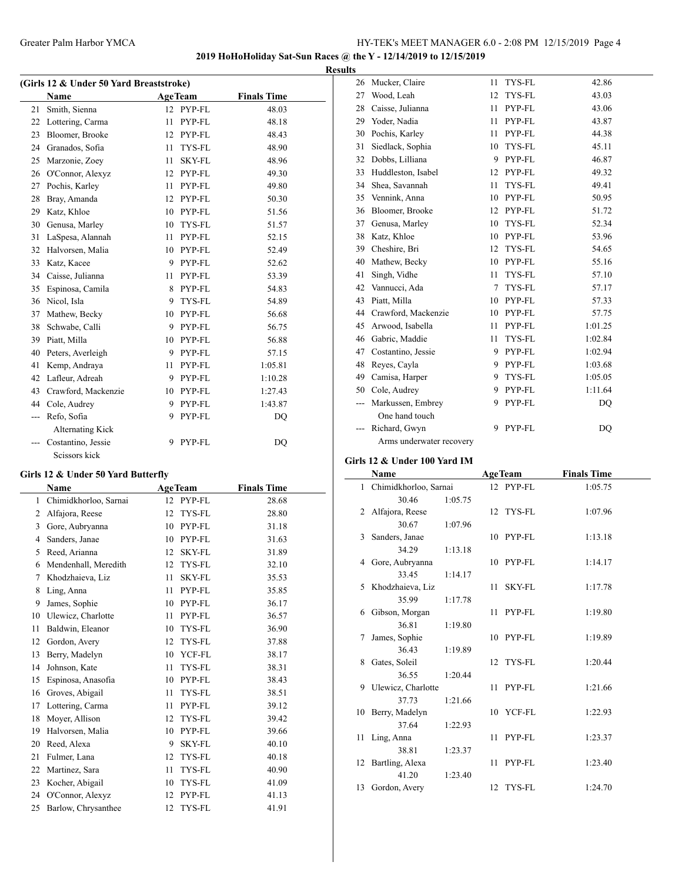**2019 HoHoHoliday Sat-Sun Races @ the Y - 12/14/2019 to 12/15/2019**

**Results**

### (Girls 12 & Under 50 Yard Breaststroke)

| | Name | Age | Team | Finals Time |
|---|---|---|---|---|
| 21 | Smith, Sienna | 12 | PYP-FL | 48.03 |
| 22 | Lottering, Carma | 11 | PYP-FL | 48.18 |
| 23 | Bloomer, Brooke | 12 | PYP-FL | 48.43 |
| 24 | Granados, Sofia | 11 | TYS-FL | 48.90 |
| 25 | Marzonie, Zoey | 11 | SKY-FL | 48.96 |
| 26 | O'Connor, Alexyz | 12 | PYP-FL | 49.30 |
| 27 | Pochis, Karley | 11 | PYP-FL | 49.80 |
| 28 | Bray, Amanda | 12 | PYP-FL | 50.30 |
| 29 | Katz, Khloe | 10 | PYP-FL | 51.56 |
| 30 | Genusa, Marley | 10 | TYS-FL | 51.57 |
| 31 | LaSpesa, Alannah | 11 | PYP-FL | 52.15 |
| 32 | Halvorsen, Malia | 10 | PYP-FL | 52.49 |
| 33 | Katz, Kacee | 9 | PYP-FL | 52.62 |
| 34 | Caisse, Julianna | 11 | PYP-FL | 53.39 |
| 35 | Espinosa, Camila | 8 | PYP-FL | 54.83 |
| 36 | Nicol, Isla | 9 | TYS-FL | 54.89 |
| 37 | Mathew, Becky | 10 | PYP-FL | 56.68 |
| 38 | Schwabe, Calli | 9 | PYP-FL | 56.75 |
| 39 | Piatt, Milla | 10 | PYP-FL | 56.88 |
| 40 | Peters, Averleigh | 9 | PYP-FL | 57.15 |
| 41 | Kemp, Andraya | 11 | PYP-FL | 1:05.81 |
| 42 | Lafleur, Adreah | 9 | PYP-FL | 1:10.28 |
| 43 | Crawford, Mackenzie | 10 | PYP-FL | 1:27.43 |
| 44 | Cole, Audrey | 9 | PYP-FL | 1:43.87 |
| --- | Refo, Sofia | 9 | PYP-FL | DQ |
| | Alternating Kick | | | |
| --- | Costantino, Jessie | 9 | PYP-FL | DQ |
| | Scissors kick | | | |

### Girls 12 & Under 50 Yard Butterfly

| | Name | Age | Team | Finals Time |
|---|---|---|---|---|
| 1 | Chimidkhorloo, Sarnai | 12 | PYP-FL | 28.68 |
| 2 | Alfajora, Reese | 12 | TYS-FL | 28.80 |
| 3 | Gore, Aubryanna | 10 | PYP-FL | 31.18 |
| 4 | Sanders, Janae | 10 | PYP-FL | 31.63 |
| 5 | Reed, Arianna | 12 | SKY-FL | 31.89 |
| 6 | Mendenhall, Meredith | 12 | TYS-FL | 32.10 |
| 7 | Khodzhaieva, Liz | 11 | SKY-FL | 35.53 |
| 8 | Ling, Anna | 11 | PYP-FL | 35.85 |
| 9 | James, Sophie | 10 | PYP-FL | 36.17 |
| 10 | Ulewicz, Charlotte | 11 | PYP-FL | 36.57 |
| 11 | Baldwin, Eleanor | 10 | TYS-FL | 36.90 |
| 12 | Gordon, Avery | 12 | TYS-FL | 37.88 |
| 13 | Berry, Madelyn | 10 | YCF-FL | 38.17 |
| 14 | Johnson, Kate | 11 | TYS-FL | 38.31 |
| 15 | Espinosa, Anasofia | 10 | PYP-FL | 38.43 |
| 16 | Groves, Abigail | 11 | TYS-FL | 38.51 |
| 17 | Lottering, Carma | 11 | PYP-FL | 39.12 |
| 18 | Moyer, Allison | 12 | TYS-FL | 39.42 |
| 19 | Halvorsen, Malia | 10 | PYP-FL | 39.66 |
| 20 | Reed, Alexa | 9 | SKY-FL | 40.10 |
| 21 | Fulmer, Lana | 12 | TYS-FL | 40.18 |
| 22 | Martinez, Sara | 11 | TYS-FL | 40.90 |
| 23 | Kocher, Abigail | 10 | TYS-FL | 41.09 |
| 24 | O'Connor, Alexyz | 12 | PYP-FL | 41.13 |
| 25 | Barlow, Chrysanthee | 12 | TYS-FL | 41.91 |
| 26 | Mucker, Claire | 11 | TYS-FL | 42.86 |
| 27 | Wood, Leah | 12 | TYS-FL | 43.03 |
| 28 | Caisse, Julianna | 11 | PYP-FL | 43.06 |
| 29 | Yoder, Nadia | 11 | PYP-FL | 43.87 |
| 30 | Pochis, Karley | 11 | PYP-FL | 44.38 |
| 31 | Siedlack, Sophia | 10 | TYS-FL | 45.11 |
| 32 | Dobbs, Lilliana | 9 | PYP-FL | 46.87 |
| 33 | Huddleston, Isabel | 12 | PYP-FL | 49.32 |
| 34 | Shea, Savannah | 11 | TYS-FL | 49.41 |
| 35 | Vennink, Anna | 10 | PYP-FL | 50.95 |
| 36 | Bloomer, Brooke | 12 | PYP-FL | 51.72 |
| 37 | Genusa, Marley | 10 | TYS-FL | 52.34 |
| 38 | Katz, Khloe | 10 | PYP-FL | 53.96 |
| 39 | Cheshire, Bri | 12 | TYS-FL | 54.65 |
| 40 | Mathew, Becky | 10 | PYP-FL | 55.16 |
| 41 | Singh, Vidhe | 11 | TYS-FL | 57.10 |
| 42 | Vannucci, Ada | 7 | TYS-FL | 57.17 |
| 43 | Piatt, Milla | 10 | PYP-FL | 57.33 |
| 44 | Crawford, Mackenzie | 10 | PYP-FL | 57.75 |
| 45 | Arwood, Isabella | 11 | PYP-FL | 1:01.25 |
| 46 | Gabric, Maddie | 11 | TYS-FL | 1:02.84 |
| 47 | Costantino, Jessie | 9 | PYP-FL | 1:02.94 |
| 48 | Reyes, Cayla | 9 | PYP-FL | 1:03.68 |
| 49 | Camisa, Harper | 9 | TYS-FL | 1:05.05 |
| 50 | Cole, Audrey | 9 | PYP-FL | 1:11.64 |
| --- | Markussen, Embrey | 9 | PYP-FL | DQ |
| | One hand touch | | | |
| --- | Richard, Gwyn | 9 | PYP-FL | DQ |
| | Arms underwater recovery | | | |

### Girls 12 & Under 100 Yard IM

| | Name | | Age | Team | Finals Time |
|---|---|---|---|---|---|
| 1 | Chimidkhorloo, Sarnai | | 12 | PYP-FL | 1:05.75 |
| | 30.46 | 1:05.75 | | | |
| 2 | Alfajora, Reese | | 12 | TYS-FL | 1:07.96 |
| | 30.67 | 1:07.96 | | | |
| 3 | Sanders, Janae | | 10 | PYP-FL | 1:13.18 |
| | 34.29 | 1:13.18 | | | |
| 4 | Gore, Aubryanna | | 10 | PYP-FL | 1:14.17 |
| | 33.45 | 1:14.17 | | | |
| 5 | Khodzhaieva, Liz | | 11 | SKY-FL | 1:17.78 |
| | 35.99 | 1:17.78 | | | |
| 6 | Gibson, Morgan | | 11 | PYP-FL | 1:19.80 |
| | 36.81 | 1:19.80 | | | |
| 7 | James, Sophie | | 10 | PYP-FL | 1:19.89 |
| | 36.43 | 1:19.89 | | | |
| 8 | Gates, Soleil | | 12 | TYS-FL | 1:20.44 |
| | 36.55 | 1:20.44 | | | |
| 9 | Ulewicz, Charlotte | | 11 | PYP-FL | 1:21.66 |
| | 37.73 | 1:21.66 | | | |
| 10 | Berry, Madelyn | | 10 | YCF-FL | 1:22.93 |
| | 37.64 | 1:22.93 | | | |
| 11 | Ling, Anna | | 11 | PYP-FL | 1:23.37 |
| | 38.81 | 1:23.37 | | | |
| 12 | Bartling, Alexa | | 11 | PYP-FL | 1:23.40 |
| | 41.20 | 1:23.40 | | | |
| 13 | Gordon, Avery | | 12 | TYS-FL | 1:24.70 |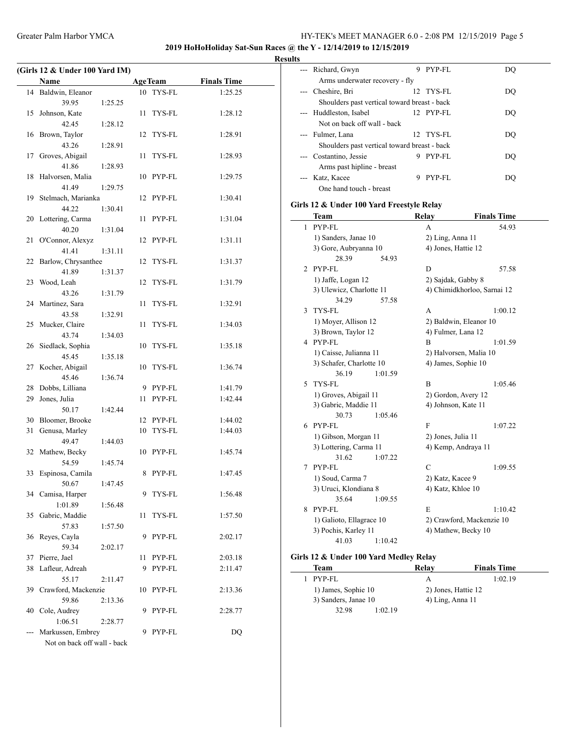**2019 HoHoHoliday Sat-Sun Races @ the Y - 12/14/2019 to 12/15/2019**

**Results**

### (Girls 12 & Under 100 Yard IM)

| | Name | Age | Team | Finals Time |
|---|---|---|---|---|
| 14 | Baldwin, Eleanor | 10 | TYS-FL | 1:25.25 |
| | 39.95 1:25.25 | | | |
| 15 | Johnson, Kate | 11 | TYS-FL | 1:28.12 |
| | 42.45 1:28.12 | | | |
| 16 | Brown, Taylor | 12 | TYS-FL | 1:28.91 |
| | 43.26 1:28.91 | | | |
| 17 | Groves, Abigail | 11 | TYS-FL | 1:28.93 |
| | 41.86 1:28.93 | | | |
| 18 | Halvorsen, Malia | 10 | PYP-FL | 1:29.75 |
| | 41.49 1:29.75 | | | |
| 19 | Stelmach, Marianka | 12 | PYP-FL | 1:30.41 |
| | 44.22 1:30.41 | | | |
| 20 | Lottering, Carma | 11 | PYP-FL | 1:31.04 |
| | 40.20 1:31.04 | | | |
| 21 | O'Connor, Alexyz | 12 | PYP-FL | 1:31.11 |
| | 41.41 1:31.11 | | | |
| 22 | Barlow, Chrysanthee | 12 | TYS-FL | 1:31.37 |
| | 41.89 1:31.37 | | | |
| 23 | Wood, Leah | 12 | TYS-FL | 1:31.79 |
| | 43.26 1:31.79 | | | |
| 24 | Martinez, Sara | 11 | TYS-FL | 1:32.91 |
| | 43.58 1:32.91 | | | |
| 25 | Mucker, Claire | 11 | TYS-FL | 1:34.03 |
| | 43.74 1:34.03 | | | |
| 26 | Siedlack, Sophia | 10 | TYS-FL | 1:35.18 |
| | 45.45 1:35.18 | | | |
| 27 | Kocher, Abigail | 10 | TYS-FL | 1:36.74 |
| | 45.46 1:36.74 | | | |
| 28 | Dobbs, Lilliana | 9 | PYP-FL | 1:41.79 |
| 29 | Jones, Julia | 11 | PYP-FL | 1:42.44 |
| | 50.17 1:42.44 | | | |
| 30 | Bloomer, Brooke | 12 | PYP-FL | 1:44.02 |
| 31 | Genusa, Marley | 10 | TYS-FL | 1:44.03 |
| | 49.47 1:44.03 | | | |
| 32 | Mathew, Becky | 10 | PYP-FL | 1:45.74 |
| | 54.59 1:45.74 | | | |
| 33 | Espinosa, Camila | 8 | PYP-FL | 1:47.45 |
| | 50.67 1:47.45 | | | |
| 34 | Camisa, Harper | 9 | TYS-FL | 1:56.48 |
| | 1:01.89 1:56.48 | | | |
| 35 | Gabric, Maddie | 11 | TYS-FL | 1:57.50 |
| | 57.83 1:57.50 | | | |
| 36 | Reyes, Cayla | 9 | PYP-FL | 2:02.17 |
| | 59.34 2:02.17 | | | |
| 37 | Pierre, Jael | 11 | PYP-FL | 2:03.18 |
| 38 | Lafleur, Adreah | 9 | PYP-FL | 2:11.47 |
| | 55.17 2:11.47 | | | |
| 39 | Crawford, Mackenzie | 10 | PYP-FL | 2:13.36 |
| | 59.86 2:13.36 | | | |
| 40 | Cole, Audrey | 9 | PYP-FL | 2:28.77 |
| | 1:06.51 2:28.77 | | | |
| --- | Markussen, Embrey | 9 | PYP-FL | DQ |
| | Not on back off wall - back | | | |
| --- | Richard, Gwyn | 9 | PYP-FL | DQ |
| | Arms underwater recovery - fly | | | |
| --- | Cheshire, Bri | 12 | TYS-FL | DQ |
| | Shoulders past vertical toward breast - back | | | |
| --- | Huddleston, Isabel | 12 | PYP-FL | DQ |
| | Not on back off wall - back | | | |
| --- | Fulmer, Lana | 12 | TYS-FL | DQ |
| | Shoulders past vertical toward breast - back | | | |
| --- | Costantino, Jessie | 9 | PYP-FL | DQ |
| | Arms past hipline - breast | | | |
| --- | Katz, Kacee | 9 | PYP-FL | DQ |
| | One hand touch - breast | | | |

### Girls 12 & Under 100 Yard Freestyle Relay

| | Team | Relay | Finals Time |
|---|---|---|---|
| 1 | PYP-FL | A | 54.93 |
| | 1) Sanders, Janae 10 | 2) Ling, Anna 11 | |
| | 3) Gore, Aubryanna 10 | 4) Jones, Hattie 12 | |
| | 28.39 54.93 | | |
| 2 | PYP-FL | D | 57.58 |
| | 1) Jaffe, Logan 12 | 2) Sajdak, Gabby 8 | |
| | 3) Ulewicz, Charlotte 11 | 4) Chimidkhorloo, Sarnai 12 | |
| | 34.29 57.58 | | |
| 3 | TYS-FL | A | 1:00.12 |
| | 1) Moyer, Allison 12 | 2) Baldwin, Eleanor 10 | |
| | 3) Brown, Taylor 12 | 4) Fulmer, Lana 12 | |
| 4 | PYP-FL | B | 1:01.59 |
| | 1) Caisse, Julianna 11 | 2) Halvorsen, Malia 10 | |
| | 3) Schafer, Charlotte 10 | 4) James, Sophie 10 | |
| | 36.19 1:01.59 | | |
| 5 | TYS-FL | B | 1:05.46 |
| | 1) Groves, Abigail 11 | 2) Gordon, Avery 12 | |
| | 3) Gabric, Maddie 11 | 4) Johnson, Kate 11 | |
| | 30.73 1:05.46 | | |
| 6 | PYP-FL | F | 1:07.22 |
| | 1) Gibson, Morgan 11 | 2) Jones, Julia 11 | |
| | 3) Lottering, Carma 11 | 4) Kemp, Andraya 11 | |
| | 31.62 1:07.22 | | |
| 7 | PYP-FL | C | 1:09.55 |
| | 1) Soud, Carma 7 | 2) Katz, Kacee 9 | |
| | 3) Uruci, Klondiana 8 | 4) Katz, Khloe 10 | |
| | 35.64 1:09.55 | | |
| 8 | PYP-FL | E | 1:10.42 |
| | 1) Galioto, Ellagrace 10 | 2) Crawford, Mackenzie 10 | |
| | 3) Pochis, Karley 11 | 4) Mathew, Becky 10 | |
| | 41.03 1:10.42 | | |

### Girls 12 & Under 100 Yard Medley Relay

| | Team | Relay | Finals Time |
|---|---|---|---|
| 1 | PYP-FL | A | 1:02.19 |
| | 1) James, Sophie 10 | 2) Jones, Hattie 12 | |
| | 3) Sanders, Janae 10 | 4) Ling, Anna 11 | |
| | 32.98 1:02.19 | | |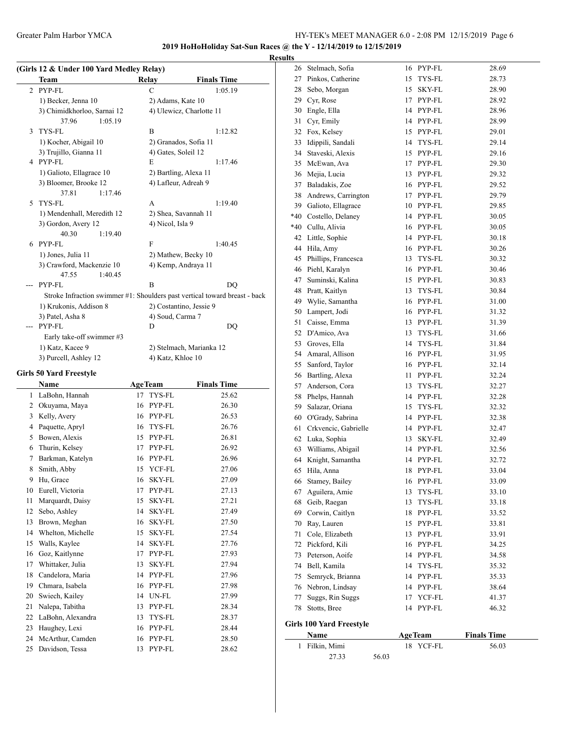**2019 HoHoHoliday Sat-Sun Races @ the Y - 12/14/2019 to 12/15/2019**

**Results**

### (Girls 12 & Under 100 Yard Medley Relay)

| | Team | Relay | Finals Time |
|---|---|---|---|
| 2 | PYP-FL | C | 1:05.19 |
| | 1) Becker, Jenna 10 | 2) Adams, Kate 10 | |
| | 3) Chimidkhorloo, Sarnai 12 | 4) Ulewicz, Charlotte 11 | |
| | 37.96 1:05.19 | | |
| 3 | TYS-FL | B | 1:12.82 |
| | 1) Kocher, Abigail 10 | 2) Granados, Sofia 11 | |
| | 3) Trujillo, Gianna 11 | 4) Gates, Soleil 12 | |
| 4 | PYP-FL | E | 1:17.46 |
| | 1) Galioto, Ellagrace 10 | 2) Bartling, Alexa 11 | |
| | 3) Bloomer, Brooke 12 | 4) Lafleur, Adreah 9 | |
| | 37.81 1:17.46 | | |
| 5 | TYS-FL | A | 1:19.40 |
| | 1) Mendenhall, Meredith 12 | 2) Shea, Savannah 11 | |
| | 3) Gordon, Avery 12 | 4) Nicol, Isla 9 | |
| | 40.30 1:19.40 | | |
| 6 | PYP-FL | F | 1:40.45 |
| | 1) Jones, Julia 11 | 2) Mathew, Becky 10 | |
| | 3) Crawford, Mackenzie 10 | 4) Kemp, Andraya 11 | |
| | 47.55 1:40.45 | | |
| --- | PYP-FL | B | DQ |
| | Stroke Infraction swimmer #1: Shoulders past vertical toward breast - back | | |
| | 1) Krukonis, Addison 8 | 2) Costantino, Jessie 9 | |
| | 3) Patel, Asha 8 | 4) Soud, Carma 7 | |
| --- | PYP-FL | D | DQ |
| | Early take-off swimmer #3 | | |
| | 1) Katz, Kacee 9 | 2) Stelmach, Marianka 12 | |
| | 3) Purcell, Ashley 12 | 4) Katz, Khloe 10 | |

### Girls 50 Yard Freestyle

| | Name | Age | Team | Finals Time |
|---|---|---|---|---|
| 1 | LaBohn, Hannah | 17 | TYS-FL | 25.62 |
| 2 | Okuyama, Maya | 16 | PYP-FL | 26.30 |
| 3 | Kelly, Avery | 16 | PYP-FL | 26.53 |
| 4 | Paquette, Apryl | 16 | TYS-FL | 26.76 |
| 5 | Bowen, Alexis | 15 | PYP-FL | 26.81 |
| 6 | Thurin, Kelsey | 17 | PYP-FL | 26.92 |
| 7 | Barkman, Katelyn | 16 | PYP-FL | 26.96 |
| 8 | Smith, Abby | 15 | YCF-FL | 27.06 |
| 9 | Hu, Grace | 16 | SKY-FL | 27.09 |
| 10 | Eurell, Victoria | 17 | PYP-FL | 27.13 |
| 11 | Marquardt, Daisy | 15 | SKY-FL | 27.21 |
| 12 | Sebo, Ashley | 14 | SKY-FL | 27.49 |
| 13 | Brown, Meghan | 16 | SKY-FL | 27.50 |
| 14 | Whelton, Michelle | 15 | SKY-FL | 27.54 |
| 15 | Walls, Kaylee | 14 | SKY-FL | 27.76 |
| 16 | Goz, Kaitlynne | 17 | PYP-FL | 27.93 |
| 17 | Whittaker, Julia | 13 | SKY-FL | 27.94 |
| 18 | Candelora, Maria | 14 | PYP-FL | 27.96 |
| 19 | Chmara, Isabela | 16 | PYP-FL | 27.98 |
| 20 | Swiech, Kailey | 14 | UN-FL | 27.99 |
| 21 | Nalepa, Tabitha | 13 | PYP-FL | 28.34 |
| 22 | LaBohn, Alexandra | 13 | TYS-FL | 28.37 |
| 23 | Haughey, Lexi | 16 | PYP-FL | 28.44 |
| 24 | McArthur, Camden | 16 | PYP-FL | 28.50 |
| 25 | Davidson, Tessa | 13 | PYP-FL | 28.62 |
| 26 | Stelmach, Sofia | 16 | PYP-FL | 28.69 |
| 27 | Pinkos, Catherine | 15 | TYS-FL | 28.73 |
| 28 | Sebo, Morgan | 15 | SKY-FL | 28.90 |
| 29 | Cyr, Rose | 17 | PYP-FL | 28.92 |
| 30 | Engle, Ella | 14 | PYP-FL | 28.96 |
| 31 | Cyr, Emily | 14 | PYP-FL | 28.99 |
| 32 | Fox, Kelsey | 15 | PYP-FL | 29.01 |
| 33 | Idippili, Sandali | 14 | TYS-FL | 29.14 |
| 34 | Staveski, Alexis | 15 | PYP-FL | 29.16 |
| 35 | McEwan, Ava | 17 | PYP-FL | 29.30 |
| 36 | Mejia, Lucia | 13 | PYP-FL | 29.32 |
| 37 | Baladakis, Zoe | 16 | PYP-FL | 29.52 |
| 38 | Andrews, Carrington | 17 | PYP-FL | 29.79 |
| 39 | Galioto, Ellagrace | 10 | PYP-FL | 29.85 |
| *40 | Costello, Delaney | 14 | PYP-FL | 30.05 |
| *40 | Cullu, Alivia | 16 | PYP-FL | 30.05 |
| 42 | Little, Sophie | 14 | PYP-FL | 30.18 |
| 44 | Hila, Amy | 16 | PYP-FL | 30.26 |
| 45 | Phillips, Francesca | 13 | TYS-FL | 30.32 |
| 46 | Piehl, Karalyn | 16 | PYP-FL | 30.46 |
| 47 | Suminski, Kalina | 15 | PYP-FL | 30.83 |
| 48 | Pratt, Kaitlyn | 13 | TYS-FL | 30.84 |
| 49 | Wylie, Samantha | 16 | PYP-FL | 31.00 |
| 50 | Lampert, Jodi | 16 | PYP-FL | 31.32 |
| 51 | Caisse, Emma | 13 | PYP-FL | 31.39 |
| 52 | D'Amico, Ava | 13 | TYS-FL | 31.66 |
| 53 | Groves, Ella | 14 | TYS-FL | 31.84 |
| 54 | Amaral, Allison | 16 | PYP-FL | 31.95 |
| 55 | Sanford, Taylor | 16 | PYP-FL | 32.14 |
| 56 | Bartling, Alexa | 11 | PYP-FL | 32.24 |
| 57 | Anderson, Cora | 13 | TYS-FL | 32.27 |
| 58 | Phelps, Hannah | 14 | PYP-FL | 32.28 |
| 59 | Salazar, Oriana | 15 | TYS-FL | 32.32 |
| 60 | O'Grady, Sabrina | 14 | PYP-FL | 32.38 |
| 61 | Crkvencic, Gabrielle | 14 | PYP-FL | 32.47 |
| 62 | Luka, Sophia | 13 | SKY-FL | 32.49 |
| 63 | Williams, Abigail | 14 | PYP-FL | 32.56 |
| 64 | Knight, Samantha | 14 | PYP-FL | 32.72 |
| 65 | Hila, Anna | 18 | PYP-FL | 33.04 |
| 66 | Stamey, Bailey | 16 | PYP-FL | 33.09 |
| 67 | Aguilera, Amie | 13 | TYS-FL | 33.10 |
| 68 | Geib, Raegan | 13 | TYS-FL | 33.18 |
| 69 | Corwin, Caitlyn | 18 | PYP-FL | 33.52 |
| 70 | Ray, Lauren | 15 | PYP-FL | 33.81 |
| 71 | Cole, Elizabeth | 13 | PYP-FL | 33.91 |
| 72 | Pickford, Kili | 16 | PYP-FL | 34.25 |
| 73 | Peterson, Aoife | 14 | PYP-FL | 34.58 |
| 74 | Bell, Kamila | 14 | TYS-FL | 35.32 |
| 75 | Semryck, Brianna | 14 | PYP-FL | 35.33 |
| 76 | Nebron, Lindsay | 14 | PYP-FL | 38.64 |
| 77 | Suggs, Rin Suggs | 17 | YCF-FL | 41.37 |
| 78 | Stotts, Bree | 14 | PYP-FL | 46.32 |

### Girls 100 Yard Freestyle

| | Name | Age | Team | Finals Time |
|---|---|---|---|---|
| 1 | Filkin, Mimi | 18 | YCF-FL | 56.03 |
| | 27.33 56.03 | | | |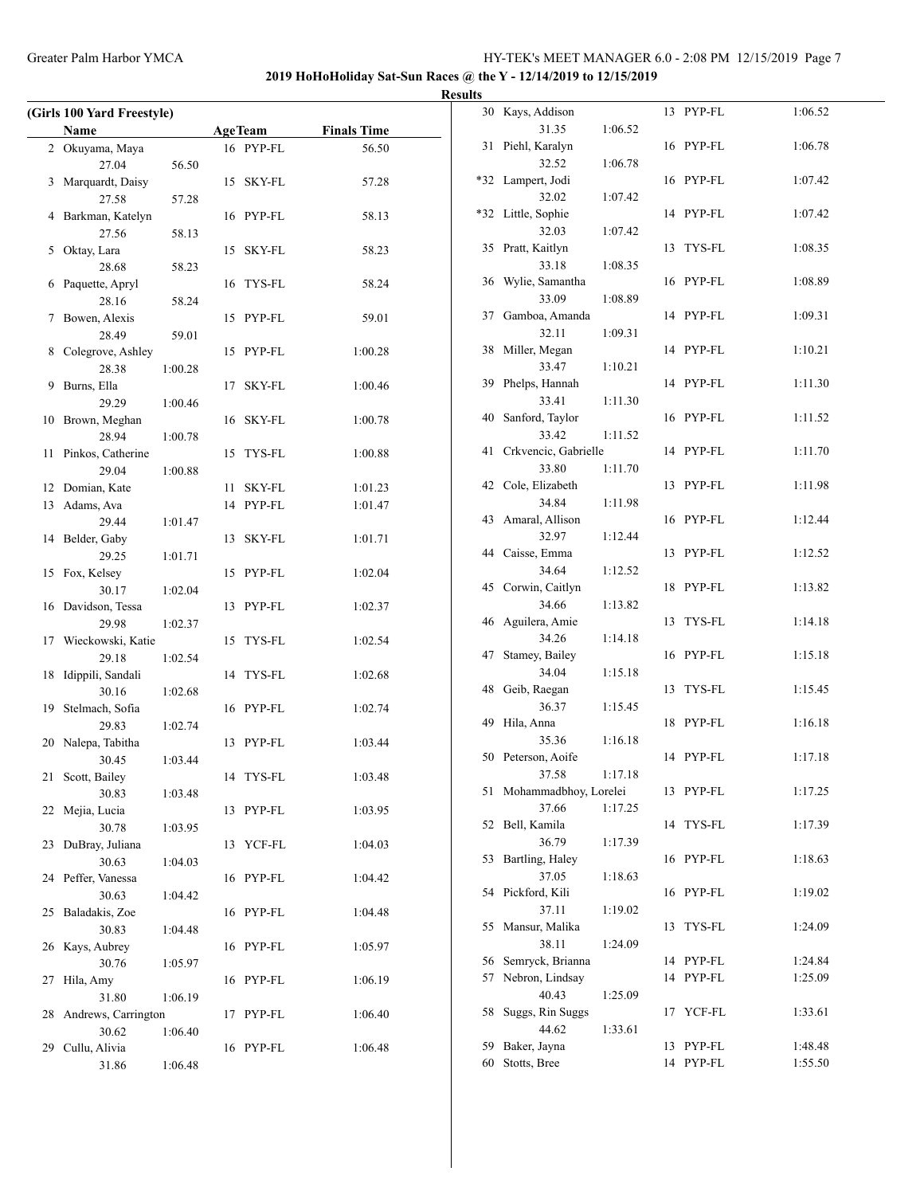**2019 HoHoHoliday Sat-Sun Races @ the Y - 12/14/2019 to 12/15/2019**

**Results**

**(Girls 100 Yard Freestyle)**

| | Name | Age | Team | Finals Time |
|---|---|---|---|---|
| 2 | Okuyama, Maya | 16 | PYP-FL | 56.50 |
| | 27.04 56.50 | | | |
| 3 | Marquardt, Daisy | 15 | SKY-FL | 57.28 |
| | 27.58 57.28 | | | |
| 4 | Barkman, Katelyn | 16 | PYP-FL | 58.13 |
| | 27.56 58.13 | | | |
| 5 | Oktay, Lara | 15 | SKY-FL | 58.23 |
| | 28.68 58.23 | | | |
| 6 | Paquette, Apryl | 16 | TYS-FL | 58.24 |
| | 28.16 58.24 | | | |
| 7 | Bowen, Alexis | 15 | PYP-FL | 59.01 |
| | 28.49 59.01 | | | |
| 8 | Colegrove, Ashley | 15 | PYP-FL | 1:00.28 |
| | 28.38 1:00.28 | | | |
| 9 | Burns, Ella | 17 | SKY-FL | 1:00.46 |
| | 29.29 1:00.46 | | | |
| 10 | Brown, Meghan | 16 | SKY-FL | 1:00.78 |
| | 28.94 1:00.78 | | | |
| 11 | Pinkos, Catherine | 15 | TYS-FL | 1:00.88 |
| | 29.04 1:00.88 | | | |
| 12 | Domian, Kate | 11 | SKY-FL | 1:01.23 |
| 13 | Adams, Ava | 14 | PYP-FL | 1:01.47 |
| | 29.44 1:01.47 | | | |
| 14 | Belder, Gaby | 13 | SKY-FL | 1:01.71 |
| | 29.25 1:01.71 | | | |
| 15 | Fox, Kelsey | 15 | PYP-FL | 1:02.04 |
| | 30.17 1:02.04 | | | |
| 16 | Davidson, Tessa | 13 | PYP-FL | 1:02.37 |
| | 29.98 1:02.37 | | | |
| 17 | Wieckowski, Katie | 15 | TYS-FL | 1:02.54 |
| | 29.18 1:02.54 | | | |
| 18 | Idippili, Sandali | 14 | TYS-FL | 1:02.68 |
| | 30.16 1:02.68 | | | |
| 19 | Stelmach, Sofia | 16 | PYP-FL | 1:02.74 |
| | 29.83 1:02.74 | | | |
| 20 | Nalepa, Tabitha | 13 | PYP-FL | 1:03.44 |
| | 30.45 1:03.44 | | | |
| 21 | Scott, Bailey | 14 | TYS-FL | 1:03.48 |
| | 30.83 1:03.48 | | | |
| 22 | Mejia, Lucia | 13 | PYP-FL | 1:03.95 |
| | 30.78 1:03.95 | | | |
| 23 | DuBray, Juliana | 13 | YCF-FL | 1:04.03 |
| | 30.63 1:04.03 | | | |
| 24 | Peffer, Vanessa | 16 | PYP-FL | 1:04.42 |
| | 30.63 1:04.42 | | | |
| 25 | Baladakis, Zoe | 16 | PYP-FL | 1:04.48 |
| | 30.83 1:04.48 | | | |
| 26 | Kays, Aubrey | 16 | PYP-FL | 1:05.97 |
| | 30.76 1:05.97 | | | |
| 27 | Hila, Amy | 16 | PYP-FL | 1:06.19 |
| | 31.80 1:06.19 | | | |
| 28 | Andrews, Carrington | 17 | PYP-FL | 1:06.40 |
| | 30.62 1:06.40 | | | |
| 29 | Cullu, Alivia | 16 | PYP-FL | 1:06.48 |
| | 31.86 1:06.48 | | | |
| 30 | Kays, Addison | 13 | PYP-FL | 1:06.52 |
| | 31.35 1:06.52 | | | |
| 31 | Piehl, Karalyn | 16 | PYP-FL | 1:06.78 |
| | 32.52 1:06.78 | | | |
| *32 | Lampert, Jodi | 16 | PYP-FL | 1:07.42 |
| | 32.02 1:07.42 | | | |
| *32 | Little, Sophie | 14 | PYP-FL | 1:07.42 |
| | 32.03 1:07.42 | | | |
| 35 | Pratt, Kaitlyn | 13 | TYS-FL | 1:08.35 |
| | 33.18 1:08.35 | | | |
| 36 | Wylie, Samantha | 16 | PYP-FL | 1:08.89 |
| | 33.09 1:08.89 | | | |
| 37 | Gamboa, Amanda | 14 | PYP-FL | 1:09.31 |
| | 32.11 1:09.31 | | | |
| 38 | Miller, Megan | 14 | PYP-FL | 1:10.21 |
| | 33.47 1:10.21 | | | |
| 39 | Phelps, Hannah | 14 | PYP-FL | 1:11.30 |
| | 33.41 1:11.30 | | | |
| 40 | Sanford, Taylor | 16 | PYP-FL | 1:11.52 |
| | 33.42 1:11.52 | | | |
| 41 | Crkvencic, Gabrielle | 14 | PYP-FL | 1:11.70 |
| | 33.80 1:11.70 | | | |
| 42 | Cole, Elizabeth | 13 | PYP-FL | 1:11.98 |
| | 34.84 1:11.98 | | | |
| 43 | Amaral, Allison | 16 | PYP-FL | 1:12.44 |
| | 32.97 1:12.44 | | | |
| 44 | Caisse, Emma | 13 | PYP-FL | 1:12.52 |
| | 34.64 1:12.52 | | | |
| 45 | Corwin, Caitlyn | 18 | PYP-FL | 1:13.82 |
| | 34.66 1:13.82 | | | |
| 46 | Aguilera, Amie | 13 | TYS-FL | 1:14.18 |
| | 34.26 1:14.18 | | | |
| 47 | Stamey, Bailey | 16 | PYP-FL | 1:15.18 |
| | 34.04 1:15.18 | | | |
| 48 | Geib, Raegan | 13 | TYS-FL | 1:15.45 |
| | 36.37 1:15.45 | | | |
| 49 | Hila, Anna | 18 | PYP-FL | 1:16.18 |
| | 35.36 1:16.18 | | | |
| 50 | Peterson, Aoife | 14 | PYP-FL | 1:17.18 |
| | 37.58 1:17.18 | | | |
| 51 | Mohammadbhoy, Lorelei | 13 | PYP-FL | 1:17.25 |
| | 37.66 1:17.25 | | | |
| 52 | Bell, Kamila | 14 | TYS-FL | 1:17.39 |
| | 36.79 1:17.39 | | | |
| 53 | Bartling, Haley | 16 | PYP-FL | 1:18.63 |
| | 37.05 1:18.63 | | | |
| 54 | Pickford, Kili | 16 | PYP-FL | 1:19.02 |
| | 37.11 1:19.02 | | | |
| 55 | Mansur, Malika | 13 | TYS-FL | 1:24.09 |
| | 38.11 1:24.09 | | | |
| 56 | Semryck, Brianna | 14 | PYP-FL | 1:24.84 |
| 57 | Nebron, Lindsay | 14 | PYP-FL | 1:25.09 |
| | 40.43 1:25.09 | | | |
| 58 | Suggs, Rin Suggs | 17 | YCF-FL | 1:33.61 |
| | 44.62 1:33.61 | | | |
| 59 | Baker, Jayna | 13 | PYP-FL | 1:48.48 |
| 60 | Stotts, Bree | 14 | PYP-FL | 1:55.50 |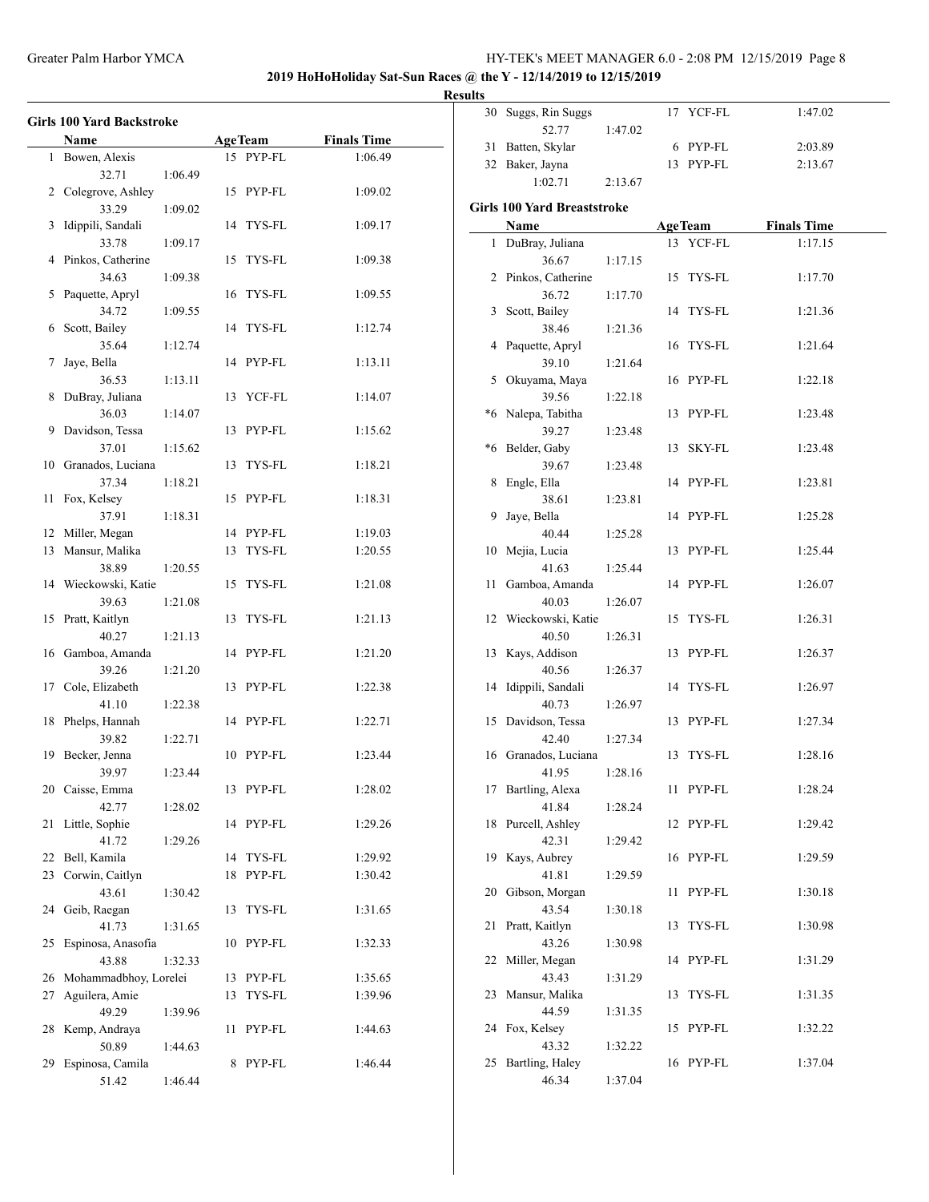**2019 HoHoHoliday Sat-Sun Races @ the Y - 12/14/2019 to 12/15/2019**

**Results**

## Girls 100 Yard Backstroke

| | Name | | Age | Team | Finals Time |
|---|---|---|---|---|---|
| 1 | Bowen, Alexis | | 15 | PYP-FL | 1:06.49 |
| | 32.71 | 1:06.49 | | | |
| 2 | Colegrove, Ashley | | 15 | PYP-FL | 1:09.02 |
| | 33.29 | 1:09.02 | | | |
| 3 | Idippili, Sandali | | 14 | TYS-FL | 1:09.17 |
| | 33.78 | 1:09.17 | | | |
| 4 | Pinkos, Catherine | | 15 | TYS-FL | 1:09.38 |
| | 34.63 | 1:09.38 | | | |
| 5 | Paquette, Apryl | | 16 | TYS-FL | 1:09.55 |
| | 34.72 | 1:09.55 | | | |
| 6 | Scott, Bailey | | 14 | TYS-FL | 1:12.74 |
| | 35.64 | 1:12.74 | | | |
| 7 | Jaye, Bella | | 14 | PYP-FL | 1:13.11 |
| | 36.53 | 1:13.11 | | | |
| 8 | DuBray, Juliana | | 13 | YCF-FL | 1:14.07 |
| | 36.03 | 1:14.07 | | | |
| 9 | Davidson, Tessa | | 13 | PYP-FL | 1:15.62 |
| | 37.01 | 1:15.62 | | | |
| 10 | Granados, Luciana | | 13 | TYS-FL | 1:18.21 |
| | 37.34 | 1:18.21 | | | |
| 11 | Fox, Kelsey | | 15 | PYP-FL | 1:18.31 |
| | 37.91 | 1:18.31 | | | |
| 12 | Miller, Megan | | 14 | PYP-FL | 1:19.03 |
| 13 | Mansur, Malika | | 13 | TYS-FL | 1:20.55 |
| | 38.89 | 1:20.55 | | | |
| 14 | Wieckowski, Katie | | 15 | TYS-FL | 1:21.08 |
| | 39.63 | 1:21.08 | | | |
| 15 | Pratt, Kaitlyn | | 13 | TYS-FL | 1:21.13 |
| | 40.27 | 1:21.13 | | | |
| 16 | Gamboa, Amanda | | 14 | PYP-FL | 1:21.20 |
| | 39.26 | 1:21.20 | | | |
| 17 | Cole, Elizabeth | | 13 | PYP-FL | 1:22.38 |
| | 41.10 | 1:22.38 | | | |
| 18 | Phelps, Hannah | | 14 | PYP-FL | 1:22.71 |
| | 39.82 | 1:22.71 | | | |
| 19 | Becker, Jenna | | 10 | PYP-FL | 1:23.44 |
| | 39.97 | 1:23.44 | | | |
| 20 | Caisse, Emma | | 13 | PYP-FL | 1:28.02 |
| | 42.77 | 1:28.02 | | | |
| 21 | Little, Sophie | | 14 | PYP-FL | 1:29.26 |
| | 41.72 | 1:29.26 | | | |
| 22 | Bell, Kamila | | 14 | TYS-FL | 1:29.92 |
| 23 | Corwin, Caitlyn | | 18 | PYP-FL | 1:30.42 |
| | 43.61 | 1:30.42 | | | |
| 24 | Geib, Raegan | | 13 | TYS-FL | 1:31.65 |
| | 41.73 | 1:31.65 | | | |
| 25 | Espinosa, Anasofia | | 10 | PYP-FL | 1:32.33 |
| | 43.88 | 1:32.33 | | | |
| 26 | Mohammadbhoy, Lorelei | | 13 | PYP-FL | 1:35.65 |
| 27 | Aguilera, Amie | | 13 | TYS-FL | 1:39.96 |
| | 49.29 | 1:39.96 | | | |
| 28 | Kemp, Andraya | | 11 | PYP-FL | 1:44.63 |
| | 50.89 | 1:44.63 | | | |
| 29 | Espinosa, Camila | | 8 | PYP-FL | 1:46.44 |
| | 51.42 | 1:46.44 | | | |
| 30 | Suggs, Rin Suggs | | 17 | YCF-FL | 1:47.02 |
| | 52.77 | 1:47.02 | | | |
| 31 | Batten, Skylar | | 6 | PYP-FL | 2:03.89 |
| 32 | Baker, Jayna | | 13 | PYP-FL | 2:13.67 |
| | 1:02.71 | 2:13.67 | | | |

## Girls 100 Yard Breaststroke

| | Name | | Age | Team | Finals Time |
|---|---|---|---|---|---|
| 1 | DuBray, Juliana | | 13 | YCF-FL | 1:17.15 |
| | 36.67 | 1:17.15 | | | |
| 2 | Pinkos, Catherine | | 15 | TYS-FL | 1:17.70 |
| | 36.72 | 1:17.70 | | | |
| 3 | Scott, Bailey | | 14 | TYS-FL | 1:21.36 |
| | 38.46 | 1:21.36 | | | |
| 4 | Paquette, Apryl | | 16 | TYS-FL | 1:21.64 |
| | 39.10 | 1:21.64 | | | |
| 5 | Okuyama, Maya | | 16 | PYP-FL | 1:22.18 |
| | 39.56 | 1:22.18 | | | |
| *6 | Nalepa, Tabitha | | 13 | PYP-FL | 1:23.48 |
| | 39.27 | 1:23.48 | | | |
| *6 | Belder, Gaby | | 13 | SKY-FL | 1:23.48 |
| | 39.67 | 1:23.48 | | | |
| 8 | Engle, Ella | | 14 | PYP-FL | 1:23.81 |
| | 38.61 | 1:23.81 | | | |
| 9 | Jaye, Bella | | 14 | PYP-FL | 1:25.28 |
| | 40.44 | 1:25.28 | | | |
| 10 | Mejia, Lucia | | 13 | PYP-FL | 1:25.44 |
| | 41.63 | 1:25.44 | | | |
| 11 | Gamboa, Amanda | | 14 | PYP-FL | 1:26.07 |
| | 40.03 | 1:26.07 | | | |
| 12 | Wieckowski, Katie | | 15 | TYS-FL | 1:26.31 |
| | 40.50 | 1:26.31 | | | |
| 13 | Kays, Addison | | 13 | PYP-FL | 1:26.37 |
| | 40.56 | 1:26.37 | | | |
| 14 | Idippili, Sandali | | 14 | TYS-FL | 1:26.97 |
| | 40.73 | 1:26.97 | | | |
| 15 | Davidson, Tessa | | 13 | PYP-FL | 1:27.34 |
| | 42.40 | 1:27.34 | | | |
| 16 | Granados, Luciana | | 13 | TYS-FL | 1:28.16 |
| | 41.95 | 1:28.16 | | | |
| 17 | Bartling, Alexa | | 11 | PYP-FL | 1:28.24 |
| | 41.84 | 1:28.24 | | | |
| 18 | Purcell, Ashley | | 12 | PYP-FL | 1:29.42 |
| | 42.31 | 1:29.42 | | | |
| 19 | Kays, Aubrey | | 16 | PYP-FL | 1:29.59 |
| | 41.81 | 1:29.59 | | | |
| 20 | Gibson, Morgan | | 11 | PYP-FL | 1:30.18 |
| | 43.54 | 1:30.18 | | | |
| 21 | Pratt, Kaitlyn | | 13 | TYS-FL | 1:30.98 |
| | 43.26 | 1:30.98 | | | |
| 22 | Miller, Megan | | 14 | PYP-FL | 1:31.29 |
| | 43.43 | 1:31.29 | | | |
| 23 | Mansur, Malika | | 13 | TYS-FL | 1:31.35 |
| | 44.59 | 1:31.35 | | | |
| 24 | Fox, Kelsey | | 15 | PYP-FL | 1:32.22 |
| | 43.32 | 1:32.22 | | | |
| 25 | Bartling, Haley | | 16 | PYP-FL | 1:37.04 |
| | 46.34 | 1:37.04 | | | |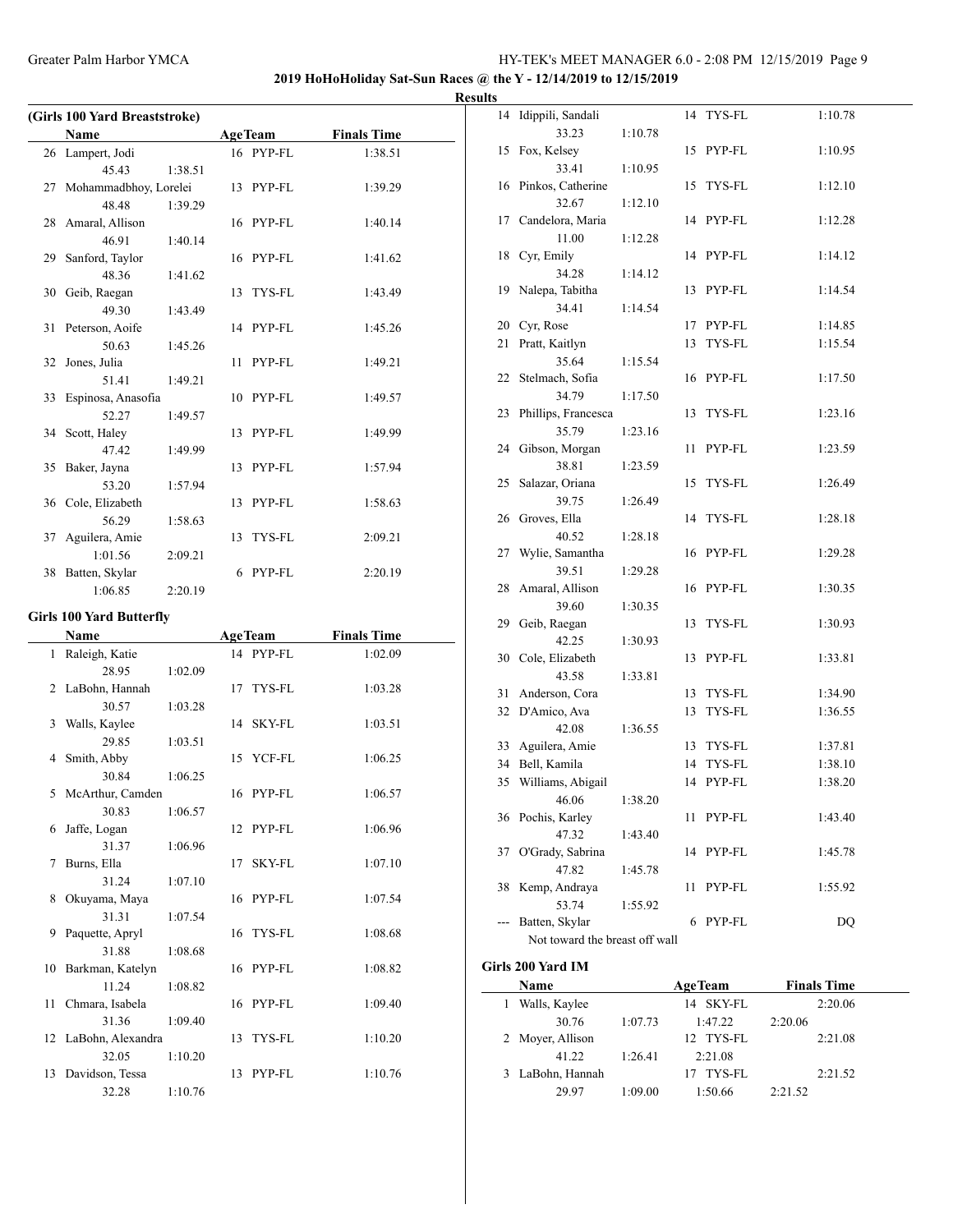**2019 HoHoHoliday Sat-Sun Races @ the Y - 12/14/2019 to 12/15/2019**

**Results**

### (Girls 100 Yard Breaststroke)

| | Name | Age | Team | Finals Time |
|---|---|---|---|---|
| 26 | Lampert, Jodi | 16 | PYP-FL | 1:38.51 |
| | 45.43 1:38.51 | | | |
| 27 | Mohammadbhoy, Lorelei | 13 | PYP-FL | 1:39.29 |
| | 48.48 1:39.29 | | | |
| 28 | Amaral, Allison | 16 | PYP-FL | 1:40.14 |
| | 46.91 1:40.14 | | | |
| 29 | Sanford, Taylor | 16 | PYP-FL | 1:41.62 |
| | 48.36 1:41.62 | | | |
| 30 | Geib, Raegan | 13 | TYS-FL | 1:43.49 |
| | 49.30 1:43.49 | | | |
| 31 | Peterson, Aoife | 14 | PYP-FL | 1:45.26 |
| | 50.63 1:45.26 | | | |
| 32 | Jones, Julia | 11 | PYP-FL | 1:49.21 |
| | 51.41 1:49.21 | | | |
| 33 | Espinosa, Anasofia | 10 | PYP-FL | 1:49.57 |
| | 52.27 1:49.57 | | | |
| 34 | Scott, Haley | 13 | PYP-FL | 1:49.99 |
| | 47.42 1:49.99 | | | |
| 35 | Baker, Jayna | 13 | PYP-FL | 1:57.94 |
| | 53.20 1:57.94 | | | |
| 36 | Cole, Elizabeth | 13 | PYP-FL | 1:58.63 |
| | 56.29 1:58.63 | | | |
| 37 | Aguilera, Amie | 13 | TYS-FL | 2:09.21 |
| | 1:01.56 2:09.21 | | | |
| 38 | Batten, Skylar | 6 | PYP-FL | 2:20.19 |
| | 1:06.85 2:20.19 | | | |

### Girls 100 Yard Butterfly

| | Name | Age | Team | Finals Time |
|---|---|---|---|---|
| 1 | Raleigh, Katie | 14 | PYP-FL | 1:02.09 |
| | 28.95 1:02.09 | | | |
| 2 | LaBohn, Hannah | 17 | TYS-FL | 1:03.28 |
| | 30.57 1:03.28 | | | |
| 3 | Walls, Kaylee | 14 | SKY-FL | 1:03.51 |
| | 29.85 1:03.51 | | | |
| 4 | Smith, Abby | 15 | YCF-FL | 1:06.25 |
| | 30.84 1:06.25 | | | |
| 5 | McArthur, Camden | 16 | PYP-FL | 1:06.57 |
| | 30.83 1:06.57 | | | |
| 6 | Jaffe, Logan | 12 | PYP-FL | 1:06.96 |
| | 31.37 1:06.96 | | | |
| 7 | Burns, Ella | 17 | SKY-FL | 1:07.10 |
| | 31.24 1:07.10 | | | |
| 8 | Okuyama, Maya | 16 | PYP-FL | 1:07.54 |
| | 31.31 1:07.54 | | | |
| 9 | Paquette, Apryl | 16 | TYS-FL | 1:08.68 |
| | 31.88 1:08.68 | | | |
| 10 | Barkman, Katelyn | 16 | PYP-FL | 1:08.82 |
| | 11.24 1:08.82 | | | |
| 11 | Chmara, Isabela | 16 | PYP-FL | 1:09.40 |
| | 31.36 1:09.40 | | | |
| 12 | LaBohn, Alexandra | 13 | TYS-FL | 1:10.20 |
| | 32.05 1:10.20 | | | |
| 13 | Davidson, Tessa | 13 | PYP-FL | 1:10.76 |
| | 32.28 1:10.76 | | | |
| 14 | Idippili, Sandali | 14 | TYS-FL | 1:10.78 |
| | 33.23 1:10.78 | | | |
| 15 | Fox, Kelsey | 15 | PYP-FL | 1:10.95 |
| | 33.41 1:10.95 | | | |
| 16 | Pinkos, Catherine | 15 | TYS-FL | 1:12.10 |
| | 32.67 1:12.10 | | | |
| 17 | Candelora, Maria | 14 | PYP-FL | 1:12.28 |
| | 11.00 1:12.28 | | | |
| 18 | Cyr, Emily | 14 | PYP-FL | 1:14.12 |
| | 34.28 1:14.12 | | | |
| 19 | Nalepa, Tabitha | 13 | PYP-FL | 1:14.54 |
| | 34.41 1:14.54 | | | |
| 20 | Cyr, Rose | 17 | PYP-FL | 1:14.85 |
| 21 | Pratt, Kaitlyn | 13 | TYS-FL | 1:15.54 |
| | 35.64 1:15.54 | | | |
| 22 | Stelmach, Sofia | 16 | PYP-FL | 1:17.50 |
| | 34.79 1:17.50 | | | |
| 23 | Phillips, Francesca | 13 | TYS-FL | 1:23.16 |
| | 35.79 1:23.16 | | | |
| 24 | Gibson, Morgan | 11 | PYP-FL | 1:23.59 |
| | 38.81 1:23.59 | | | |
| 25 | Salazar, Oriana | 15 | TYS-FL | 1:26.49 |
| | 39.75 1:26.49 | | | |
| 26 | Groves, Ella | 14 | TYS-FL | 1:28.18 |
| | 40.52 1:28.18 | | | |
| 27 | Wylie, Samantha | 16 | PYP-FL | 1:29.28 |
| | 39.51 1:29.28 | | | |
| 28 | Amaral, Allison | 16 | PYP-FL | 1:30.35 |
| | 39.60 1:30.35 | | | |
| 29 | Geib, Raegan | 13 | TYS-FL | 1:30.93 |
| | 42.25 1:30.93 | | | |
| 30 | Cole, Elizabeth | 13 | PYP-FL | 1:33.81 |
| | 43.58 1:33.81 | | | |
| 31 | Anderson, Cora | 13 | TYS-FL | 1:34.90 |
| 32 | D'Amico, Ava | 13 | TYS-FL | 1:36.55 |
| | 42.08 1:36.55 | | | |
| 33 | Aguilera, Amie | 13 | TYS-FL | 1:37.81 |
| 34 | Bell, Kamila | 14 | TYS-FL | 1:38.10 |
| 35 | Williams, Abigail | 14 | PYP-FL | 1:38.20 |
| | 46.06 1:38.20 | | | |
| 36 | Pochis, Karley | 11 | PYP-FL | 1:43.40 |
| | 47.32 1:43.40 | | | |
| 37 | O'Grady, Sabrina | 14 | PYP-FL | 1:45.78 |
| | 47.82 1:45.78 | | | |
| 38 | Kemp, Andraya | 11 | PYP-FL | 1:55.92 |
| | 53.74 1:55.92 | | | |
| --- | Batten, Skylar | 6 | PYP-FL | DQ |
| | Not toward the breast off wall | | | |

### Girls 200 Yard IM

| | Name | Age | Team | Finals Time |
|---|---|---|---|---|
| 1 | Walls, Kaylee | 14 | SKY-FL | 2:20.06 |
| | 30.76 1:07.73 1:47.22 2:20.06 | | | |
| 2 | Moyer, Allison | 12 | TYS-FL | 2:21.08 |
| | 41.22 1:26.41 2:21.08 | | | |
| 3 | LaBohn, Hannah | 17 | TYS-FL | 2:21.52 |
| | 29.97 1:09.00 1:50.66 2:21.52 | | | |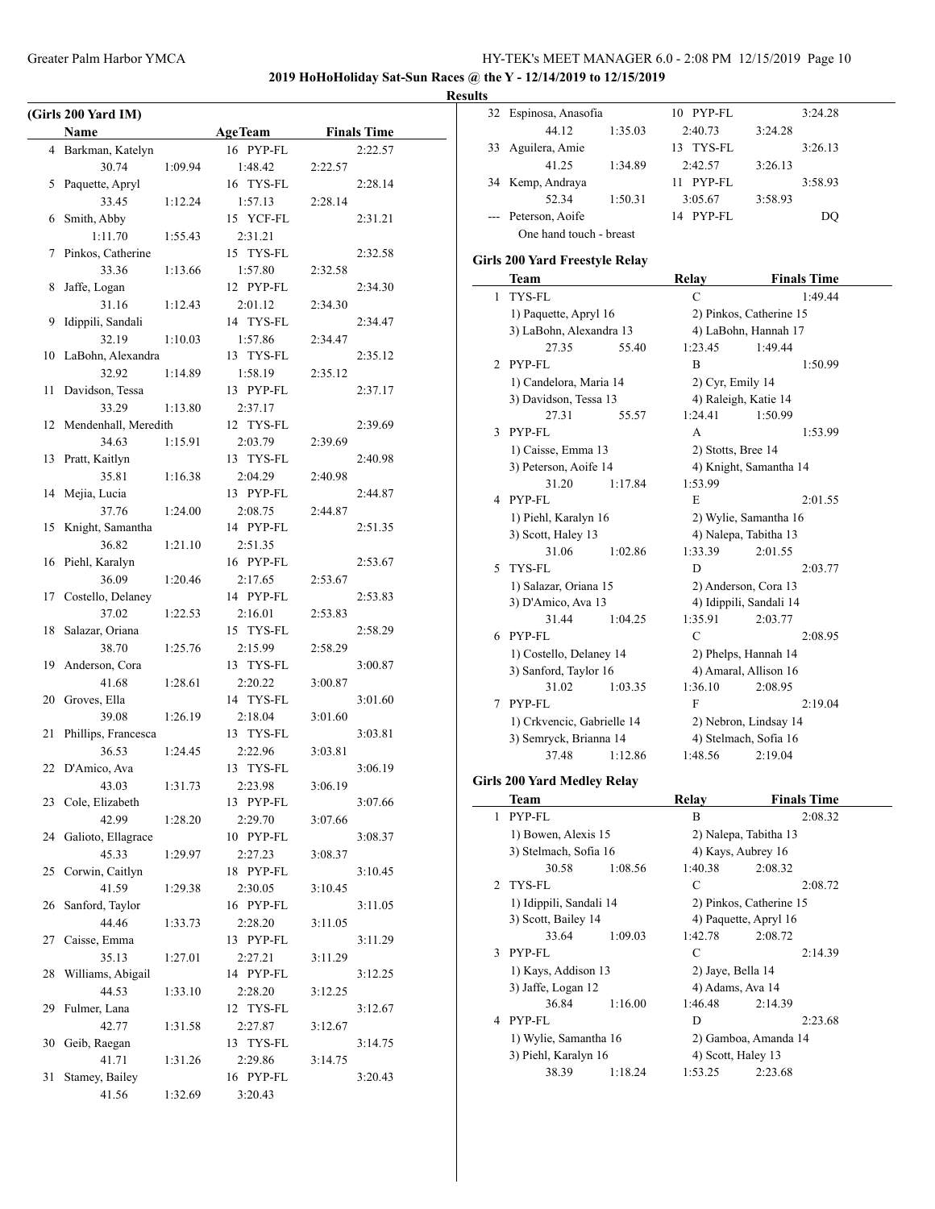**2019 HoHoHoliday Sat-Sun Races @ the Y - 12/14/2019 to 12/15/2019**

**Results**

### (Girls 200 Yard IM)

| | Name | AgeTeam | | Finals Time |
|---|---|---|---|---|
| 4 | Barkman, Katelyn | 16 | PYP-FL | 2:22.57 |
| | 30.74 1:09.94 1:48.42 2:22.57 | | | |
| 5 | Paquette, Apryl | 16 | TYS-FL | 2:28.14 |
| | 33.45 1:12.24 1:57.13 2:28.14 | | | |
| 6 | Smith, Abby | 15 | YCF-FL | 2:31.21 |
| | 1:11.70 1:55.43 2:31.21 | | | |
| 7 | Pinkos, Catherine | 15 | TYS-FL | 2:32.58 |
| | 33.36 1:13.66 1:57.80 2:32.58 | | | |
| 8 | Jaffe, Logan | 12 | PYP-FL | 2:34.30 |
| | 31.16 1:12.43 2:01.12 2:34.30 | | | |
| 9 | Idippili, Sandali | 14 | TYS-FL | 2:34.47 |
| | 32.19 1:10.03 1:57.86 2:34.47 | | | |
| 10 | LaBohn, Alexandra | 13 | TYS-FL | 2:35.12 |
| | 32.92 1:14.89 1:58.19 2:35.12 | | | |
| 11 | Davidson, Tessa | 13 | PYP-FL | 2:37.17 |
| | 33.29 1:13.80 2:37.17 | | | |
| 12 | Mendenhall, Meredith | 12 | TYS-FL | 2:39.69 |
| | 34.63 1:15.91 2:03.79 2:39.69 | | | |
| 13 | Pratt, Kaitlyn | 13 | TYS-FL | 2:40.98 |
| | 35.81 1:16.38 2:04.29 2:40.98 | | | |
| 14 | Mejia, Lucia | 13 | PYP-FL | 2:44.87 |
| | 37.76 1:24.00 2:08.75 2:44.87 | | | |
| 15 | Knight, Samantha | 14 | PYP-FL | 2:51.35 |
| | 36.82 1:21.10 2:51.35 | | | |
| 16 | Piehl, Karalyn | 16 | PYP-FL | 2:53.67 |
| | 36.09 1:20.46 2:17.65 2:53.67 | | | |
| 17 | Costello, Delaney | 14 | PYP-FL | 2:53.83 |
| | 37.02 1:22.53 2:16.01 2:53.83 | | | |
| 18 | Salazar, Oriana | 15 | TYS-FL | 2:58.29 |
| | 38.70 1:25.76 2:15.99 2:58.29 | | | |
| 19 | Anderson, Cora | 13 | TYS-FL | 3:00.87 |
| | 41.68 1:28.61 2:20.22 3:00.87 | | | |
| 20 | Groves, Ella | 14 | TYS-FL | 3:01.60 |
| | 39.08 1:26.19 2:18.04 3:01.60 | | | |
| 21 | Phillips, Francesca | 13 | TYS-FL | 3:03.81 |
| | 36.53 1:24.45 2:22.96 3:03.81 | | | |
| 22 | D'Amico, Ava | 13 | TYS-FL | 3:06.19 |
| | 43.03 1:31.73 2:23.98 3:06.19 | | | |
| 23 | Cole, Elizabeth | 13 | PYP-FL | 3:07.66 |
| | 42.99 1:28.20 2:29.70 3:07.66 | | | |
| 24 | Galioto, Ellagrace | 10 | PYP-FL | 3:08.37 |
| | 45.33 1:29.97 2:27.23 3:08.37 | | | |
| 25 | Corwin, Caitlyn | 18 | PYP-FL | 3:10.45 |
| | 41.59 1:29.38 2:30.05 3:10.45 | | | |
| 26 | Sanford, Taylor | 16 | PYP-FL | 3:11.05 |
| | 44.46 1:33.73 2:28.20 3:11.05 | | | |
| 27 | Caisse, Emma | 13 | PYP-FL | 3:11.29 |
| | 35.13 1:27.01 2:27.21 3:11.29 | | | |
| 28 | Williams, Abigail | 14 | PYP-FL | 3:12.25 |
| | 44.53 1:33.10 2:28.20 3:12.25 | | | |
| 29 | Fulmer, Lana | 12 | TYS-FL | 3:12.67 |
| | 42.77 1:31.58 2:27.87 3:12.67 | | | |
| 30 | Geib, Raegan | 13 | TYS-FL | 3:14.75 |
| | 41.71 1:31.26 2:29.86 3:14.75 | | | |
| 31 | Stamey, Bailey | 16 | PYP-FL | 3:20.43 |
| | 41.56 1:32.69 3:20.43 | | | |
| 32 | Espinosa, Anasofia | 10 | PYP-FL | 3:24.28 |
| | 44.12 1:35.03 2:40.73 3:24.28 | | | |
| 33 | Aguilera, Amie | 13 | TYS-FL | 3:26.13 |
| | 41.25 1:34.89 2:42.57 3:26.13 | | | |
| 34 | Kemp, Andraya | 11 | PYP-FL | 3:58.93 |
| | 52.34 1:50.31 3:05.67 3:58.93 | | | |
| --- | Peterson, Aoife | 14 | PYP-FL | DQ |
| | One hand touch - breast | | | |

### Girls 200 Yard Freestyle Relay

| | Team | Relay | Finals Time |
|---|---|---|---|
| 1 | TYS-FL | C | 1:49.44 |
| | 1) Paquette, Apryl 16; 2) Pinkos, Catherine 15; 3) LaBohn, Alexandra 13; 4) LaBohn, Hannah 17 | | |
| | 27.35 55.40 1:23.45 1:49.44 | | |
| 2 | PYP-FL | B | 1:50.99 |
| | 1) Candelora, Maria 14; 2) Cyr, Emily 14; 3) Davidson, Tessa 13; 4) Raleigh, Katie 14 | | |
| | 27.31 55.57 1:24.41 1:50.99 | | |
| 3 | PYP-FL | A | 1:53.99 |
| | 1) Caisse, Emma 13; 2) Stotts, Bree 14; 3) Peterson, Aoife 14; 4) Knight, Samantha 14 | | |
| | 31.20 1:17.84 1:53.99 | | |
| 4 | PYP-FL | E | 2:01.55 |
| | 1) Piehl, Karalyn 16; 2) Wylie, Samantha 16; 3) Scott, Haley 13; 4) Nalepa, Tabitha 13 | | |
| | 31.06 1:02.86 1:33.39 2:01.55 | | |
| 5 | TYS-FL | D | 2:03.77 |
| | 1) Salazar, Oriana 15; 2) Anderson, Cora 13; 3) D'Amico, Ava 13; 4) Idippili, Sandali 14 | | |
| | 31.44 1:04.25 1:35.91 2:03.77 | | |
| 6 | PYP-FL | C | 2:08.95 |
| | 1) Costello, Delaney 14; 2) Phelps, Hannah 14; 3) Sanford, Taylor 16; 4) Amaral, Allison 16 | | |
| | 31.02 1:03.35 1:36.10 2:08.95 | | |
| 7 | PYP-FL | F | 2:19.04 |
| | 1) Crkvencic, Gabrielle 14; 2) Nebron, Lindsay 14; 3) Semryck, Brianna 14; 4) Stelmach, Sofia 16 | | |
| | 37.48 1:12.86 1:48.56 2:19.04 | | |

### Girls 200 Yard Medley Relay

| | Team | Relay | Finals Time |
|---|---|---|---|
| 1 | PYP-FL | B | 2:08.32 |
| | 1) Bowen, Alexis 15; 2) Nalepa, Tabitha 13; 3) Stelmach, Sofia 16; 4) Kays, Aubrey 16 | | |
| | 30.58 1:08.56 1:40.38 2:08.32 | | |
| 2 | TYS-FL | C | 2:08.72 |
| | 1) Idippili, Sandali 14; 2) Pinkos, Catherine 15; 3) Scott, Bailey 14; 4) Paquette, Apryl 16 | | |
| | 33.64 1:09.03 1:42.78 2:08.72 | | |
| 3 | PYP-FL | C | 2:14.39 |
| | 1) Kays, Addison 13; 2) Jaye, Bella 14; 3) Jaffe, Logan 12; 4) Adams, Ava 14 | | |
| | 36.84 1:16.00 1:46.48 2:14.39 | | |
| 4 | PYP-FL | D | 2:23.68 |
| | 1) Wylie, Samantha 16; 2) Gamboa, Amanda 14; 3) Piehl, Karalyn 16; 4) Scott, Haley 13 | | |
| | 38.39 1:18.24 1:53.25 2:23.68 | | |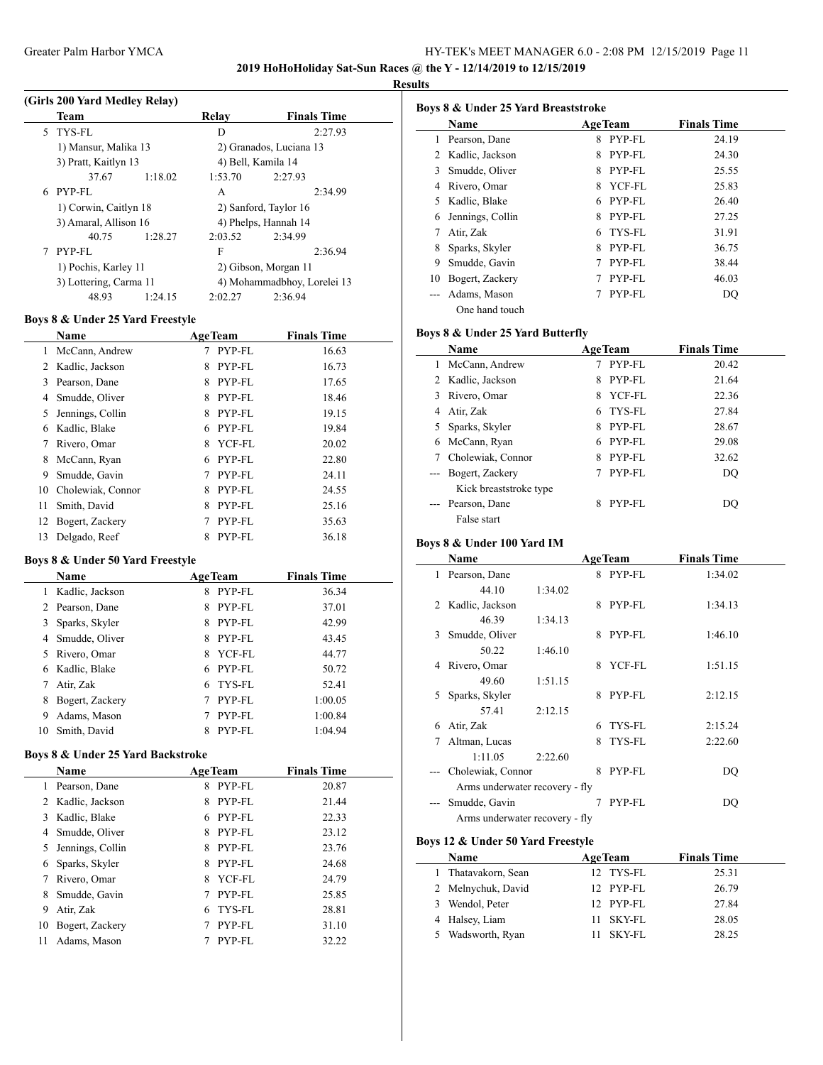2019 HoHoHoliday Sat-Sun Races @ the Y - 12/14/2019 to 12/15/2019

**Results**

### (Girls 200 Yard Medley Relay)

| | Team | Relay | Finals Time |
|---|---|---|---|
| 5 | TYS-FL | D | 2:27.93 |
| | 1) Mansur, Malika 13 | 2) Granados, Luciana 13 | |
| | 3) Pratt, Kaitlyn 13 | 4) Bell, Kamila 14 | |
| | 37.67 1:18.02 | 1:53.70 2:27.93 | |
| 6 | PYP-FL | A | 2:34.99 |
| | 1) Corwin, Caitlyn 18 | 2) Sanford, Taylor 16 | |
| | 3) Amaral, Allison 16 | 4) Phelps, Hannah 14 | |
| | 40.75 1:28.27 | 2:03.52 2:34.99 | |
| 7 | PYP-FL | F | 2:36.94 |
| | 1) Pochis, Karley 11 | 2) Gibson, Morgan 11 | |
| | 3) Lottering, Carma 11 | 4) Mohammadbhoy, Lorelei 13 | |
| | 48.93 1:24.15 | 2:02.27 2:36.94 | |

### Boys 8 & Under 25 Yard Freestyle

| | Name | Age | Team | Finals Time |
|---|---|---|---|---|
| 1 | McCann, Andrew | 7 | PYP-FL | 16.63 |
| 2 | Kadlic, Jackson | 8 | PYP-FL | 16.73 |
| 3 | Pearson, Dane | 8 | PYP-FL | 17.65 |
| 4 | Smudde, Oliver | 8 | PYP-FL | 18.46 |
| 5 | Jennings, Collin | 8 | PYP-FL | 19.15 |
| 6 | Kadlic, Blake | 6 | PYP-FL | 19.84 |
| 7 | Rivero, Omar | 8 | YCF-FL | 20.02 |
| 8 | McCann, Ryan | 6 | PYP-FL | 22.80 |
| 9 | Smudde, Gavin | 7 | PYP-FL | 24.11 |
| 10 | Cholewiak, Connor | 8 | PYP-FL | 24.55 |
| 11 | Smith, David | 8 | PYP-FL | 25.16 |
| 12 | Bogert, Zackery | 7 | PYP-FL | 35.63 |
| 13 | Delgado, Reef | 8 | PYP-FL | 36.18 |

### Boys 8 & Under 50 Yard Freestyle

| | Name | Age | Team | Finals Time |
|---|---|---|---|---|
| 1 | Kadlic, Jackson | 8 | PYP-FL | 36.34 |
| 2 | Pearson, Dane | 8 | PYP-FL | 37.01 |
| 3 | Sparks, Skyler | 8 | PYP-FL | 42.99 |
| 4 | Smudde, Oliver | 8 | PYP-FL | 43.45 |
| 5 | Rivero, Omar | 8 | YCF-FL | 44.77 |
| 6 | Kadlic, Blake | 6 | PYP-FL | 50.72 |
| 7 | Atir, Zak | 6 | TYS-FL | 52.41 |
| 8 | Bogert, Zackery | 7 | PYP-FL | 1:00.05 |
| 9 | Adams, Mason | 7 | PYP-FL | 1:00.84 |
| 10 | Smith, David | 8 | PYP-FL | 1:04.94 |

### Boys 8 & Under 25 Yard Backstroke

| | Name | Age | Team | Finals Time |
|---|---|---|---|---|
| 1 | Pearson, Dane | 8 | PYP-FL | 20.87 |
| 2 | Kadlic, Jackson | 8 | PYP-FL | 21.44 |
| 3 | Kadlic, Blake | 6 | PYP-FL | 22.33 |
| 4 | Smudde, Oliver | 8 | PYP-FL | 23.12 |
| 5 | Jennings, Collin | 8 | PYP-FL | 23.76 |
| 6 | Sparks, Skyler | 8 | PYP-FL | 24.68 |
| 7 | Rivero, Omar | 8 | YCF-FL | 24.79 |
| 8 | Smudde, Gavin | 7 | PYP-FL | 25.85 |
| 9 | Atir, Zak | 6 | TYS-FL | 28.81 |
| 10 | Bogert, Zackery | 7 | PYP-FL | 31.10 |
| 11 | Adams, Mason | 7 | PYP-FL | 32.22 |

### Boys 8 & Under 25 Yard Breaststroke

| | Name | Age | Team | Finals Time |
|---|---|---|---|---|
| 1 | Pearson, Dane | 8 | PYP-FL | 24.19 |
| 2 | Kadlic, Jackson | 8 | PYP-FL | 24.30 |
| 3 | Smudde, Oliver | 8 | PYP-FL | 25.55 |
| 4 | Rivero, Omar | 8 | YCF-FL | 25.83 |
| 5 | Kadlic, Blake | 6 | PYP-FL | 26.40 |
| 6 | Jennings, Collin | 8 | PYP-FL | 27.25 |
| 7 | Atir, Zak | 6 | TYS-FL | 31.91 |
| 8 | Sparks, Skyler | 8 | PYP-FL | 36.75 |
| 9 | Smudde, Gavin | 7 | PYP-FL | 38.44 |
| 10 | Bogert, Zackery | 7 | PYP-FL | 46.03 |
| --- | Adams, Mason | 7 | PYP-FL | DQ |
| | One hand touch | | | |

### Boys 8 & Under 25 Yard Butterfly

| | Name | Age | Team | Finals Time |
|---|---|---|---|---|
| 1 | McCann, Andrew | 7 | PYP-FL | 20.42 |
| 2 | Kadlic, Jackson | 8 | PYP-FL | 21.64 |
| 3 | Rivero, Omar | 8 | YCF-FL | 22.36 |
| 4 | Atir, Zak | 6 | TYS-FL | 27.84 |
| 5 | Sparks, Skyler | 8 | PYP-FL | 28.67 |
| 6 | McCann, Ryan | 6 | PYP-FL | 29.08 |
| 7 | Cholewiak, Connor | 8 | PYP-FL | 32.62 |
| --- | Bogert, Zackery | 7 | PYP-FL | DQ |
| | Kick breaststroke type | | | |
| --- | Pearson, Dane | 8 | PYP-FL | DQ |
| | False start | | | |

### Boys 8 & Under 100 Yard IM

| | Name | Age | Team | Finals Time |
|---|---|---|---|---|
| 1 | Pearson, Dane | 8 | PYP-FL | 1:34.02 |
| | 44.10 1:34.02 | | | |
| 2 | Kadlic, Jackson | 8 | PYP-FL | 1:34.13 |
| | 46.39 1:34.13 | | | |
| 3 | Smudde, Oliver | 8 | PYP-FL | 1:46.10 |
| | 50.22 1:46.10 | | | |
| 4 | Rivero, Omar | 8 | YCF-FL | 1:51.15 |
| | 49.60 1:51.15 | | | |
| 5 | Sparks, Skyler | 8 | PYP-FL | 2:12.15 |
| | 57.41 2:12.15 | | | |
| 6 | Atir, Zak | 6 | TYS-FL | 2:15.24 |
| 7 | Altman, Lucas | 8 | TYS-FL | 2:22.60 |
| | 1:11.05 2:22.60 | | | |
| --- | Cholewiak, Connor | 8 | PYP-FL | DQ |
| | Arms underwater recovery - fly | | | |
| --- | Smudde, Gavin | 7 | PYP-FL | DQ |
| | Arms underwater recovery - fly | | | |

### Boys 12 & Under 50 Yard Freestyle

| | Name | Age | Team | Finals Time |
|---|---|---|---|---|
| 1 | Thatavakorn, Sean | 12 | TYS-FL | 25.31 |
| 2 | Melnychuk, David | 12 | PYP-FL | 26.79 |
| 3 | Wendol, Peter | 12 | PYP-FL | 27.84 |
| 4 | Halsey, Liam | 11 | SKY-FL | 28.05 |
| 5 | Wadsworth, Ryan | 11 | SKY-FL | 28.25 |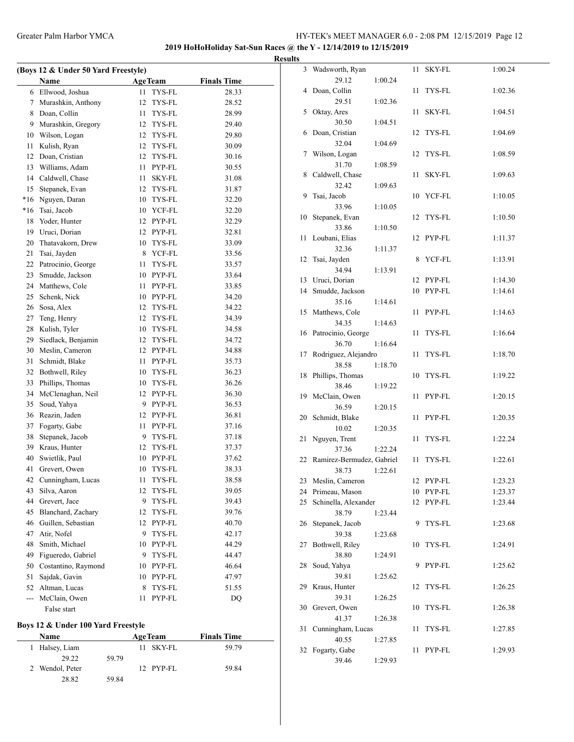2019 HoHoHoliday Sat-Sun Races @ the Y - 12/14/2019 to 12/15/2019

Results

### (Boys 12 & Under 50 Yard Freestyle)

| | Name | Age | Team | Finals Time |
|---|---|---|---|---|
| 6 | Ellwood, Joshua | 11 | TYS-FL | 28.33 |
| 7 | Murashkin, Anthony | 12 | TYS-FL | 28.52 |
| 8 | Doan, Collin | 11 | TYS-FL | 28.99 |
| 9 | Murashkin, Gregory | 12 | TYS-FL | 29.40 |
| 10 | Wilson, Logan | 12 | TYS-FL | 29.80 |
| 11 | Kulish, Ryan | 12 | TYS-FL | 30.09 |
| 12 | Doan, Cristian | 12 | TYS-FL | 30.16 |
| 13 | Williams, Adam | 11 | PYP-FL | 30.55 |
| 14 | Caldwell, Chase | 11 | SKY-FL | 31.08 |
| 15 | Stepanek, Evan | 12 | TYS-FL | 31.87 |
| *16 | Nguyen, Daran | 10 | TYS-FL | 32.20 |
| *16 | Tsai, Jacob | 10 | YCF-FL | 32.20 |
| 18 | Yoder, Hunter | 12 | PYP-FL | 32.29 |
| 19 | Uruci, Dorian | 12 | PYP-FL | 32.81 |
| 20 | Thatavakorn, Drew | 10 | TYS-FL | 33.09 |
| 21 | Tsai, Jayden | 8 | YCF-FL | 33.56 |
| 22 | Patrocinio, George | 11 | TYS-FL | 33.57 |
| 23 | Smudde, Jackson | 10 | PYP-FL | 33.64 |
| 24 | Matthews, Cole | 11 | PYP-FL | 33.85 |
| 25 | Schenk, Nick | 10 | PYP-FL | 34.20 |
| 26 | Sosa, Alex | 12 | TYS-FL | 34.22 |
| 27 | Teng, Henry | 12 | TYS-FL | 34.39 |
| 28 | Kulish, Tyler | 10 | TYS-FL | 34.58 |
| 29 | Siedlack, Benjamin | 12 | TYS-FL | 34.72 |
| 30 | Meslin, Cameron | 12 | PYP-FL | 34.88 |
| 31 | Schmidt, Blake | 11 | PYP-FL | 35.73 |
| 32 | Bothwell, Riley | 10 | TYS-FL | 36.23 |
| 33 | Phillips, Thomas | 10 | TYS-FL | 36.26 |
| 34 | McClenaghan, Neil | 12 | PYP-FL | 36.30 |
| 35 | Soud, Yahya | 9 | PYP-FL | 36.53 |
| 36 | Reazin, Jaden | 12 | PYP-FL | 36.81 |
| 37 | Fogarty, Gabe | 11 | PYP-FL | 37.16 |
| 38 | Stepanek, Jacob | 9 | TYS-FL | 37.18 |
| 39 | Kraus, Hunter | 12 | TYS-FL | 37.37 |
| 40 | Swietlik, Paul | 10 | PYP-FL | 37.62 |
| 41 | Grevert, Owen | 10 | TYS-FL | 38.33 |
| 42 | Cunningham, Lucas | 11 | TYS-FL | 38.58 |
| 43 | Silva, Aaron | 12 | TYS-FL | 39.05 |
| 44 | Grevert, Jace | 9 | TYS-FL | 39.43 |
| 45 | Blanchard, Zachary | 12 | TYS-FL | 39.76 |
| 46 | Guillen, Sebastian | 12 | PYP-FL | 40.70 |
| 47 | Atir, Nofel | 9 | TYS-FL | 42.17 |
| 48 | Smith, Michael | 10 | PYP-FL | 44.29 |
| 49 | Figueredo, Gabriel | 9 | TYS-FL | 44.47 |
| 50 | Costantino, Raymond | 10 | PYP-FL | 46.64 |
| 51 | Sajdak, Gavin | 10 | PYP-FL | 47.97 |
| 52 | Altman, Lucas | 8 | TYS-FL | 51.55 |
| --- | McClain, Owen | 11 | PYP-FL | DQ |

False start

### Boys 12 & Under 100 Yard Freestyle

| | Name | Age | Team | Finals Time | Splits |
|---|---|---|---|---|---|
| 1 | Halsey, Liam | 11 | SKY-FL | 59.79 | 29.22, 59.79 |
| 2 | Wendol, Peter | 12 | PYP-FL | 59.84 | 28.82, 59.84 |
| 3 | Wadsworth, Ryan | 11 | SKY-FL | 1:00.24 | 29.12, 1:00.24 |
| 4 | Doan, Collin | 11 | TYS-FL | 1:02.36 | 29.51, 1:02.36 |
| 5 | Oktay, Ares | 11 | SKY-FL | 1:04.51 | 30.50, 1:04.51 |
| 6 | Doan, Cristian | 12 | TYS-FL | 1:04.69 | 32.04, 1:04.69 |
| 7 | Wilson, Logan | 12 | TYS-FL | 1:08.59 | 31.70, 1:08.59 |
| 8 | Caldwell, Chase | 11 | SKY-FL | 1:09.63 | 32.42, 1:09.63 |
| 9 | Tsai, Jacob | 10 | YCF-FL | 1:10.05 | 33.96, 1:10.05 |
| 10 | Stepanek, Evan | 12 | TYS-FL | 1:10.50 | 33.86, 1:10.50 |
| 11 | Loubani, Elias | 12 | PYP-FL | 1:11.37 | 32.36, 1:11.37 |
| 12 | Tsai, Jayden | 8 | YCF-FL | 1:13.91 | 34.94, 1:13.91 |
| 13 | Uruci, Dorian | 12 | PYP-FL | 1:14.30 | |
| 14 | Smudde, Jackson | 10 | PYP-FL | 1:14.61 | 35.16, 1:14.61 |
| 15 | Matthews, Cole | 11 | PYP-FL | 1:14.63 | 34.35, 1:14.63 |
| 16 | Patrocinio, George | 11 | TYS-FL | 1:16.64 | 36.70, 1:16.64 |
| 17 | Rodriguez, Alejandro | 11 | TYS-FL | 1:18.70 | 38.58, 1:18.70 |
| 18 | Phillips, Thomas | 10 | TYS-FL | 1:19.22 | 38.46, 1:19.22 |
| 19 | McClain, Owen | 11 | PYP-FL | 1:20.15 | 36.59, 1:20.15 |
| 20 | Schmidt, Blake | 11 | PYP-FL | 1:20.35 | 10.02, 1:20.35 |
| 21 | Nguyen, Trent | 11 | TYS-FL | 1:22.24 | 37.36, 1:22.24 |
| 22 | Ramirez-Bermudez, Gabriel | 11 | TYS-FL | 1:22.61 | 38.73, 1:22.61 |
| 23 | Meslin, Cameron | 12 | PYP-FL | 1:23.23 | |
| 24 | Primeau, Mason | 10 | PYP-FL | 1:23.37 | |
| 25 | Schinella, Alexander | 12 | PYP-FL | 1:23.44 | 38.79, 1:23.44 |
| 26 | Stepanek, Jacob | 9 | TYS-FL | 1:23.68 | 39.38, 1:23.68 |
| 27 | Bothwell, Riley | 10 | TYS-FL | 1:24.91 | 38.80, 1:24.91 |
| 28 | Soud, Yahya | 9 | PYP-FL | 1:25.62 | 39.81, 1:25.62 |
| 29 | Kraus, Hunter | 12 | TYS-FL | 1:26.25 | 39.31, 1:26.25 |
| 30 | Grevert, Owen | 10 | TYS-FL | 1:26.38 | 41.37, 1:26.38 |
| 31 | Cunningham, Lucas | 11 | TYS-FL | 1:27.85 | 40.55, 1:27.85 |
| 32 | Fogarty, Gabe | 11 | PYP-FL | 1:29.93 | 39.46, 1:29.93 |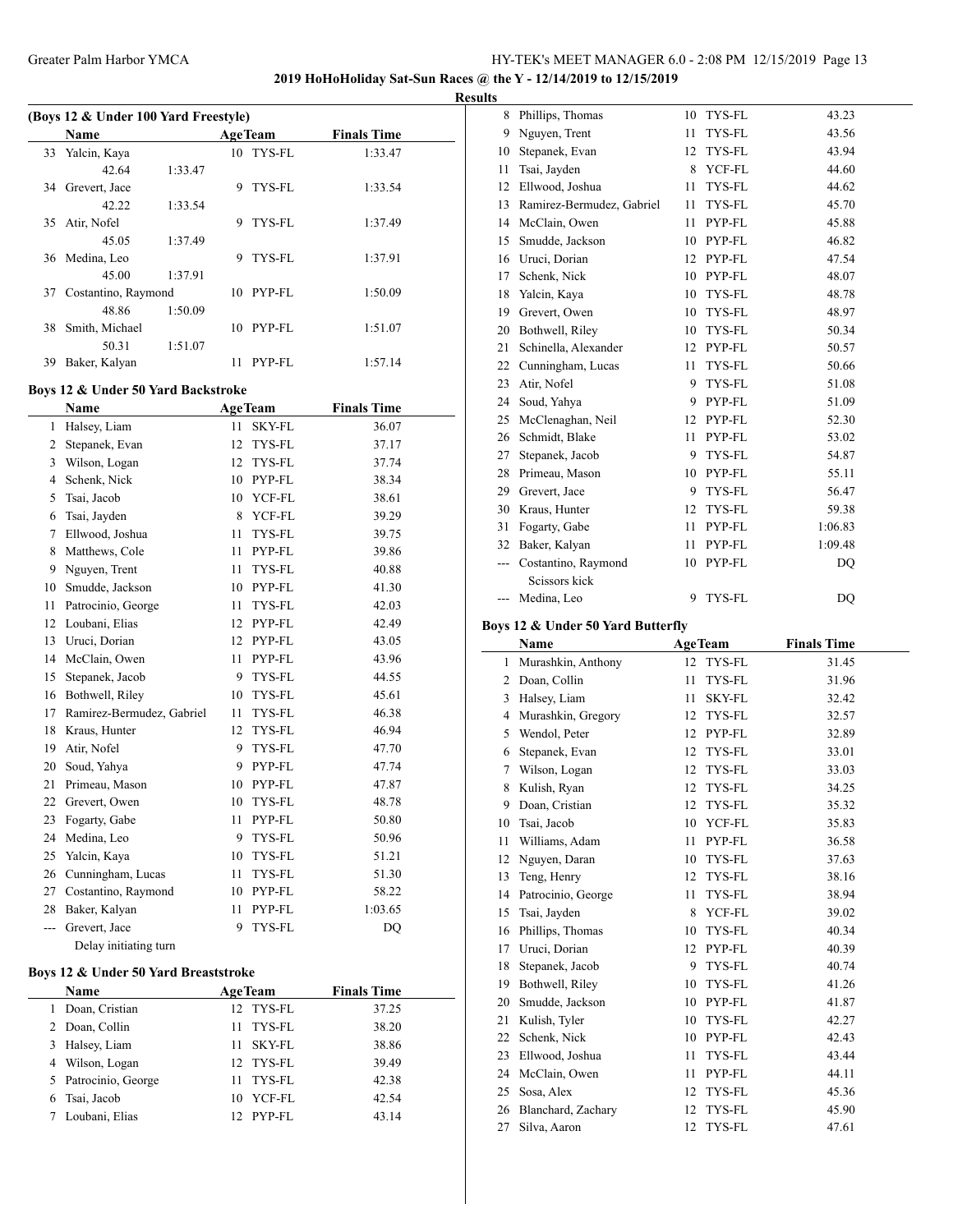## 2019 HoHoHoliday Sat-Sun Races @ the Y - 12/14/2019 to 12/15/2019

### Results

**(Boys 12 & Under 100 Yard Freestyle)**

| | Name | Age | Team | Finals Time |
|---|---|---|---|---|
| 33 | Yalcin, Kaya | 10 | TYS-FL | 1:33.47 |
| | 42.64 1:33.47 | | | |
| 34 | Grevert, Jace | 9 | TYS-FL | 1:33.54 |
| | 42.22 1:33.54 | | | |
| 35 | Atir, Nofel | 9 | TYS-FL | 1:37.49 |
| | 45.05 1:37.49 | | | |
| 36 | Medina, Leo | 9 | TYS-FL | 1:37.91 |
| | 45.00 1:37.91 | | | |
| 37 | Costantino, Raymond | 10 | PYP-FL | 1:50.09 |
| | 48.86 1:50.09 | | | |
| 38 | Smith, Michael | 10 | PYP-FL | 1:51.07 |
| | 50.31 1:51.07 | | | |
| 39 | Baker, Kalyan | 11 | PYP-FL | 1:57.14 |

**Boys 12 & Under 50 Yard Backstroke**

| | Name | Age | Team | Finals Time |
|---|---|---|---|---|
| 1 | Halsey, Liam | 11 | SKY-FL | 36.07 |
| 2 | Stepanek, Evan | 12 | TYS-FL | 37.17 |
| 3 | Wilson, Logan | 12 | TYS-FL | 37.74 |
| 4 | Schenk, Nick | 10 | PYP-FL | 38.34 |
| 5 | Tsai, Jacob | 10 | YCF-FL | 38.61 |
| 6 | Tsai, Jayden | 8 | YCF-FL | 39.29 |
| 7 | Ellwood, Joshua | 11 | TYS-FL | 39.75 |
| 8 | Matthews, Cole | 11 | PYP-FL | 39.86 |
| 9 | Nguyen, Trent | 11 | TYS-FL | 40.88 |
| 10 | Smudde, Jackson | 10 | PYP-FL | 41.30 |
| 11 | Patrocinio, George | 11 | TYS-FL | 42.03 |
| 12 | Loubani, Elias | 12 | PYP-FL | 42.49 |
| 13 | Uruci, Dorian | 12 | PYP-FL | 43.05 |
| 14 | McClain, Owen | 11 | PYP-FL | 43.96 |
| 15 | Stepanek, Jacob | 9 | TYS-FL | 44.55 |
| 16 | Bothwell, Riley | 10 | TYS-FL | 45.61 |
| 17 | Ramirez-Bermudez, Gabriel | 11 | TYS-FL | 46.38 |
| 18 | Kraus, Hunter | 12 | TYS-FL | 46.94 |
| 19 | Atir, Nofel | 9 | TYS-FL | 47.70 |
| 20 | Soud, Yahya | 9 | PYP-FL | 47.74 |
| 21 | Primeau, Mason | 10 | PYP-FL | 47.87 |
| 22 | Grevert, Owen | 10 | TYS-FL | 48.78 |
| 23 | Fogarty, Gabe | 11 | PYP-FL | 50.80 |
| 24 | Medina, Leo | 9 | TYS-FL | 50.96 |
| 25 | Yalcin, Kaya | 10 | TYS-FL | 51.21 |
| 26 | Cunningham, Lucas | 11 | TYS-FL | 51.30 |
| 27 | Costantino, Raymond | 10 | PYP-FL | 58.22 |
| 28 | Baker, Kalyan | 11 | PYP-FL | 1:03.65 |
| --- | Grevert, Jace | 9 | TYS-FL | DQ |
| | Delay initiating turn | | | |

**Boys 12 & Under 50 Yard Breaststroke**

| | Name | Age | Team | Finals Time |
|---|---|---|---|---|
| 1 | Doan, Cristian | 12 | TYS-FL | 37.25 |
| 2 | Doan, Collin | 11 | TYS-FL | 38.20 |
| 3 | Halsey, Liam | 11 | SKY-FL | 38.86 |
| 4 | Wilson, Logan | 12 | TYS-FL | 39.49 |
| 5 | Patrocinio, George | 11 | TYS-FL | 42.38 |
| 6 | Tsai, Jacob | 10 | YCF-FL | 42.54 |
| 7 | Loubani, Elias | 12 | PYP-FL | 43.14 |
| 8 | Phillips, Thomas | 10 | TYS-FL | 43.23 |
| 9 | Nguyen, Trent | 11 | TYS-FL | 43.56 |
| 10 | Stepanek, Evan | 12 | TYS-FL | 43.94 |
| 11 | Tsai, Jayden | 8 | YCF-FL | 44.60 |
| 12 | Ellwood, Joshua | 11 | TYS-FL | 44.62 |
| 13 | Ramirez-Bermudez, Gabriel | 11 | TYS-FL | 45.70 |
| 14 | McClain, Owen | 11 | PYP-FL | 45.88 |
| 15 | Smudde, Jackson | 10 | PYP-FL | 46.82 |
| 16 | Uruci, Dorian | 12 | PYP-FL | 47.54 |
| 17 | Schenk, Nick | 10 | PYP-FL | 48.07 |
| 18 | Yalcin, Kaya | 10 | TYS-FL | 48.78 |
| 19 | Grevert, Owen | 10 | TYS-FL | 48.97 |
| 20 | Bothwell, Riley | 10 | TYS-FL | 50.34 |
| 21 | Schinella, Alexander | 12 | PYP-FL | 50.57 |
| 22 | Cunningham, Lucas | 11 | TYS-FL | 50.66 |
| 23 | Atir, Nofel | 9 | TYS-FL | 51.08 |
| 24 | Soud, Yahya | 9 | PYP-FL | 51.09 |
| 25 | McClenaghan, Neil | 12 | PYP-FL | 52.30 |
| 26 | Schmidt, Blake | 11 | PYP-FL | 53.02 |
| 27 | Stepanek, Jacob | 9 | TYS-FL | 54.87 |
| 28 | Primeau, Mason | 10 | PYP-FL | 55.11 |
| 29 | Grevert, Jace | 9 | TYS-FL | 56.47 |
| 30 | Kraus, Hunter | 12 | TYS-FL | 59.38 |
| 31 | Fogarty, Gabe | 11 | PYP-FL | 1:06.83 |
| 32 | Baker, Kalyan | 11 | PYP-FL | 1:09.48 |
| --- | Costantino, Raymond | 10 | PYP-FL | DQ |
| | Scissors kick | | | |
| --- | Medina, Leo | 9 | TYS-FL | DQ |

**Boys 12 & Under 50 Yard Butterfly**

| | Name | Age | Team | Finals Time |
|---|---|---|---|---|
| 1 | Murashkin, Anthony | 12 | TYS-FL | 31.45 |
| 2 | Doan, Collin | 11 | TYS-FL | 31.96 |
| 3 | Halsey, Liam | 11 | SKY-FL | 32.42 |
| 4 | Murashkin, Gregory | 12 | TYS-FL | 32.57 |
| 5 | Wendol, Peter | 12 | PYP-FL | 32.89 |
| 6 | Stepanek, Evan | 12 | TYS-FL | 33.01 |
| 7 | Wilson, Logan | 12 | TYS-FL | 33.03 |
| 8 | Kulish, Ryan | 12 | TYS-FL | 34.25 |
| 9 | Doan, Cristian | 12 | TYS-FL | 35.32 |
| 10 | Tsai, Jacob | 10 | YCF-FL | 35.83 |
| 11 | Williams, Adam | 11 | PYP-FL | 36.58 |
| 12 | Nguyen, Daran | 10 | TYS-FL | 37.63 |
| 13 | Teng, Henry | 12 | TYS-FL | 38.16 |
| 14 | Patrocinio, George | 11 | TYS-FL | 38.94 |
| 15 | Tsai, Jayden | 8 | YCF-FL | 39.02 |
| 16 | Phillips, Thomas | 10 | TYS-FL | 40.34 |
| 17 | Uruci, Dorian | 12 | PYP-FL | 40.39 |
| 18 | Stepanek, Jacob | 9 | TYS-FL | 40.74 |
| 19 | Bothwell, Riley | 10 | TYS-FL | 41.26 |
| 20 | Smudde, Jackson | 10 | PYP-FL | 41.87 |
| 21 | Kulish, Tyler | 10 | TYS-FL | 42.27 |
| 22 | Schenk, Nick | 10 | PYP-FL | 42.43 |
| 23 | Ellwood, Joshua | 11 | TYS-FL | 43.44 |
| 24 | McClain, Owen | 11 | PYP-FL | 44.11 |
| 25 | Sosa, Alex | 12 | TYS-FL | 45.36 |
| 26 | Blanchard, Zachary | 12 | TYS-FL | 45.90 |
| 27 | Silva, Aaron | 12 | TYS-FL | 47.61 |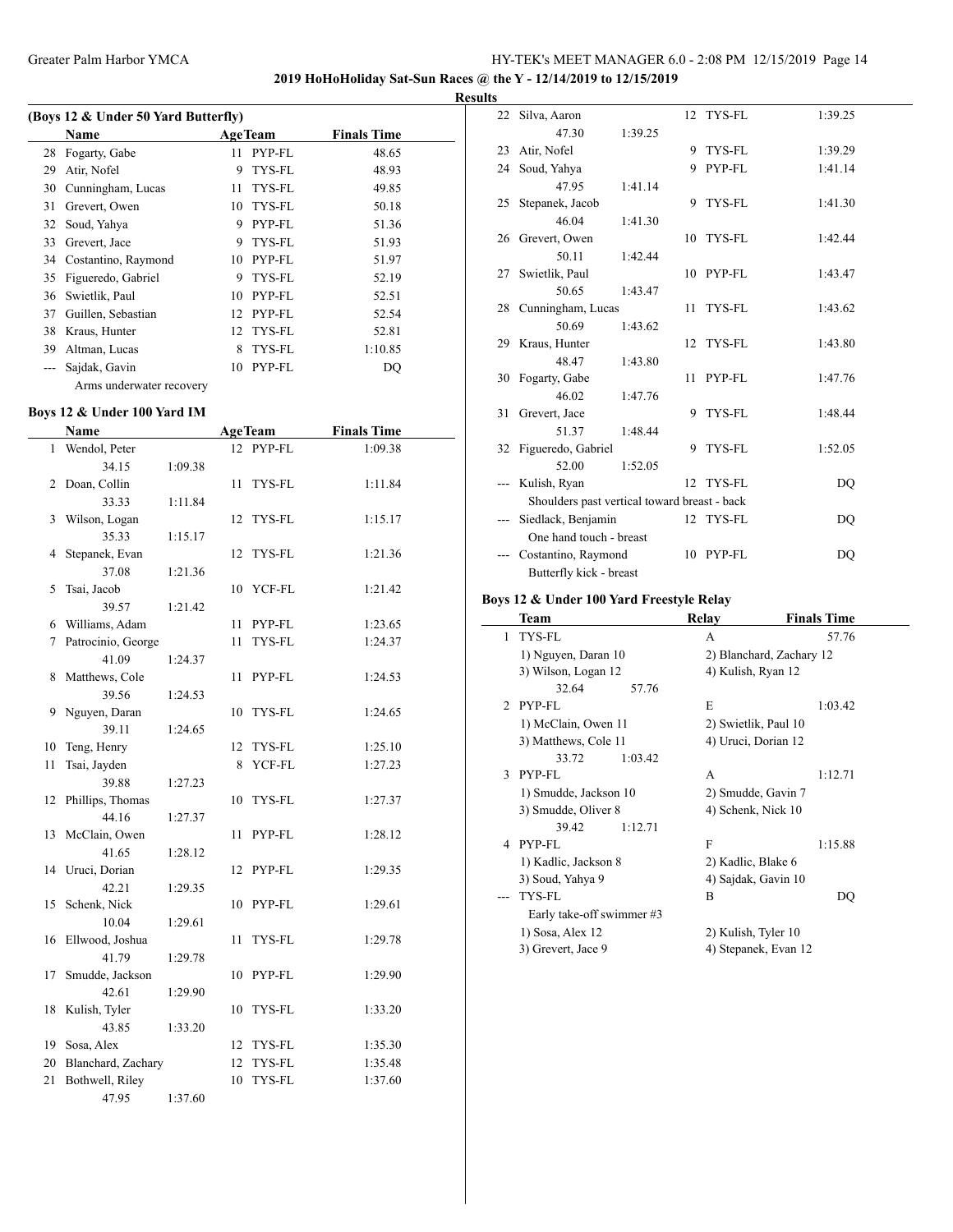**2019 HoHoHoliday Sat-Sun Races @ the Y - 12/14/2019 to 12/15/2019**

**Results**

### (Boys 12 & Under 50 Yard Butterfly)

| | Name | Age | Team | Finals Time |
|---|---|---|---|---|
| 28 | Fogarty, Gabe | 11 | PYP-FL | 48.65 |
| 29 | Atir, Nofel | 9 | TYS-FL | 48.93 |
| 30 | Cunningham, Lucas | 11 | TYS-FL | 49.85 |
| 31 | Grevert, Owen | 10 | TYS-FL | 50.18 |
| 32 | Soud, Yahya | 9 | PYP-FL | 51.36 |
| 33 | Grevert, Jace | 9 | TYS-FL | 51.93 |
| 34 | Costantino, Raymond | 10 | PYP-FL | 51.97 |
| 35 | Figueredo, Gabriel | 9 | TYS-FL | 52.19 |
| 36 | Swietlik, Paul | 10 | PYP-FL | 52.51 |
| 37 | Guillen, Sebastian | 12 | PYP-FL | 52.54 |
| 38 | Kraus, Hunter | 12 | TYS-FL | 52.81 |
| 39 | Altman, Lucas | 8 | TYS-FL | 1:10.85 |
| --- | Sajdak, Gavin | 10 | PYP-FL | DQ |
| | Arms underwater recovery | | | |

### Boys 12 & Under 100 Yard IM

| | Name | Age | Team | Finals Time |
|---|---|---|---|---|
| 1 | Wendol, Peter | 12 | PYP-FL | 1:09.38 |
| | 34.15 1:09.38 | | | |
| 2 | Doan, Collin | 11 | TYS-FL | 1:11.84 |
| | 33.33 1:11.84 | | | |
| 3 | Wilson, Logan | 12 | TYS-FL | 1:15.17 |
| | 35.33 1:15.17 | | | |
| 4 | Stepanek, Evan | 12 | TYS-FL | 1:21.36 |
| | 37.08 1:21.36 | | | |
| 5 | Tsai, Jacob | 10 | YCF-FL | 1:21.42 |
| | 39.57 1:21.42 | | | |
| 6 | Williams, Adam | 11 | PYP-FL | 1:23.65 |
| 7 | Patrocinio, George | 11 | TYS-FL | 1:24.37 |
| | 41.09 1:24.37 | | | |
| 8 | Matthews, Cole | 11 | PYP-FL | 1:24.53 |
| | 39.56 1:24.53 | | | |
| 9 | Nguyen, Daran | 10 | TYS-FL | 1:24.65 |
| | 39.11 1:24.65 | | | |
| 10 | Teng, Henry | 12 | TYS-FL | 1:25.10 |
| 11 | Tsai, Jayden | 8 | YCF-FL | 1:27.23 |
| | 39.88 1:27.23 | | | |
| 12 | Phillips, Thomas | 10 | TYS-FL | 1:27.37 |
| | 44.16 1:27.37 | | | |
| 13 | McClain, Owen | 11 | PYP-FL | 1:28.12 |
| | 41.65 1:28.12 | | | |
| 14 | Uruci, Dorian | 12 | PYP-FL | 1:29.35 |
| | 42.21 1:29.35 | | | |
| 15 | Schenk, Nick | 10 | PYP-FL | 1:29.61 |
| | 10.04 1:29.61 | | | |
| 16 | Ellwood, Joshua | 11 | TYS-FL | 1:29.78 |
| | 41.79 1:29.78 | | | |
| 17 | Smudde, Jackson | 10 | PYP-FL | 1:29.90 |
| | 42.61 1:29.90 | | | |
| 18 | Kulish, Tyler | 10 | TYS-FL | 1:33.20 |
| | 43.85 1:33.20 | | | |
| 19 | Sosa, Alex | 12 | TYS-FL | 1:35.30 |
| 20 | Blanchard, Zachary | 12 | TYS-FL | 1:35.48 |
| 21 | Bothwell, Riley | 10 | TYS-FL | 1:37.60 |
| | 47.95 1:37.60 | | | |
| 22 | Silva, Aaron | 12 | TYS-FL | 1:39.25 |
| | 47.30 1:39.25 | | | |
| 23 | Atir, Nofel | 9 | TYS-FL | 1:39.29 |
| 24 | Soud, Yahya | 9 | PYP-FL | 1:41.14 |
| | 47.95 1:41.14 | | | |
| 25 | Stepanek, Jacob | 9 | TYS-FL | 1:41.30 |
| | 46.04 1:41.30 | | | |
| 26 | Grevert, Owen | 10 | TYS-FL | 1:42.44 |
| | 50.11 1:42.44 | | | |
| 27 | Swietlik, Paul | 10 | PYP-FL | 1:43.47 |
| | 50.65 1:43.47 | | | |
| 28 | Cunningham, Lucas | 11 | TYS-FL | 1:43.62 |
| | 50.69 1:43.62 | | | |
| 29 | Kraus, Hunter | 12 | TYS-FL | 1:43.80 |
| | 48.47 1:43.80 | | | |
| 30 | Fogarty, Gabe | 11 | PYP-FL | 1:47.76 |
| | 46.02 1:47.76 | | | |
| 31 | Grevert, Jace | 9 | TYS-FL | 1:48.44 |
| | 51.37 1:48.44 | | | |
| 32 | Figueredo, Gabriel | 9 | TYS-FL | 1:52.05 |
| | 52.00 1:52.05 | | | |
| --- | Kulish, Ryan | 12 | TYS-FL | DQ |
| | Shoulders past vertical toward breast - back | | | |
| --- | Siedlack, Benjamin | 12 | TYS-FL | DQ |
| | One hand touch - breast | | | |
| --- | Costantino, Raymond | 10 | PYP-FL | DQ |
| | Butterfly kick - breast | | | |

### Boys 12 & Under 100 Yard Freestyle Relay

| | Team | Relay | Finals Time |
|---|---|---|---|
| 1 | TYS-FL | A | 57.76 |
| | 1) Nguyen, Daran 10 | 2) Blanchard, Zachary 12 | |
| | 3) Wilson, Logan 12 | 4) Kulish, Ryan 12 | |
| | 32.64 57.76 | | |
| 2 | PYP-FL | E | 1:03.42 |
| | 1) McClain, Owen 11 | 2) Swietlik, Paul 10 | |
| | 3) Matthews, Cole 11 | 4) Uruci, Dorian 12 | |
| | 33.72 1:03.42 | | |
| 3 | PYP-FL | A | 1:12.71 |
| | 1) Smudde, Jackson 10 | 2) Smudde, Gavin 7 | |
| | 3) Smudde, Oliver 8 | 4) Schenk, Nick 10 | |
| | 39.42 1:12.71 | | |
| 4 | PYP-FL | F | 1:15.88 |
| | 1) Kadlic, Jackson 8 | 2) Kadlic, Blake 6 | |
| | 3) Soud, Yahya 9 | 4) Sajdak, Gavin 10 | |
| --- | TYS-FL | B | DQ |
| | Early take-off swimmer #3 | | |
| | 1) Sosa, Alex 12 | 2) Kulish, Tyler 10 | |
| | 3) Grevert, Jace 9 | 4) Stepanek, Evan 12 | |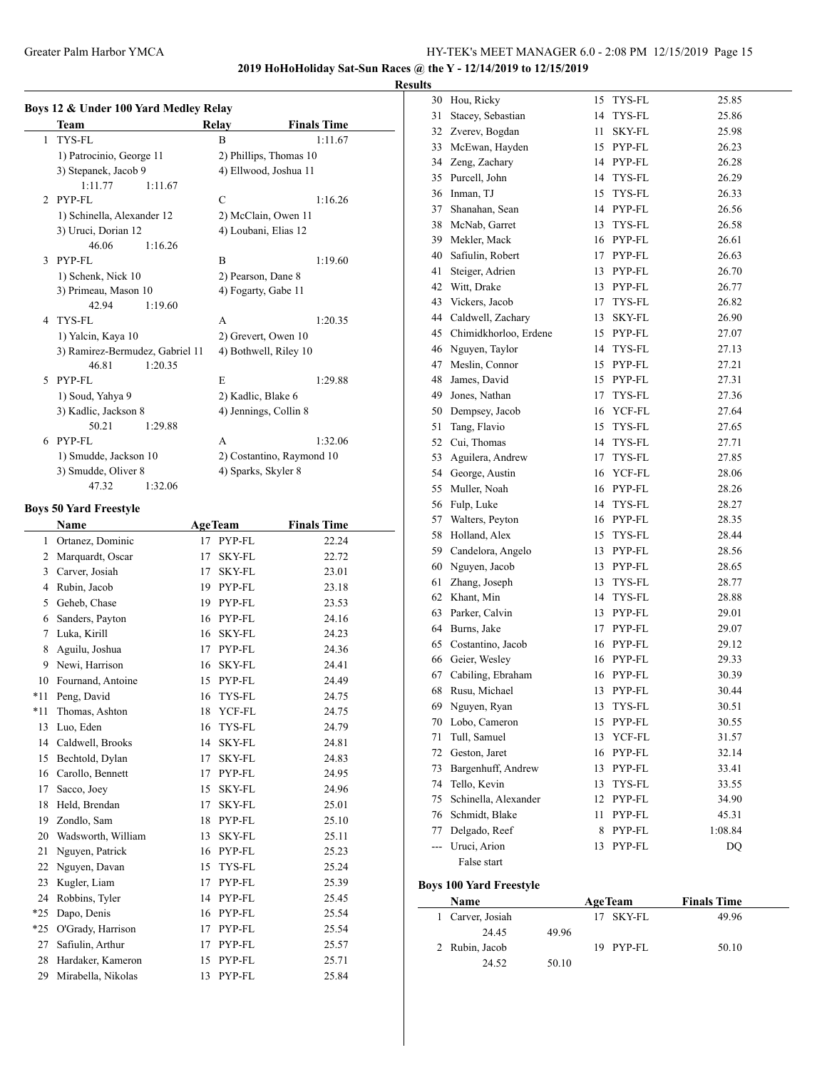**2019 HoHoHoliday Sat-Sun Races @ the Y - 12/14/2019 to 12/15/2019**

**Results**

### Boys 12 & Under 100 Yard Medley Relay

| | Team | Relay | Finals Time |
|---|---|---|---|
| 1 | TYS-FL | B | 1:11.67 |
| | 1) Patrocinio, George 11 | 2) Phillips, Thomas 10 | |
| | 3) Stepanek, Jacob 9 | 4) Ellwood, Joshua 11 | |
| | 1:11.77 1:11.67 | | |
| 2 | PYP-FL | C | 1:16.26 |
| | 1) Schinella, Alexander 12 | 2) McClain, Owen 11 | |
| | 3) Uruci, Dorian 12 | 4) Loubani, Elias 12 | |
| | 46.06 1:16.26 | | |
| 3 | PYP-FL | B | 1:19.60 |
| | 1) Schenk, Nick 10 | 2) Pearson, Dane 8 | |
| | 3) Primeau, Mason 10 | 4) Fogarty, Gabe 11 | |
| | 42.94 1:19.60 | | |
| 4 | TYS-FL | A | 1:20.35 |
| | 1) Yalcin, Kaya 10 | 2) Grevert, Owen 10 | |
| | 3) Ramirez-Bermudez, Gabriel 11 | 4) Bothwell, Riley 10 | |
| | 46.81 1:20.35 | | |
| 5 | PYP-FL | E | 1:29.88 |
| | 1) Soud, Yahya 9 | 2) Kadlic, Blake 6 | |
| | 3) Kadlic, Jackson 8 | 4) Jennings, Collin 8 | |
| | 50.21 1:29.88 | | |
| 6 | PYP-FL | A | 1:32.06 |
| | 1) Smudde, Jackson 10 | 2) Costantino, Raymond 10 | |
| | 3) Smudde, Oliver 8 | 4) Sparks, Skyler 8 | |
| | 47.32 1:32.06 | | |

### Boys 50 Yard Freestyle

| | Name | Age | Team | Finals Time |
|---|---|---|---|---|
| 1 | Ortanez, Dominic | 17 | PYP-FL | 22.24 |
| 2 | Marquardt, Oscar | 17 | SKY-FL | 22.72 |
| 3 | Carver, Josiah | 17 | SKY-FL | 23.01 |
| 4 | Rubin, Jacob | 19 | PYP-FL | 23.18 |
| 5 | Geheb, Chase | 19 | PYP-FL | 23.53 |
| 6 | Sanders, Payton | 16 | PYP-FL | 24.16 |
| 7 | Luka, Kirill | 16 | SKY-FL | 24.23 |
| 8 | Aguilu, Joshua | 17 | PYP-FL | 24.36 |
| 9 | Newi, Harrison | 16 | SKY-FL | 24.41 |
| 10 | Fournand, Antoine | 15 | PYP-FL | 24.49 |
| *11 | Peng, David | 16 | TYS-FL | 24.75 |
| *11 | Thomas, Ashton | 18 | YCF-FL | 24.75 |
| 13 | Luo, Eden | 16 | TYS-FL | 24.79 |
| 14 | Caldwell, Brooks | 14 | SKY-FL | 24.81 |
| 15 | Bechtold, Dylan | 17 | SKY-FL | 24.83 |
| 16 | Carollo, Bennett | 17 | PYP-FL | 24.95 |
| 17 | Sacco, Joey | 15 | SKY-FL | 24.96 |
| 18 | Held, Brendan | 17 | SKY-FL | 25.01 |
| 19 | Zondlo, Sam | 18 | PYP-FL | 25.10 |
| 20 | Wadsworth, William | 13 | SKY-FL | 25.11 |
| 21 | Nguyen, Patrick | 16 | PYP-FL | 25.23 |
| 22 | Nguyen, Davan | 15 | TYS-FL | 25.24 |
| 23 | Kugler, Liam | 17 | PYP-FL | 25.39 |
| 24 | Robbins, Tyler | 14 | PYP-FL | 25.45 |
| *25 | Dapo, Denis | 16 | PYP-FL | 25.54 |
| *25 | O'Grady, Harrison | 17 | PYP-FL | 25.54 |
| 27 | Safiulin, Arthur | 17 | PYP-FL | 25.57 |
| 28 | Hardaker, Kameron | 15 | PYP-FL | 25.71 |
| 29 | Mirabella, Nikolas | 13 | PYP-FL | 25.84 |
| 30 | Hou, Ricky | 15 | TYS-FL | 25.85 |
| 31 | Stacey, Sebastian | 14 | TYS-FL | 25.86 |
| 32 | Zverev, Bogdan | 11 | SKY-FL | 25.98 |
| 33 | McEwan, Hayden | 15 | PYP-FL | 26.23 |
| 34 | Zeng, Zachary | 14 | PYP-FL | 26.28 |
| 35 | Purcell, John | 14 | TYS-FL | 26.29 |
| 36 | Inman, TJ | 15 | TYS-FL | 26.33 |
| 37 | Shanahan, Sean | 14 | PYP-FL | 26.56 |
| 38 | McNab, Garret | 13 | TYS-FL | 26.58 |
| 39 | Mekler, Mack | 16 | PYP-FL | 26.61 |
| 40 | Safiulin, Robert | 17 | PYP-FL | 26.63 |
| 41 | Steiger, Adrien | 13 | PYP-FL | 26.70 |
| 42 | Witt, Drake | 13 | PYP-FL | 26.77 |
| 43 | Vickers, Jacob | 17 | TYS-FL | 26.82 |
| 44 | Caldwell, Zachary | 13 | SKY-FL | 26.90 |
| 45 | Chimidkhorloo, Erdene | 15 | PYP-FL | 27.07 |
| 46 | Nguyen, Taylor | 14 | TYS-FL | 27.13 |
| 47 | Meslin, Connor | 15 | PYP-FL | 27.21 |
| 48 | James, David | 15 | PYP-FL | 27.31 |
| 49 | Jones, Nathan | 17 | TYS-FL | 27.36 |
| 50 | Dempsey, Jacob | 16 | YCF-FL | 27.64 |
| 51 | Tang, Flavio | 15 | TYS-FL | 27.65 |
| 52 | Cui, Thomas | 14 | TYS-FL | 27.71 |
| 53 | Aguilera, Andrew | 17 | TYS-FL | 27.85 |
| 54 | George, Austin | 16 | YCF-FL | 28.06 |
| 55 | Muller, Noah | 16 | PYP-FL | 28.26 |
| 56 | Fulp, Luke | 14 | TYS-FL | 28.27 |
| 57 | Walters, Peyton | 16 | PYP-FL | 28.35 |
| 58 | Holland, Alex | 15 | TYS-FL | 28.44 |
| 59 | Candelora, Angelo | 13 | PYP-FL | 28.56 |
| 60 | Nguyen, Jacob | 13 | PYP-FL | 28.65 |
| 61 | Zhang, Joseph | 13 | TYS-FL | 28.77 |
| 62 | Khant, Min | 14 | TYS-FL | 28.88 |
| 63 | Parker, Calvin | 13 | PYP-FL | 29.01 |
| 64 | Burns, Jake | 17 | PYP-FL | 29.07 |
| 65 | Costantino, Jacob | 16 | PYP-FL | 29.12 |
| 66 | Geier, Wesley | 16 | PYP-FL | 29.33 |
| 67 | Cabiling, Ebraham | 16 | PYP-FL | 30.39 |
| 68 | Rusu, Michael | 13 | PYP-FL | 30.44 |
| 69 | Nguyen, Ryan | 13 | TYS-FL | 30.51 |
| 70 | Lobo, Cameron | 15 | PYP-FL | 30.55 |
| 71 | Tull, Samuel | 13 | YCF-FL | 31.57 |
| 72 | Geston, Jaret | 16 | PYP-FL | 32.14 |
| 73 | Bargenhuff, Andrew | 13 | PYP-FL | 33.41 |
| 74 | Tello, Kevin | 13 | TYS-FL | 33.55 |
| 75 | Schinella, Alexander | 12 | PYP-FL | 34.90 |
| 76 | Schmidt, Blake | 11 | PYP-FL | 45.31 |
| 77 | Delgado, Reef | 8 | PYP-FL | 1:08.84 |
| --- | Uruci, Arion | 13 | PYP-FL | DQ |
| | False start | | | |

### Boys 100 Yard Freestyle

| | Name | Age | Team | Finals Time |
|---|---|---|---|---|
| 1 | Carver, Josiah | 17 | SKY-FL | 49.96 |
| | 24.45 49.96 | | | |
| 2 | Rubin, Jacob | 19 | PYP-FL | 50.10 |
| | 24.52 50.10 | | | |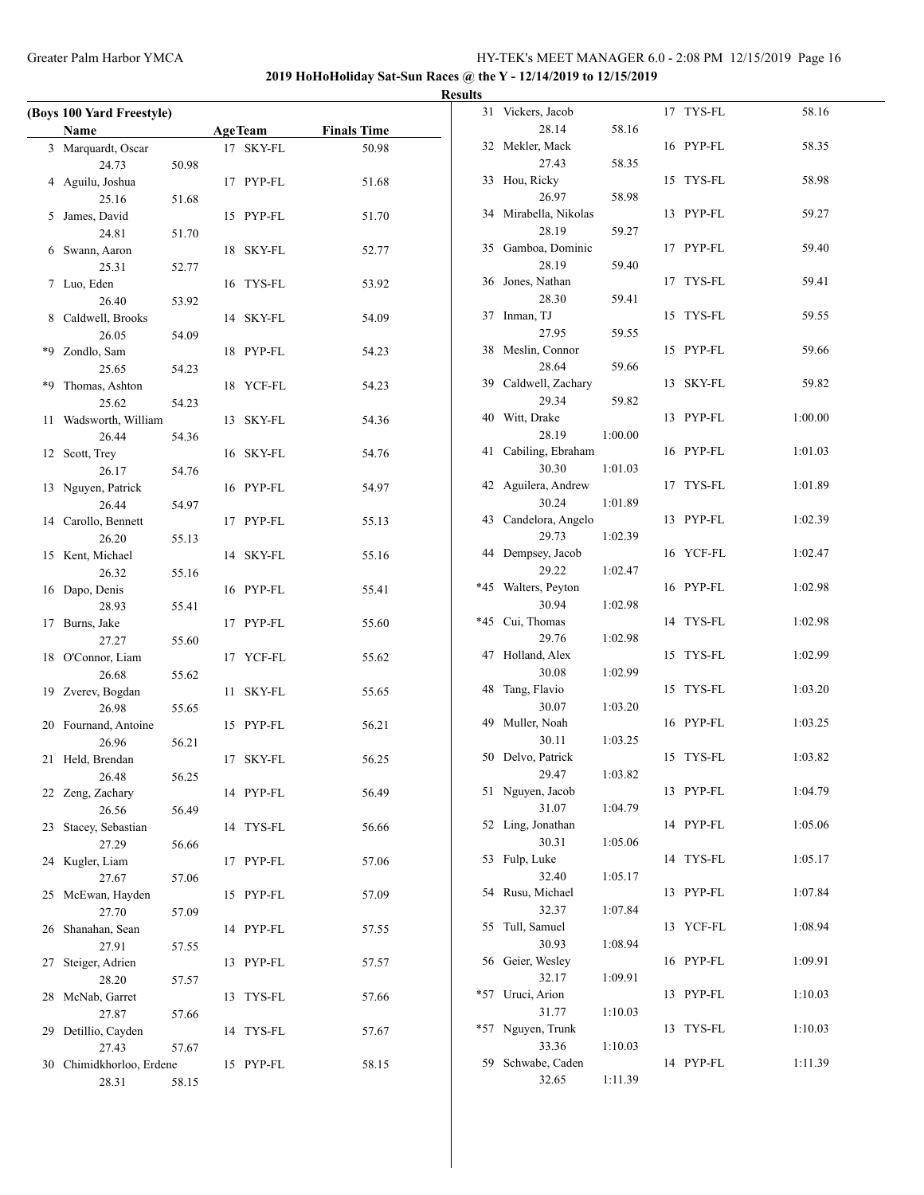**2019 HoHoHoliday Sat-Sun Races @ the Y - 12/14/2019 to 12/15/2019**

**Results**

**(Boys 100 Yard Freestyle)**

| Name | | AgeTeam | | Finals Time |
|---|---|---|---|---|
| 3 Marquardt, Oscar | | 17 | SKY-FL | 50.98 |
| 24.73 | 50.98 | | | |
| 4 Aguilu, Joshua | | 17 | PYP-FL | 51.68 |
| 25.16 | 51.68 | | | |
| 5 James, David | | 15 | PYP-FL | 51.70 |
| 24.81 | 51.70 | | | |
| 6 Swann, Aaron | | 18 | SKY-FL | 52.77 |
| 25.31 | 52.77 | | | |
| 7 Luo, Eden | | 16 | TYS-FL | 53.92 |
| 26.40 | 53.92 | | | |
| 8 Caldwell, Brooks | | 14 | SKY-FL | 54.09 |
| 26.05 | 54.09 | | | |
| *9 Zondlo, Sam | | 18 | PYP-FL | 54.23 |
| 25.65 | 54.23 | | | |
| *9 Thomas, Ashton | | 18 | YCF-FL | 54.23 |
| 25.62 | 54.23 | | | |
| 11 Wadsworth, William | | 13 | SKY-FL | 54.36 |
| 26.44 | 54.36 | | | |
| 12 Scott, Trey | | 16 | SKY-FL | 54.76 |
| 26.17 | 54.76 | | | |
| 13 Nguyen, Patrick | | 16 | PYP-FL | 54.97 |
| 26.44 | 54.97 | | | |
| 14 Carollo, Bennett | | 17 | PYP-FL | 55.13 |
| 26.20 | 55.13 | | | |
| 15 Kent, Michael | | 14 | SKY-FL | 55.16 |
| 26.32 | 55.16 | | | |
| 16 Dapo, Denis | | 16 | PYP-FL | 55.41 |
| 28.93 | 55.41 | | | |
| 17 Burns, Jake | | 17 | PYP-FL | 55.60 |
| 27.27 | 55.60 | | | |
| 18 O'Connor, Liam | | 17 | YCF-FL | 55.62 |
| 26.68 | 55.62 | | | |
| 19 Zverev, Bogdan | | 11 | SKY-FL | 55.65 |
| 26.98 | 55.65 | | | |
| 20 Fournand, Antoine | | 15 | PYP-FL | 56.21 |
| 26.96 | 56.21 | | | |
| 21 Held, Brendan | | 17 | SKY-FL | 56.25 |
| 26.48 | 56.25 | | | |
| 22 Zeng, Zachary | | 14 | PYP-FL | 56.49 |
| 26.56 | 56.49 | | | |
| 23 Stacey, Sebastian | | 14 | TYS-FL | 56.66 |
| 27.29 | 56.66 | | | |
| 24 Kugler, Liam | | 17 | PYP-FL | 57.06 |
| 27.67 | 57.06 | | | |
| 25 McEwan, Hayden | | 15 | PYP-FL | 57.09 |
| 27.70 | 57.09 | | | |
| 26 Shanahan, Sean | | 14 | PYP-FL | 57.55 |
| 27.91 | 57.55 | | | |
| 27 Steiger, Adrien | | 13 | PYP-FL | 57.57 |
| 28.20 | 57.57 | | | |
| 28 McNab, Garret | | 13 | TYS-FL | 57.66 |
| 27.87 | 57.66 | | | |
| 29 Detillio, Cayden | | 14 | TYS-FL | 57.67 |
| 27.43 | 57.67 | | | |
| 30 Chimidkhorloo, Erdene | | 15 | PYP-FL | 58.15 |
| 28.31 | 58.15 | | | |
| 31 Vickers, Jacob | | 17 | TYS-FL | 58.16 |
| 28.14 | 58.16 | | | |
| 32 Mekler, Mack | | 16 | PYP-FL | 58.35 |
| 27.43 | 58.35 | | | |
| 33 Hou, Ricky | | 15 | TYS-FL | 58.98 |
| 26.97 | 58.98 | | | |
| 34 Mirabella, Nikolas | | 13 | PYP-FL | 59.27 |
| 28.19 | 59.27 | | | |
| 35 Gamboa, Dominic | | 17 | PYP-FL | 59.40 |
| 28.19 | 59.40 | | | |
| 36 Jones, Nathan | | 17 | TYS-FL | 59.41 |
| 28.30 | 59.41 | | | |
| 37 Inman, TJ | | 15 | TYS-FL | 59.55 |
| 27.95 | 59.55 | | | |
| 38 Meslin, Connor | | 15 | PYP-FL | 59.66 |
| 28.64 | 59.66 | | | |
| 39 Caldwell, Zachary | | 13 | SKY-FL | 59.82 |
| 29.34 | 59.82 | | | |
| 40 Witt, Drake | | 13 | PYP-FL | 1:00.00 |
| 28.19 | 1:00.00 | | | |
| 41 Cabiling, Ebraham | | 16 | PYP-FL | 1:01.03 |
| 30.30 | 1:01.03 | | | |
| 42 Aguilera, Andrew | | 17 | TYS-FL | 1:01.89 |
| 30.24 | 1:01.89 | | | |
| 43 Candelora, Angelo | | 13 | PYP-FL | 1:02.39 |
| 29.73 | 1:02.39 | | | |
| 44 Dempsey, Jacob | | 16 | YCF-FL | 1:02.47 |
| 29.22 | 1:02.47 | | | |
| *45 Walters, Peyton | | 16 | PYP-FL | 1:02.98 |
| 30.94 | 1:02.98 | | | |
| *45 Cui, Thomas | | 14 | TYS-FL | 1:02.98 |
| 29.76 | 1:02.98 | | | |
| 47 Holland, Alex | | 15 | TYS-FL | 1:02.99 |
| 30.08 | 1:02.99 | | | |
| 48 Tang, Flavio | | 15 | TYS-FL | 1:03.20 |
| 30.07 | 1:03.20 | | | |
| 49 Muller, Noah | | 16 | PYP-FL | 1:03.25 |
| 30.11 | 1:03.25 | | | |
| 50 Delvo, Patrick | | 15 | TYS-FL | 1:03.82 |
| 29.47 | 1:03.82 | | | |
| 51 Nguyen, Jacob | | 13 | PYP-FL | 1:04.79 |
| 31.07 | 1:04.79 | | | |
| 52 Ling, Jonathan | | 14 | PYP-FL | 1:05.06 |
| 30.31 | 1:05.06 | | | |
| 53 Fulp, Luke | | 14 | TYS-FL | 1:05.17 |
| 32.40 | 1:05.17 | | | |
| 54 Rusu, Michael | | 13 | PYP-FL | 1:07.84 |
| 32.37 | 1:07.84 | | | |
| 55 Tull, Samuel | | 13 | YCF-FL | 1:08.94 |
| 30.93 | 1:08.94 | | | |
| 56 Geier, Wesley | | 16 | PYP-FL | 1:09.91 |
| 32.17 | 1:09.91 | | | |
| *57 Uruci, Arion | | 13 | PYP-FL | 1:10.03 |
| 31.77 | 1:10.03 | | | |
| *57 Nguyen, Trunk | | 13 | TYS-FL | 1:10.03 |
| 33.36 | 1:10.03 | | | |
| 59 Schwabe, Caden | | 14 | PYP-FL | 1:11.39 |
| 32.65 | 1:11.39 | | | |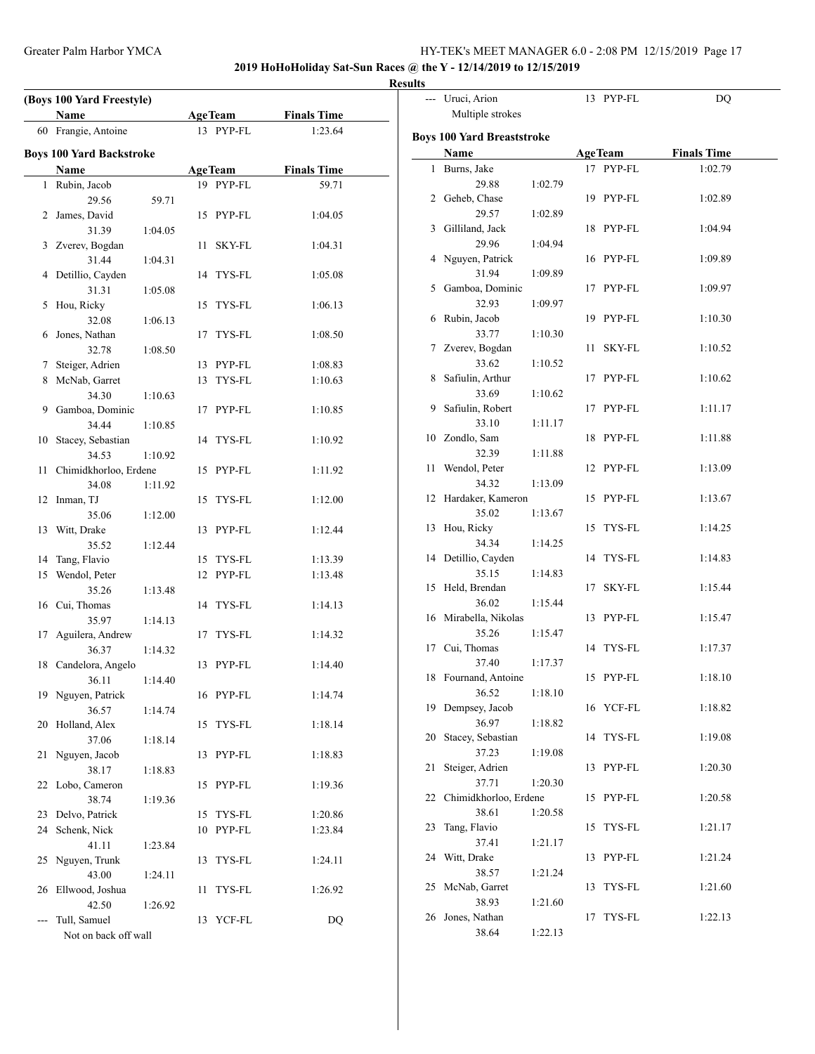**2019 HoHoHoliday Sat-Sun Races @ the Y - 12/14/2019 to 12/15/2019**

**Results**

### (Boys 100 Yard Freestyle)

| | Name | Age | Team | Finals Time |
|---|---|---|---|---|
| 60 | Frangie, Antoine | 13 | PYP-FL | 1:23.64 |

### Boys 100 Yard Backstroke

| | Name | | Age | Team | Finals Time |
|---|---|---|---|---|---|
| 1 | Rubin, Jacob | | 19 | PYP-FL | 59.71 |
| | 29.56 | 59.71 | | | |
| 2 | James, David | | 15 | PYP-FL | 1:04.05 |
| | 31.39 | 1:04.05 | | | |
| 3 | Zverev, Bogdan | | 11 | SKY-FL | 1:04.31 |
| | 31.44 | 1:04.31 | | | |
| 4 | Detillio, Cayden | | 14 | TYS-FL | 1:05.08 |
| | 31.31 | 1:05.08 | | | |
| 5 | Hou, Ricky | | 15 | TYS-FL | 1:06.13 |
| | 32.08 | 1:06.13 | | | |
| 6 | Jones, Nathan | | 17 | TYS-FL | 1:08.50 |
| | 32.78 | 1:08.50 | | | |
| 7 | Steiger, Adrien | | 13 | PYP-FL | 1:08.83 |
| 8 | McNab, Garret | | 13 | TYS-FL | 1:10.63 |
| | 34.30 | 1:10.63 | | | |
| 9 | Gamboa, Dominic | | 17 | PYP-FL | 1:10.85 |
| | 34.44 | 1:10.85 | | | |
| 10 | Stacey, Sebastian | | 14 | TYS-FL | 1:10.92 |
| | 34.53 | 1:10.92 | | | |
| 11 | Chimidkhorloo, Erdene | | 15 | PYP-FL | 1:11.92 |
| | 34.08 | 1:11.92 | | | |
| 12 | Inman, TJ | | 15 | TYS-FL | 1:12.00 |
| | 35.06 | 1:12.00 | | | |
| 13 | Witt, Drake | | 13 | PYP-FL | 1:12.44 |
| | 35.52 | 1:12.44 | | | |
| 14 | Tang, Flavio | | 15 | TYS-FL | 1:13.39 |
| 15 | Wendol, Peter | | 12 | PYP-FL | 1:13.48 |
| | 35.26 | 1:13.48 | | | |
| 16 | Cui, Thomas | | 14 | TYS-FL | 1:14.13 |
| | 35.97 | 1:14.13 | | | |
| 17 | Aguilera, Andrew | | 17 | TYS-FL | 1:14.32 |
| | 36.37 | 1:14.32 | | | |
| 18 | Candelora, Angelo | | 13 | PYP-FL | 1:14.40 |
| | 36.11 | 1:14.40 | | | |
| 19 | Nguyen, Patrick | | 16 | PYP-FL | 1:14.74 |
| | 36.57 | 1:14.74 | | | |
| 20 | Holland, Alex | | 15 | TYS-FL | 1:18.14 |
| | 37.06 | 1:18.14 | | | |
| 21 | Nguyen, Jacob | | 13 | PYP-FL | 1:18.83 |
| | 38.17 | 1:18.83 | | | |
| 22 | Lobo, Cameron | | 15 | PYP-FL | 1:19.36 |
| | 38.74 | 1:19.36 | | | |
| 23 | Delvo, Patrick | | 15 | TYS-FL | 1:20.86 |
| 24 | Schenk, Nick | | 10 | PYP-FL | 1:23.84 |
| | 41.11 | 1:23.84 | | | |
| 25 | Nguyen, Trunk | | 13 | TYS-FL | 1:24.11 |
| | 43.00 | 1:24.11 | | | |
| 26 | Ellwood, Joshua | | 11 | TYS-FL | 1:26.92 |
| | 42.50 | 1:26.92 | | | |
| --- | Tull, Samuel | | 13 | YCF-FL | DQ |
| | Not on back off wall | | | | |
| --- | Uruci, Arion | | 13 | PYP-FL | DQ |
| | Multiple strokes | | | | |

### Boys 100 Yard Breaststroke

| | Name | | Age | Team | Finals Time |
|---|---|---|---|---|---|
| 1 | Burns, Jake | | 17 | PYP-FL | 1:02.79 |
| | 29.88 | 1:02.79 | | | |
| 2 | Geheb, Chase | | 19 | PYP-FL | 1:02.89 |
| | 29.57 | 1:02.89 | | | |
| 3 | Gilliland, Jack | | 18 | PYP-FL | 1:04.94 |
| | 29.96 | 1:04.94 | | | |
| 4 | Nguyen, Patrick | | 16 | PYP-FL | 1:09.89 |
| | 31.94 | 1:09.89 | | | |
| 5 | Gamboa, Dominic | | 17 | PYP-FL | 1:09.97 |
| | 32.93 | 1:09.97 | | | |
| 6 | Rubin, Jacob | | 19 | PYP-FL | 1:10.30 |
| | 33.77 | 1:10.30 | | | |
| 7 | Zverev, Bogdan | | 11 | SKY-FL | 1:10.52 |
| | 33.62 | 1:10.52 | | | |
| 8 | Safiulin, Arthur | | 17 | PYP-FL | 1:10.62 |
| | 33.69 | 1:10.62 | | | |
| 9 | Safiulin, Robert | | 17 | PYP-FL | 1:11.17 |
| | 33.10 | 1:11.17 | | | |
| 10 | Zondlo, Sam | | 18 | PYP-FL | 1:11.88 |
| | 32.39 | 1:11.88 | | | |
| 11 | Wendol, Peter | | 12 | PYP-FL | 1:13.09 |
| | 34.32 | 1:13.09 | | | |
| 12 | Hardaker, Kameron | | 15 | PYP-FL | 1:13.67 |
| | 35.02 | 1:13.67 | | | |
| 13 | Hou, Ricky | | 15 | TYS-FL | 1:14.25 |
| | 34.34 | 1:14.25 | | | |
| 14 | Detillio, Cayden | | 14 | TYS-FL | 1:14.83 |
| | 35.15 | 1:14.83 | | | |
| 15 | Held, Brendan | | 17 | SKY-FL | 1:15.44 |
| | 36.02 | 1:15.44 | | | |
| 16 | Mirabella, Nikolas | | 13 | PYP-FL | 1:15.47 |
| | 35.26 | 1:15.47 | | | |
| 17 | Cui, Thomas | | 14 | TYS-FL | 1:17.37 |
| | 37.40 | 1:17.37 | | | |
| 18 | Fournand, Antoine | | 15 | PYP-FL | 1:18.10 |
| | 36.52 | 1:18.10 | | | |
| 19 | Dempsey, Jacob | | 16 | YCF-FL | 1:18.82 |
| | 36.97 | 1:18.82 | | | |
| 20 | Stacey, Sebastian | | 14 | TYS-FL | 1:19.08 |
| | 37.23 | 1:19.08 | | | |
| 21 | Steiger, Adrien | | 13 | PYP-FL | 1:20.30 |
| | 37.71 | 1:20.30 | | | |
| 22 | Chimidkhorloo, Erdene | | 15 | PYP-FL | 1:20.58 |
| | 38.61 | 1:20.58 | | | |
| 23 | Tang, Flavio | | 15 | TYS-FL | 1:21.17 |
| | 37.41 | 1:21.17 | | | |
| 24 | Witt, Drake | | 13 | PYP-FL | 1:21.24 |
| | 38.57 | 1:21.24 | | | |
| 25 | McNab, Garret | | 13 | TYS-FL | 1:21.60 |
| | 38.93 | 1:21.60 | | | |
| 26 | Jones, Nathan | | 17 | TYS-FL | 1:22.13 |
| | 38.64 | 1:22.13 | | | |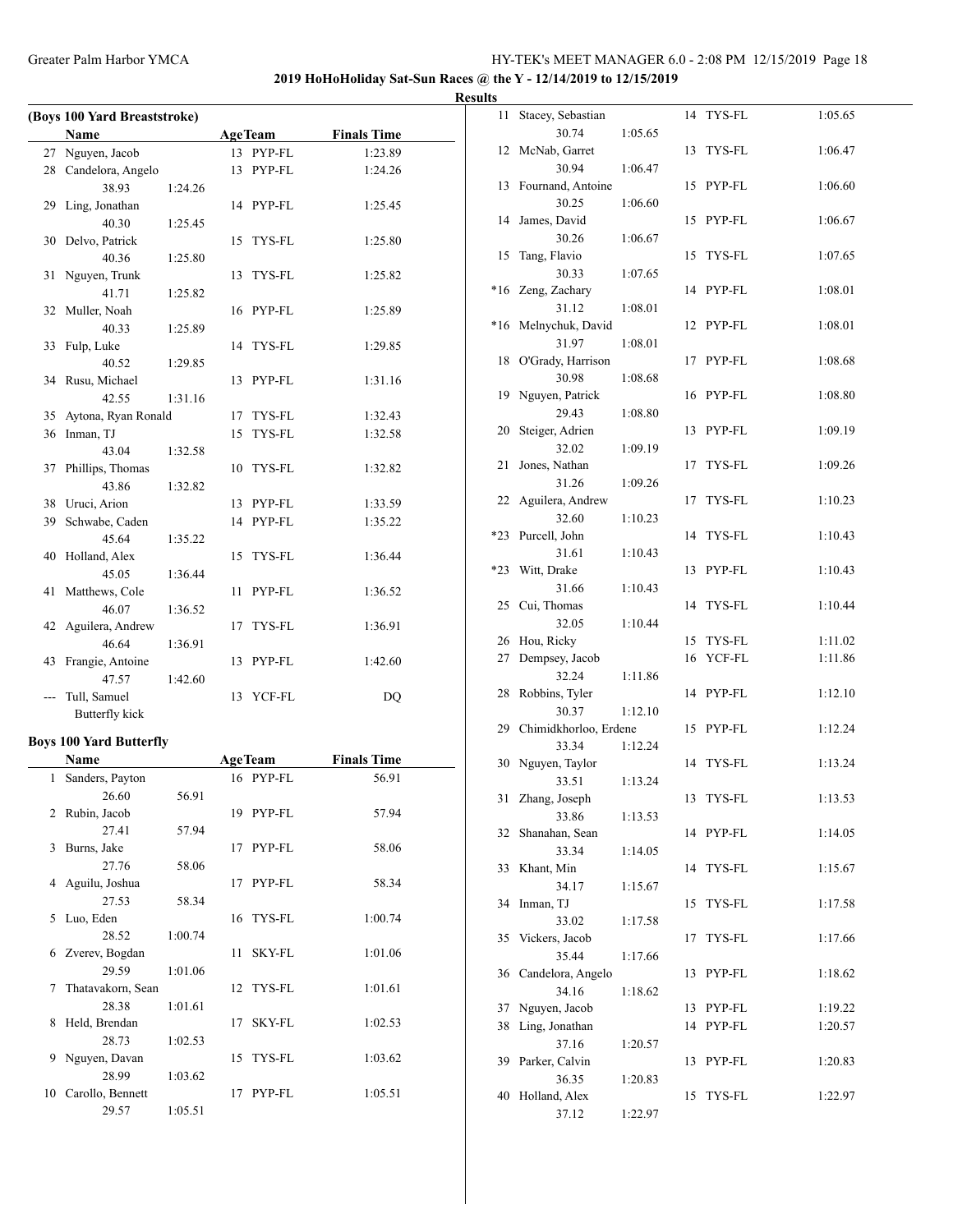2019 HoHoHoliday Sat-Sun Races @ the Y - 12/14/2019 to 12/15/2019

Results

## (Boys 100 Yard Breaststroke)

| | Name | Age | Team | Finals Time |
|---|---|---|---|---|
| 27 | Nguyen, Jacob | 13 | PYP-FL | 1:23.89 |
| 28 | Candelora, Angelo | 13 | PYP-FL | 1:24.26 |
| | 38.93 1:24.26 | | | |
| 29 | Ling, Jonathan | 14 | PYP-FL | 1:25.45 |
| | 40.30 1:25.45 | | | |
| 30 | Delvo, Patrick | 15 | TYS-FL | 1:25.80 |
| | 40.36 1:25.80 | | | |
| 31 | Nguyen, Trunk | 13 | TYS-FL | 1:25.82 |
| | 41.71 1:25.82 | | | |
| 32 | Muller, Noah | 16 | PYP-FL | 1:25.89 |
| | 40.33 1:25.89 | | | |
| 33 | Fulp, Luke | 14 | TYS-FL | 1:29.85 |
| | 40.52 1:29.85 | | | |
| 34 | Rusu, Michael | 13 | PYP-FL | 1:31.16 |
| | 42.55 1:31.16 | | | |
| 35 | Aytona, Ryan Ronald | 17 | TYS-FL | 1:32.43 |
| 36 | Inman, TJ | 15 | TYS-FL | 1:32.58 |
| | 43.04 1:32.58 | | | |
| 37 | Phillips, Thomas | 10 | TYS-FL | 1:32.82 |
| | 43.86 1:32.82 | | | |
| 38 | Uruci, Arion | 13 | PYP-FL | 1:33.59 |
| 39 | Schwabe, Caden | 14 | PYP-FL | 1:35.22 |
| | 45.64 1:35.22 | | | |
| 40 | Holland, Alex | 15 | TYS-FL | 1:36.44 |
| | 45.05 1:36.44 | | | |
| 41 | Matthews, Cole | 11 | PYP-FL | 1:36.52 |
| | 46.07 1:36.52 | | | |
| 42 | Aguilera, Andrew | 17 | TYS-FL | 1:36.91 |
| | 46.64 1:36.91 | | | |
| 43 | Frangie, Antoine | 13 | PYP-FL | 1:42.60 |
| | 47.57 1:42.60 | | | |
| --- | Tull, Samuel | 13 | YCF-FL | DQ |
| | Butterfly kick | | | |

## Boys 100 Yard Butterfly

| | Name | Age | Team | Finals Time |
|---|---|---|---|---|
| 1 | Sanders, Payton | 16 | PYP-FL | 56.91 |
| | 26.60 56.91 | | | |
| 2 | Rubin, Jacob | 19 | PYP-FL | 57.94 |
| | 27.41 57.94 | | | |
| 3 | Burns, Jake | 17 | PYP-FL | 58.06 |
| | 27.76 58.06 | | | |
| 4 | Aguilu, Joshua | 17 | PYP-FL | 58.34 |
| | 27.53 58.34 | | | |
| 5 | Luo, Eden | 16 | TYS-FL | 1:00.74 |
| | 28.52 1:00.74 | | | |
| 6 | Zverev, Bogdan | 11 | SKY-FL | 1:01.06 |
| | 29.59 1:01.06 | | | |
| 7 | Thatavakorn, Sean | 12 | TYS-FL | 1:01.61 |
| | 28.38 1:01.61 | | | |
| 8 | Held, Brendan | 17 | SKY-FL | 1:02.53 |
| | 28.73 1:02.53 | | | |
| 9 | Nguyen, Davan | 15 | TYS-FL | 1:03.62 |
| | 28.99 1:03.62 | | | |
| 10 | Carollo, Bennett | 17 | PYP-FL | 1:05.51 |
| | 29.57 1:05.51 | | | |
| 11 | Stacey, Sebastian | 14 | TYS-FL | 1:05.65 |
| | 30.74 1:05.65 | | | |
| 12 | McNab, Garret | 13 | TYS-FL | 1:06.47 |
| | 30.94 1:06.47 | | | |
| 13 | Fournand, Antoine | 15 | PYP-FL | 1:06.60 |
| | 30.25 1:06.60 | | | |
| 14 | James, David | 15 | PYP-FL | 1:06.67 |
| | 30.26 1:06.67 | | | |
| 15 | Tang, Flavio | 15 | TYS-FL | 1:07.65 |
| | 30.33 1:07.65 | | | |
| *16 | Zeng, Zachary | 14 | PYP-FL | 1:08.01 |
| | 31.12 1:08.01 | | | |
| *16 | Melnychuk, David | 12 | PYP-FL | 1:08.01 |
| | 31.97 1:08.01 | | | |
| 18 | O'Grady, Harrison | 17 | PYP-FL | 1:08.68 |
| | 30.98 1:08.68 | | | |
| 19 | Nguyen, Patrick | 16 | PYP-FL | 1:08.80 |
| | 29.43 1:08.80 | | | |
| 20 | Steiger, Adrien | 13 | PYP-FL | 1:09.19 |
| | 32.02 1:09.19 | | | |
| 21 | Jones, Nathan | 17 | TYS-FL | 1:09.26 |
| | 31.26 1:09.26 | | | |
| 22 | Aguilera, Andrew | 17 | TYS-FL | 1:10.23 |
| | 32.60 1:10.23 | | | |
| *23 | Purcell, John | 14 | TYS-FL | 1:10.43 |
| | 31.61 1:10.43 | | | |
| *23 | Witt, Drake | 13 | PYP-FL | 1:10.43 |
| | 31.66 1:10.43 | | | |
| 25 | Cui, Thomas | 14 | TYS-FL | 1:10.44 |
| | 32.05 1:10.44 | | | |
| 26 | Hou, Ricky | 15 | TYS-FL | 1:11.02 |
| 27 | Dempsey, Jacob | 16 | YCF-FL | 1:11.86 |
| | 32.24 1:11.86 | | | |
| 28 | Robbins, Tyler | 14 | PYP-FL | 1:12.10 |
| | 30.37 1:12.10 | | | |
| 29 | Chimidkhorloo, Erdene | 15 | PYP-FL | 1:12.24 |
| | 33.34 1:12.24 | | | |
| 30 | Nguyen, Taylor | 14 | TYS-FL | 1:13.24 |
| | 33.51 1:13.24 | | | |
| 31 | Zhang, Joseph | 13 | TYS-FL | 1:13.53 |
| | 33.86 1:13.53 | | | |
| 32 | Shanahan, Sean | 14 | PYP-FL | 1:14.05 |
| | 33.34 1:14.05 | | | |
| 33 | Khant, Min | 14 | TYS-FL | 1:15.67 |
| | 34.17 1:15.67 | | | |
| 34 | Inman, TJ | 15 | TYS-FL | 1:17.58 |
| | 33.02 1:17.58 | | | |
| 35 | Vickers, Jacob | 17 | TYS-FL | 1:17.66 |
| | 35.44 1:17.66 | | | |
| 36 | Candelora, Angelo | 13 | PYP-FL | 1:18.62 |
| | 34.16 1:18.62 | | | |
| 37 | Nguyen, Jacob | 13 | PYP-FL | 1:19.22 |
| 38 | Ling, Jonathan | 14 | PYP-FL | 1:20.57 |
| | 37.16 1:20.57 | | | |
| 39 | Parker, Calvin | 13 | PYP-FL | 1:20.83 |
| | 36.35 1:20.83 | | | |
| 40 | Holland, Alex | 15 | TYS-FL | 1:22.97 |
| | 37.12 1:22.97 | | | |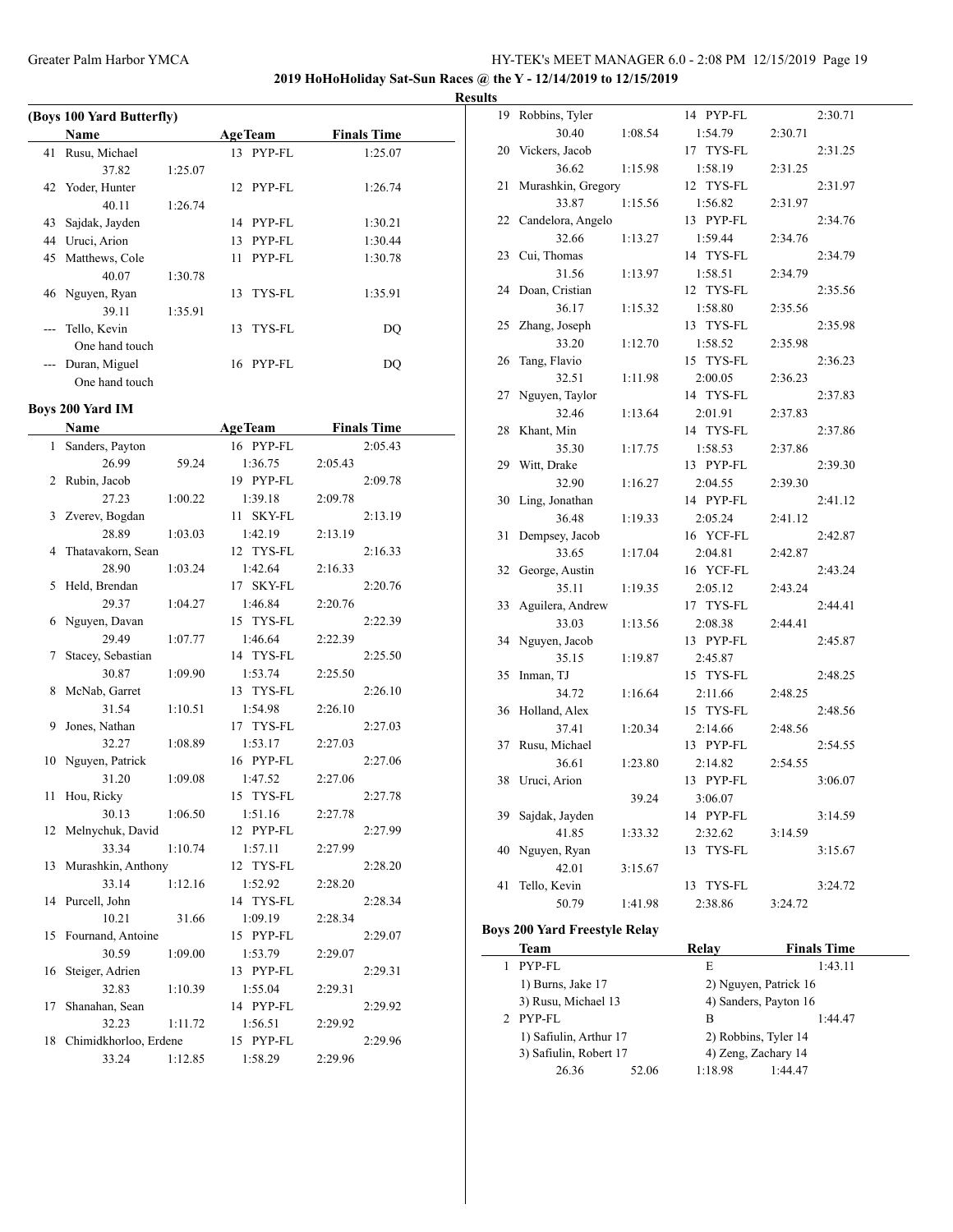## Results

### (Boys 100 Yard Butterfly)

| | Name | Age | Team | Finals Time |
|---|---|---|---|---|
| 41 | Rusu, Michael | 13 | PYP-FL | 1:25.07 |
| | 37.82 1:25.07 | | | |
| 42 | Yoder, Hunter | 12 | PYP-FL | 1:26.74 |
| | 40.11 1:26.74 | | | |
| 43 | Sajdak, Jayden | 14 | PYP-FL | 1:30.21 |
| 44 | Uruci, Arion | 13 | PYP-FL | 1:30.44 |
| 45 | Matthews, Cole | 11 | PYP-FL | 1:30.78 |
| | 40.07 1:30.78 | | | |
| 46 | Nguyen, Ryan | 13 | TYS-FL | 1:35.91 |
| | 39.11 1:35.91 | | | |
| --- | Tello, Kevin | 13 | TYS-FL | DQ |
| | One hand touch | | | |
| --- | Duran, Miguel | 16 | PYP-FL | DQ |
| | One hand touch | | | |

### Boys 200 Yard IM

| | Name | Age | Team | Finals Time |
|---|---|---|---|---|
| 1 | Sanders, Payton | 16 | PYP-FL | 2:05.43 |
| | 26.99 59.24 1:36.75 2:05.43 | | | |
| 2 | Rubin, Jacob | 19 | PYP-FL | 2:09.78 |
| | 27.23 1:00.22 1:39.18 2:09.78 | | | |
| 3 | Zverev, Bogdan | 11 | SKY-FL | 2:13.19 |
| | 28.89 1:03.03 1:42.19 2:13.19 | | | |
| 4 | Thatavakorn, Sean | 12 | TYS-FL | 2:16.33 |
| | 28.90 1:03.24 1:42.64 2:16.33 | | | |
| 5 | Held, Brendan | 17 | SKY-FL | 2:20.76 |
| | 29.37 1:04.27 1:46.84 2:20.76 | | | |
| 6 | Nguyen, Davan | 15 | TYS-FL | 2:22.39 |
| | 29.49 1:07.77 1:46.64 2:22.39 | | | |
| 7 | Stacey, Sebastian | 14 | TYS-FL | 2:25.50 |
| | 30.87 1:09.90 1:53.74 2:25.50 | | | |
| 8 | McNab, Garret | 13 | TYS-FL | 2:26.10 |
| | 31.54 1:10.51 1:54.98 2:26.10 | | | |
| 9 | Jones, Nathan | 17 | TYS-FL | 2:27.03 |
| | 32.27 1:08.89 1:53.17 2:27.03 | | | |
| 10 | Nguyen, Patrick | 16 | PYP-FL | 2:27.06 |
| | 31.20 1:09.08 1:47.52 2:27.06 | | | |
| 11 | Hou, Ricky | 15 | TYS-FL | 2:27.78 |
| | 30.13 1:06.50 1:51.16 2:27.78 | | | |
| 12 | Melnychuk, David | 12 | PYP-FL | 2:27.99 |
| | 33.34 1:10.74 1:57.11 2:27.99 | | | |
| 13 | Murashkin, Anthony | 12 | TYS-FL | 2:28.20 |
| | 33.14 1:12.16 1:52.92 2:28.20 | | | |
| 14 | Purcell, John | 14 | TYS-FL | 2:28.34 |
| | 10.21 31.66 1:09.19 2:28.34 | | | |
| 15 | Fournand, Antoine | 15 | PYP-FL | 2:29.07 |
| | 30.59 1:09.00 1:53.79 2:29.07 | | | |
| 16 | Steiger, Adrien | 13 | PYP-FL | 2:29.31 |
| | 32.83 1:10.39 1:55.04 2:29.31 | | | |
| 17 | Shanahan, Sean | 14 | PYP-FL | 2:29.92 |
| | 32.23 1:11.72 1:56.51 2:29.92 | | | |
| 18 | Chimidkhorloo, Erdene | 15 | PYP-FL | 2:29.96 |
| | 33.24 1:12.85 1:58.29 2:29.96 | | | |
| 19 | Robbins, Tyler | 14 | PYP-FL | 2:30.71 |
| | 30.40 1:08.54 1:54.79 2:30.71 | | | |
| 20 | Vickers, Jacob | 17 | TYS-FL | 2:31.25 |
| | 36.62 1:15.98 1:58.19 2:31.25 | | | |
| 21 | Murashkin, Gregory | 12 | TYS-FL | 2:31.97 |
| | 33.87 1:15.56 1:56.82 2:31.97 | | | |
| 22 | Candelora, Angelo | 13 | PYP-FL | 2:34.76 |
| | 32.66 1:13.27 1:59.44 2:34.76 | | | |
| 23 | Cui, Thomas | 14 | TYS-FL | 2:34.79 |
| | 31.56 1:13.97 1:58.51 2:34.79 | | | |
| 24 | Doan, Cristian | 12 | TYS-FL | 2:35.56 |
| | 36.17 1:15.32 1:58.80 2:35.56 | | | |
| 25 | Zhang, Joseph | 13 | TYS-FL | 2:35.98 |
| | 33.20 1:12.70 1:58.52 2:35.98 | | | |
| 26 | Tang, Flavio | 15 | TYS-FL | 2:36.23 |
| | 32.51 1:11.98 2:00.05 2:36.23 | | | |
| 27 | Nguyen, Taylor | 14 | TYS-FL | 2:37.83 |
| | 32.46 1:13.64 2:01.91 2:37.83 | | | |
| 28 | Khant, Min | 14 | TYS-FL | 2:37.86 |
| | 35.30 1:17.75 1:58.53 2:37.86 | | | |
| 29 | Witt, Drake | 13 | PYP-FL | 2:39.30 |
| | 32.90 1:16.27 2:04.55 2:39.30 | | | |
| 30 | Ling, Jonathan | 14 | PYP-FL | 2:41.12 |
| | 36.48 1:19.33 2:05.24 2:41.12 | | | |
| 31 | Dempsey, Jacob | 16 | YCF-FL | 2:42.87 |
| | 33.65 1:17.04 2:04.81 2:42.87 | | | |
| 32 | George, Austin | 16 | YCF-FL | 2:43.24 |
| | 35.11 1:19.35 2:05.12 2:43.24 | | | |
| 33 | Aguilera, Andrew | 17 | TYS-FL | 2:44.41 |
| | 33.03 1:13.56 2:08.38 2:44.41 | | | |
| 34 | Nguyen, Jacob | 13 | PYP-FL | 2:45.87 |
| | 35.15 1:19.87 2:45.87 | | | |
| 35 | Inman, TJ | 15 | TYS-FL | 2:48.25 |
| | 34.72 1:16.64 2:11.66 2:48.25 | | | |
| 36 | Holland, Alex | 15 | TYS-FL | 2:48.56 |
| | 37.41 1:20.34 2:14.66 2:48.56 | | | |
| 37 | Rusu, Michael | 13 | PYP-FL | 2:54.55 |
| | 36.61 1:23.80 2:14.82 2:54.55 | | | |
| 38 | Uruci, Arion | 13 | PYP-FL | 3:06.07 |
| | 39.24 3:06.07 | | | |
| 39 | Sajdak, Jayden | 14 | PYP-FL | 3:14.59 |
| | 41.85 1:33.32 2:32.62 3:14.59 | | | |
| 40 | Nguyen, Ryan | 13 | TYS-FL | 3:15.67 |
| | 42.01 3:15.67 | | | |
| 41 | Tello, Kevin | 13 | TYS-FL | 3:24.72 |
| | 50.79 1:41.98 2:38.86 3:24.72 | | | |

### Boys 200 Yard Freestyle Relay

| | Team | Relay | Finals Time |
|---|---|---|---|
| 1 | PYP-FL | E | 1:43.11 |
| | 1) Burns, Jake 17 | 2) Nguyen, Patrick 16 | |
| | 3) Rusu, Michael 13 | 4) Sanders, Payton 16 | |
| 2 | PYP-FL | B | 1:44.47 |
| | 1) Safiulin, Arthur 17 | 2) Robbins, Tyler 14 | |
| | 3) Safiulin, Robert 17 | 4) Zeng, Zachary 14 | |
| | 26.36 52.06 | 1:18.98 1:44.47 | |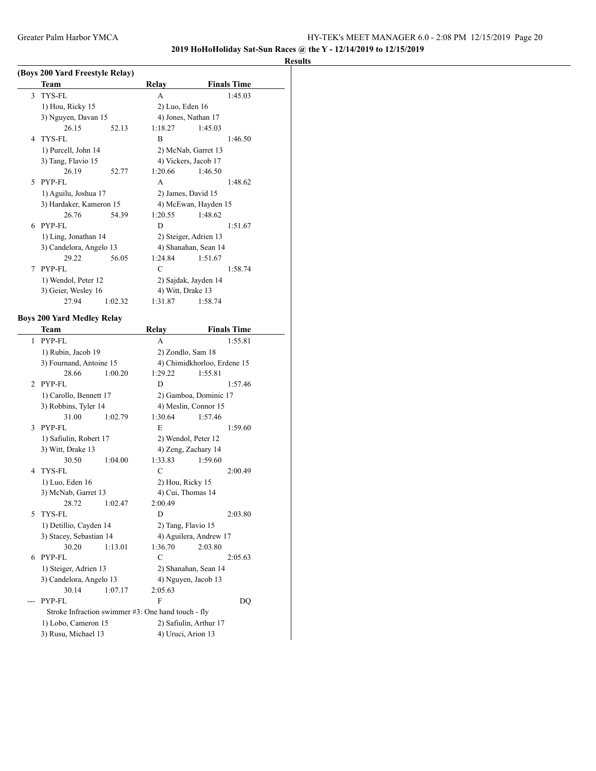**2019 HoHoHoliday Sat-Sun Races @ the Y - 12/14/2019 to 12/15/2019**

**Results**

### (Boys 200 Yard Freestyle Relay)

| | Team | | Relay | | Finals Time |
|---|---|---|---|---|---|
| 3 | TYS-FL | | A | | 1:45.03 |
| | 1) Hou, Ricky 15 | | 2) Luo, Eden 16 | | |
| | 3) Nguyen, Davan 15 | | 4) Jones, Nathan 17 | | |
| | 26.15 | 52.13 | 1:18.27 | 1:45.03 | |
| 4 | TYS-FL | | B | | 1:46.50 |
| | 1) Purcell, John 14 | | 2) McNab, Garret 13 | | |
| | 3) Tang, Flavio 15 | | 4) Vickers, Jacob 17 | | |
| | 26.19 | 52.77 | 1:20.66 | 1:46.50 | |
| 5 | PYP-FL | | A | | 1:48.62 |
| | 1) Aguilu, Joshua 17 | | 2) James, David 15 | | |
| | 3) Hardaker, Kameron 15 | | 4) McEwan, Hayden 15 | | |
| | 26.76 | 54.39 | 1:20.55 | 1:48.62 | |
| 6 | PYP-FL | | D | | 1:51.67 |
| | 1) Ling, Jonathan 14 | | 2) Steiger, Adrien 13 | | |
| | 3) Candelora, Angelo 13 | | 4) Shanahan, Sean 14 | | |
| | 29.22 | 56.05 | 1:24.84 | 1:51.67 | |
| 7 | PYP-FL | | C | | 1:58.74 |
| | 1) Wendol, Peter 12 | | 2) Sajdak, Jayden 14 | | |
| | 3) Geier, Wesley 16 | | 4) Witt, Drake 13 | | |
| | 27.94 | 1:02.32 | 1:31.87 | 1:58.74 | |

### Boys 200 Yard Medley Relay

| | Team | | Relay | | Finals Time |
|---|---|---|---|---|---|
| 1 | PYP-FL | | A | | 1:55.81 |
| | 1) Rubin, Jacob 19 | | 2) Zondlo, Sam 18 | | |
| | 3) Fournand, Antoine 15 | | 4) Chimidkhorloo, Erdene 15 | | |
| | 28.66 | 1:00.20 | 1:29.22 | 1:55.81 | |
| 2 | PYP-FL | | D | | 1:57.46 |
| | 1) Carollo, Bennett 17 | | 2) Gamboa, Dominic 17 | | |
| | 3) Robbins, Tyler 14 | | 4) Meslin, Connor 15 | | |
| | 31.00 | 1:02.79 | 1:30.64 | 1:57.46 | |
| 3 | PYP-FL | | E | | 1:59.60 |
| | 1) Safiulin, Robert 17 | | 2) Wendol, Peter 12 | | |
| | 3) Witt, Drake 13 | | 4) Zeng, Zachary 14 | | |
| | 30.50 | 1:04.00 | 1:33.83 | 1:59.60 | |
| 4 | TYS-FL | | C | | 2:00.49 |
| | 1) Luo, Eden 16 | | 2) Hou, Ricky 15 | | |
| | 3) McNab, Garret 13 | | 4) Cui, Thomas 14 | | |
| | 28.72 | 1:02.47 | 2:00.49 | | |
| 5 | TYS-FL | | D | | 2:03.80 |
| | 1) Detillio, Cayden 14 | | 2) Tang, Flavio 15 | | |
| | 3) Stacey, Sebastian 14 | | 4) Aguilera, Andrew 17 | | |
| | 30.20 | 1:13.01 | 1:36.70 | 2:03.80 | |
| 6 | PYP-FL | | C | | 2:05.63 |
| | 1) Steiger, Adrien 13 | | 2) Shanahan, Sean 14 | | |
| | 3) Candelora, Angelo 13 | | 4) Nguyen, Jacob 13 | | |
| | 30.14 | 1:07.17 | 2:05.63 | | |
| --- | PYP-FL | | F | | DQ |
| | Stroke Infraction swimmer #3: One hand touch - fly | | | | |
| | 1) Lobo, Cameron 15 | | 2) Safiulin, Arthur 17 | | |
| | 3) Rusu, Michael 13 | | 4) Uruci, Arion 13 | | |